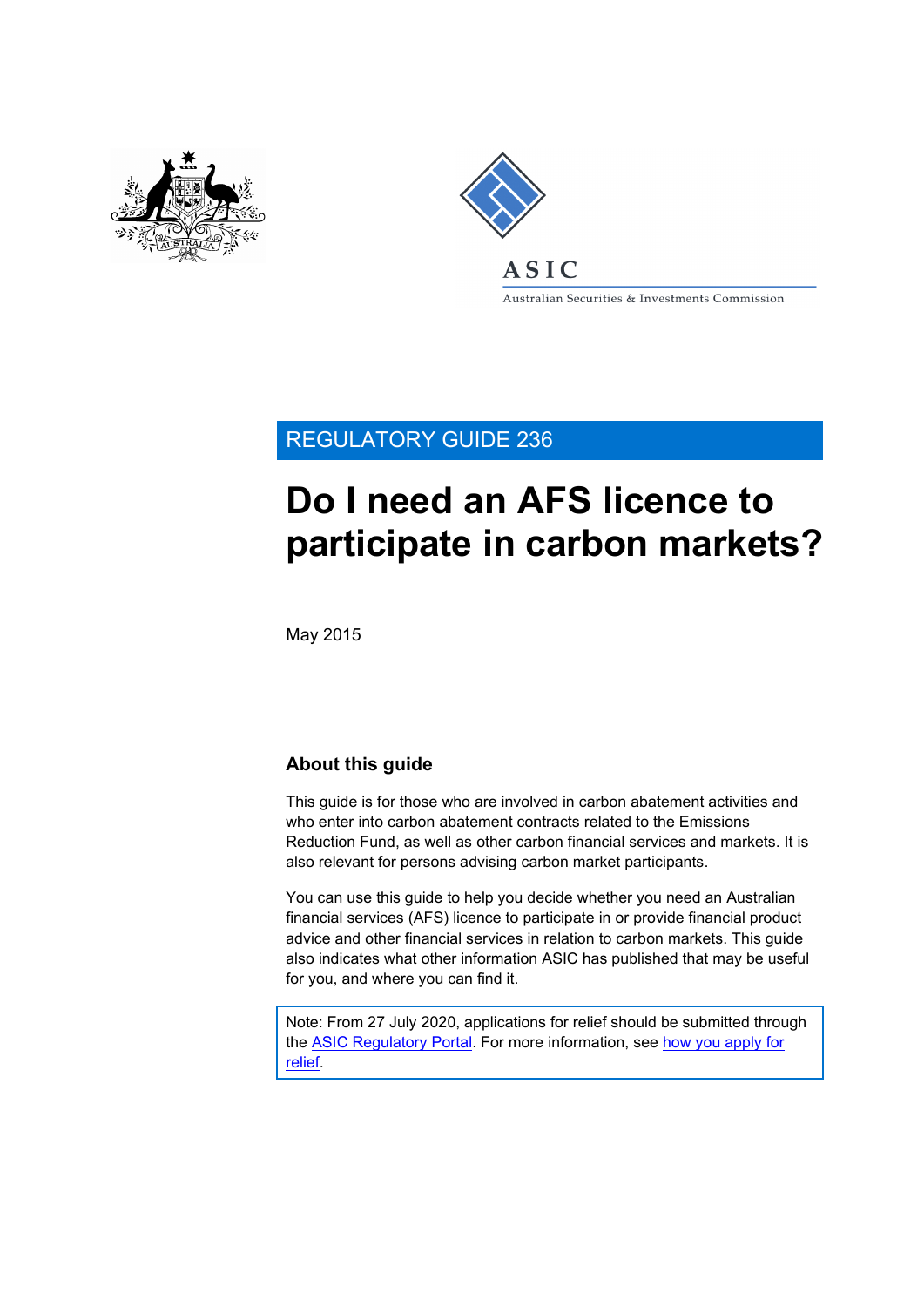REGULATORY GUIDE 236

# Do I need an AFS licence to participate in carbon markets?

May 2015

## About this guide

This guide is for those who are involved in carbon abatement activities and who enter into carbon abatement contracts related to the Emissions Reduction Fund, as well as other carbon financial services and markets. It is also relevant for persons advising carbon market participants.

You can use this guide to help you decide whether you need an Australian financial services (AFS) licence to participate in or provide financial product advice and other financial services in relation to carbon markets. This guide also indicates what other information ASIC has published that may be useful for you, and where you can find it.

Note: From 27 July 2020, applications for relief should be submitted through the ASIC Regulatory Portal. For more information, see how you apply for relief.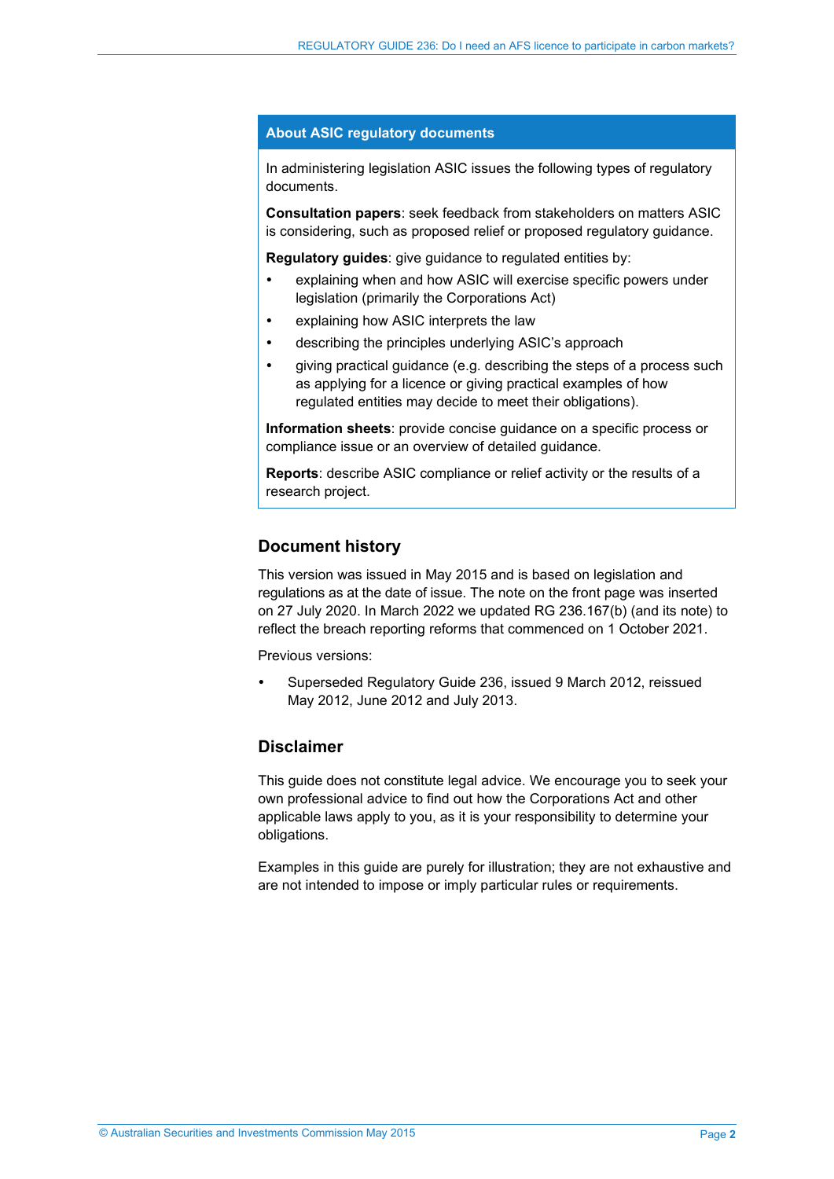## About ASIC regulatory documents

In administering legislation ASIC issues the following types of regulatory documents.

**Consultation papers**: seek feedback from stakeholders on matters ASIC is considering, such as proposed relief or proposed regulatory guidance.

**Regulatory guides**: give guidance to regulated entities by:

- explaining when and how ASIC will exercise specific powers under legislation (primarily the Corporations Act)
- explaining how ASIC interprets the law
- describing the principles underlying ASIC's approach
- giving practical guidance (e.g. describing the steps of a process such as applying for a licence or giving practical examples of how regulated entities may decide to meet their obligations).

**Information sheets**: provide concise guidance on a specific process or compliance issue or an overview of detailed guidance.

**Reports**: describe ASIC compliance or relief activity or the results of a research project.

## Document history

This version was issued in May 2015 and is based on legislation and regulations as at the date of issue. The note on the front page was inserted on 27 July 2020. In March 2022 we updated RG 236.167(b) (and its note) to reflect the breach reporting reforms that commenced on 1 October 2021.

Previous versions:

- Superseded Regulatory Guide 236, issued 9 March 2012, reissued May 2012, June 2012 and July 2013.

## Disclaimer

This guide does not constitute legal advice. We encourage you to seek your own professional advice to find out how the Corporations Act and other applicable laws apply to you, as it is your responsibility to determine your obligations.

Examples in this guide are purely for illustration; they are not exhaustive and are not intended to impose or imply particular rules or requirements.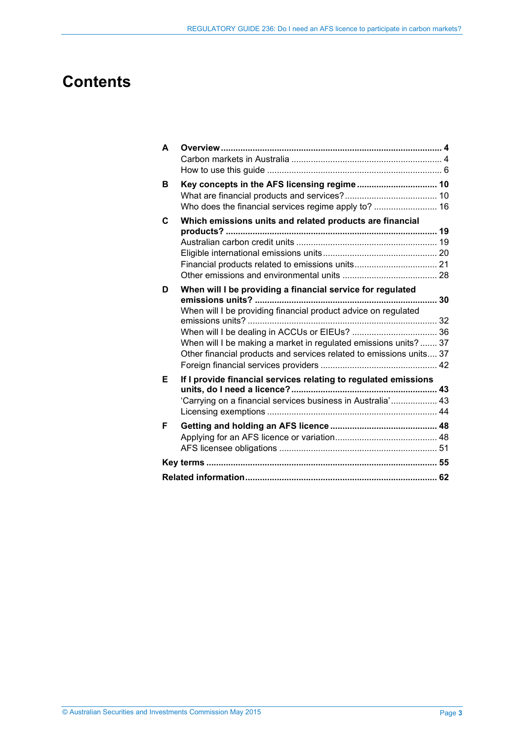# Contents

| | | |
|---|---|---|
| **A** | **Overview** | **4** |
| | Carbon markets in Australia | 4 |
| | How to use this guide | 6 |
| **B** | **Key concepts in the AFS licensing regime** | **10** |
| | What are financial products and services? | 10 |
| | Who does the financial services regime apply to? | 16 |
| **C** | **Which emissions units and related products are financial products?** | **19** |
| | Australian carbon credit units | 19 |
| | Eligible international emissions units | 20 |
| | Financial products related to emissions units | 21 |
| | Other emissions and environmental units | 28 |
| **D** | **When will I be providing a financial service for regulated emissions units?** | **30** |
| | When will I be providing financial product advice on regulated emissions units? | 32 |
| | When will I be dealing in ACCUs or EIEUs? | 36 |
| | When will I be making a market in regulated emissions units? | 37 |
| | Other financial products and services related to emissions units | 37 |
| | Foreign financial services providers | 42 |
| **E** | **If I provide financial services relating to regulated emissions units, do I need a licence?** | **43** |
| | 'Carrying on a financial services business in Australia' | 43 |
| | Licensing exemptions | 44 |
| **F** | **Getting and holding an AFS licence** | **48** |
| | Applying for an AFS licence or variation | 48 |
| | AFS licensee obligations | 51 |
| **Key terms** | | **55** |
| **Related information** | | **62** |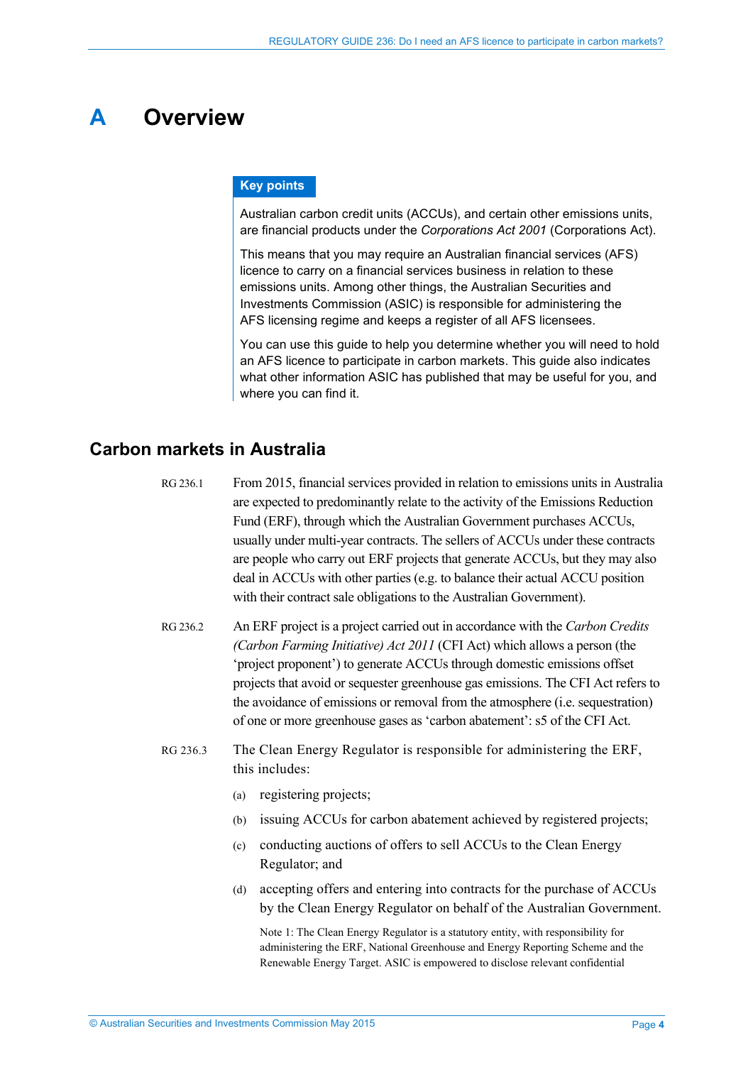# A Overview

**Key points**

Australian carbon credit units (ACCUs), and certain other emissions units, are financial products under the *Corporations Act 2001* (Corporations Act).

This means that you may require an Australian financial services (AFS) licence to carry on a financial services business in relation to these emissions units. Among other things, the Australian Securities and Investments Commission (ASIC) is responsible for administering the AFS licensing regime and keeps a register of all AFS licensees.

You can use this guide to help you determine whether you will need to hold an AFS licence to participate in carbon markets. This guide also indicates what other information ASIC has published that may be useful for you, and where you can find it.

## Carbon markets in Australia

RG 236.1 From 2015, financial services provided in relation to emissions units in Australia are expected to predominantly relate to the activity of the Emissions Reduction Fund (ERF), through which the Australian Government purchases ACCUs, usually under multi-year contracts. The sellers of ACCUs under these contracts are people who carry out ERF projects that generate ACCUs, but they may also deal in ACCUs with other parties (e.g. to balance their actual ACCU position with their contract sale obligations to the Australian Government).

RG 236.2 An ERF project is a project carried out in accordance with the *Carbon Credits (Carbon Farming Initiative) Act 2011* (CFI Act) which allows a person (the 'project proponent') to generate ACCUs through domestic emissions offset projects that avoid or sequester greenhouse gas emissions. The CFI Act refers to the avoidance of emissions or removal from the atmosphere (i.e. sequestration) of one or more greenhouse gases as 'carbon abatement': s5 of the CFI Act.

RG 236.3 The Clean Energy Regulator is responsible for administering the ERF, this includes:

(a) registering projects;

(b) issuing ACCUs for carbon abatement achieved by registered projects;

(c) conducting auctions of offers to sell ACCUs to the Clean Energy Regulator; and

(d) accepting offers and entering into contracts for the purchase of ACCUs by the Clean Energy Regulator on behalf of the Australian Government.

Note 1: The Clean Energy Regulator is a statutory entity, with responsibility for administering the ERF, National Greenhouse and Energy Reporting Scheme and the Renewable Energy Target. ASIC is empowered to disclose relevant confidential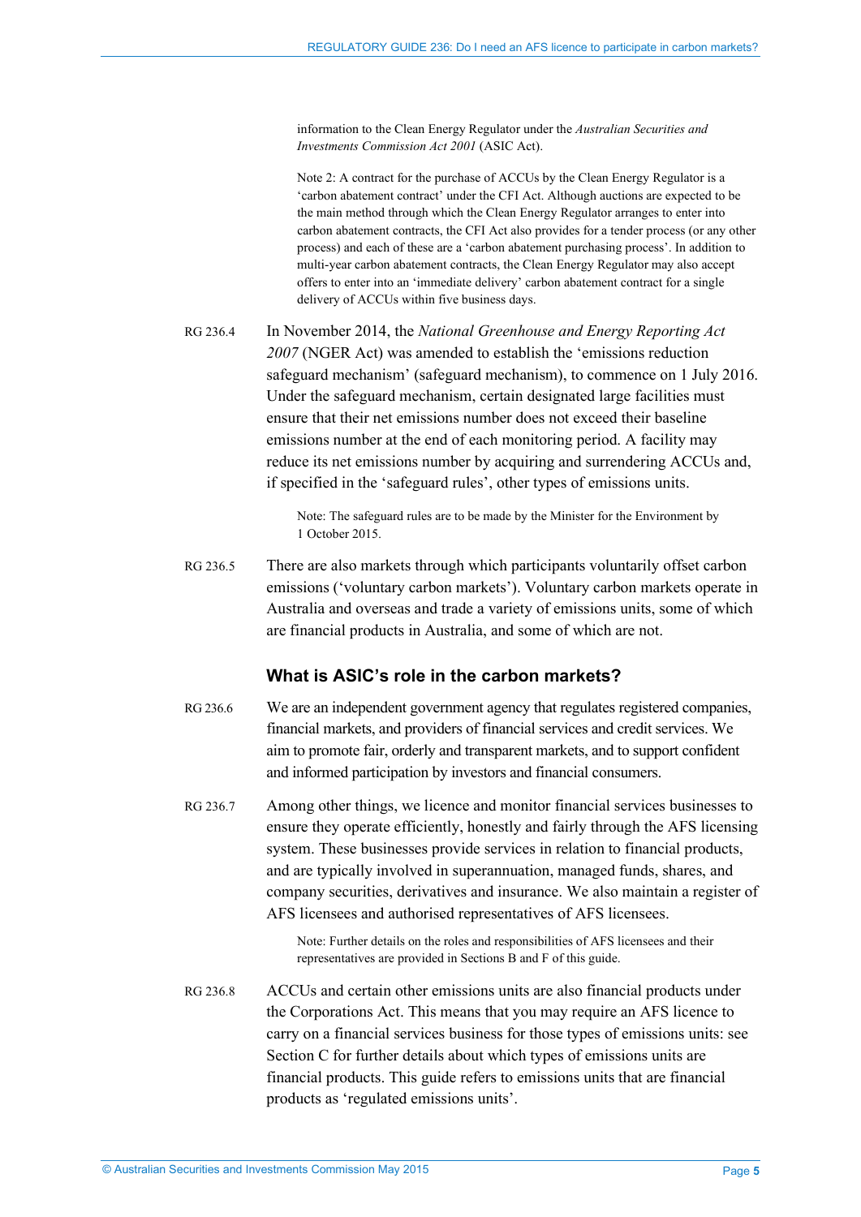information to the Clean Energy Regulator under the *Australian Securities and Investments Commission Act 2001* (ASIC Act).

Note 2: A contract for the purchase of ACCUs by the Clean Energy Regulator is a 'carbon abatement contract' under the CFI Act. Although auctions are expected to be the main method through which the Clean Energy Regulator arranges to enter into carbon abatement contracts, the CFI Act also provides for a tender process (or any other process) and each of these are a 'carbon abatement purchasing process'. In addition to multi-year carbon abatement contracts, the Clean Energy Regulator may also accept offers to enter into an 'immediate delivery' carbon abatement contract for a single delivery of ACCUs within five business days.

RG 236.4 In November 2014, the *National Greenhouse and Energy Reporting Act 2007* (NGER Act) was amended to establish the 'emissions reduction safeguard mechanism' (safeguard mechanism), to commence on 1 July 2016. Under the safeguard mechanism, certain designated large facilities must ensure that their net emissions number does not exceed their baseline emissions number at the end of each monitoring period. A facility may reduce its net emissions number by acquiring and surrendering ACCUs and, if specified in the 'safeguard rules', other types of emissions units.

Note: The safeguard rules are to be made by the Minister for the Environment by 1 October 2015.

RG 236.5 There are also markets through which participants voluntarily offset carbon emissions ('voluntary carbon markets'). Voluntary carbon markets operate in Australia and overseas and trade a variety of emissions units, some of which are financial products in Australia, and some of which are not.

### What is ASIC's role in the carbon markets?

RG 236.6 We are an independent government agency that regulates registered companies, financial markets, and providers of financial services and credit services. We aim to promote fair, orderly and transparent markets, and to support confident and informed participation by investors and financial consumers.

RG 236.7 Among other things, we licence and monitor financial services businesses to ensure they operate efficiently, honestly and fairly through the AFS licensing system. These businesses provide services in relation to financial products, and are typically involved in superannuation, managed funds, shares, and company securities, derivatives and insurance. We also maintain a register of AFS licensees and authorised representatives of AFS licensees.

Note: Further details on the roles and responsibilities of AFS licensees and their representatives are provided in Sections B and F of this guide.

RG 236.8 ACCUs and certain other emissions units are also financial products under the Corporations Act. This means that you may require an AFS licence to carry on a financial services business for those types of emissions units: see Section C for further details about which types of emissions units are financial products. This guide refers to emissions units that are financial products as 'regulated emissions units'.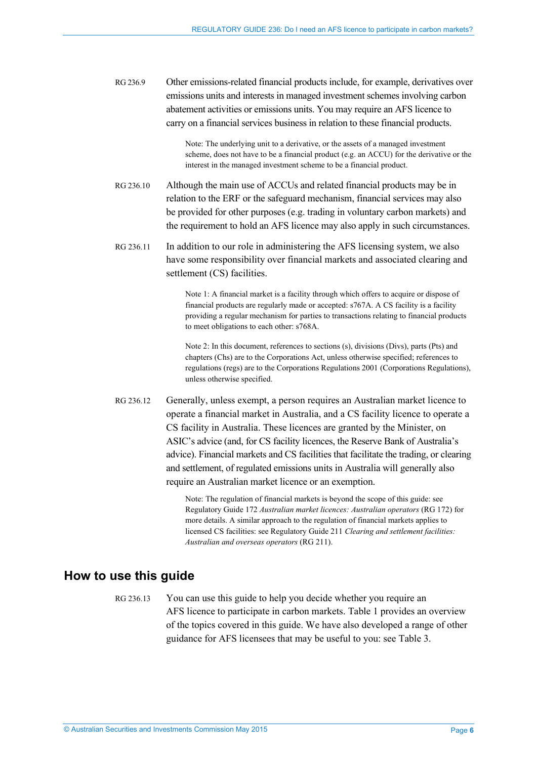RG 236.9 Other emissions-related financial products include, for example, derivatives over emissions units and interests in managed investment schemes involving carbon abatement activities or emissions units. You may require an AFS licence to carry on a financial services business in relation to these financial products.

> Note: The underlying unit to a derivative, or the assets of a managed investment scheme, does not have to be a financial product (e.g. an ACCU) for the derivative or the interest in the managed investment scheme to be a financial product.

RG 236.10 Although the main use of ACCUs and related financial products may be in relation to the ERF or the safeguard mechanism, financial services may also be provided for other purposes (e.g. trading in voluntary carbon markets) and the requirement to hold an AFS licence may also apply in such circumstances.

RG 236.11 In addition to our role in administering the AFS licensing system, we also have some responsibility over financial markets and associated clearing and settlement (CS) facilities.

> Note 1: A financial market is a facility through which offers to acquire or dispose of financial products are regularly made or accepted: s767A. A CS facility is a facility providing a regular mechanism for parties to transactions relating to financial products to meet obligations to each other: s768A.

> Note 2: In this document, references to sections (s), divisions (Divs), parts (Pts) and chapters (Chs) are to the Corporations Act, unless otherwise specified; references to regulations (regs) are to the Corporations Regulations 2001 (Corporations Regulations), unless otherwise specified.

RG 236.12 Generally, unless exempt, a person requires an Australian market licence to operate a financial market in Australia, and a CS facility licence to operate a CS facility in Australia. These licences are granted by the Minister, on ASIC's advice (and, for CS facility licences, the Reserve Bank of Australia's advice). Financial markets and CS facilities that facilitate the trading, or clearing and settlement, of regulated emissions units in Australia will generally also require an Australian market licence or an exemption.

> Note: The regulation of financial markets is beyond the scope of this guide: see Regulatory Guide 172 *Australian market licences: Australian operators* (RG 172) for more details. A similar approach to the regulation of financial markets applies to licensed CS facilities: see Regulatory Guide 211 *Clearing and settlement facilities: Australian and overseas operators* (RG 211).

## How to use this guide

RG 236.13 You can use this guide to help you decide whether you require an AFS licence to participate in carbon markets. Table 1 provides an overview of the topics covered in this guide. We have also developed a range of other guidance for AFS licensees that may be useful to you: see Table 3.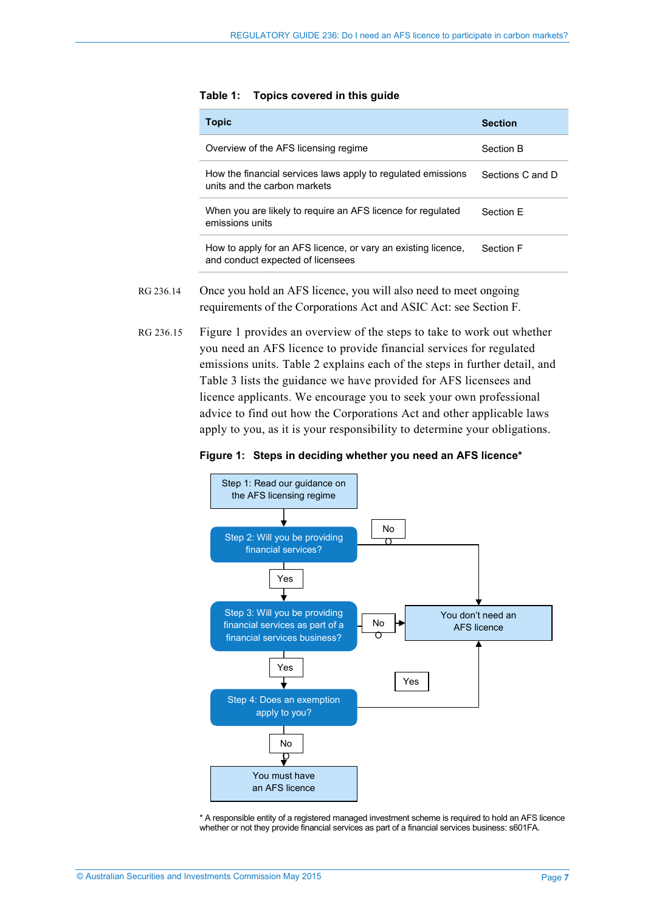**Table 1: Topics covered in this guide**

| Topic | Section |
|---|---|
| Overview of the AFS licensing regime | Section B |
| How the financial services laws apply to regulated emissions units and the carbon markets | Sections C and D |
| When you are likely to require an AFS licence for regulated emissions units | Section E |
| How to apply for an AFS licence, or vary an existing licence, and conduct expected of licensees | Section F |

RG 236.14 Once you hold an AFS licence, you will also need to meet ongoing requirements of the Corporations Act and ASIC Act: see Section F.

RG 236.15 Figure 1 provides an overview of the steps to take to work out whether you need an AFS licence to provide financial services for regulated emissions units. Table 2 explains each of the steps in further detail, and Table 3 lists the guidance we have provided for AFS licensees and licence applicants. We encourage you to seek your own professional advice to find out how the Corporations Act and other applicable laws apply to you, as it is your responsibility to determine your obligations.

**Figure 1: Steps in deciding whether you need an AFS licence***

Step 1: Read our guidance on the AFS licensing regime

Step 2: Will you be providing financial services?

No

Yes

Step 3: Will you be providing financial services as part of a financial services business?

No

You don't need an AFS licence

Yes

Yes

Step 4: Does an exemption apply to you?

No

You must have an AFS licence

\* A responsible entity of a registered managed investment scheme is required to hold an AFS licence whether or not they provide financial services as part of a financial services business: s601FA.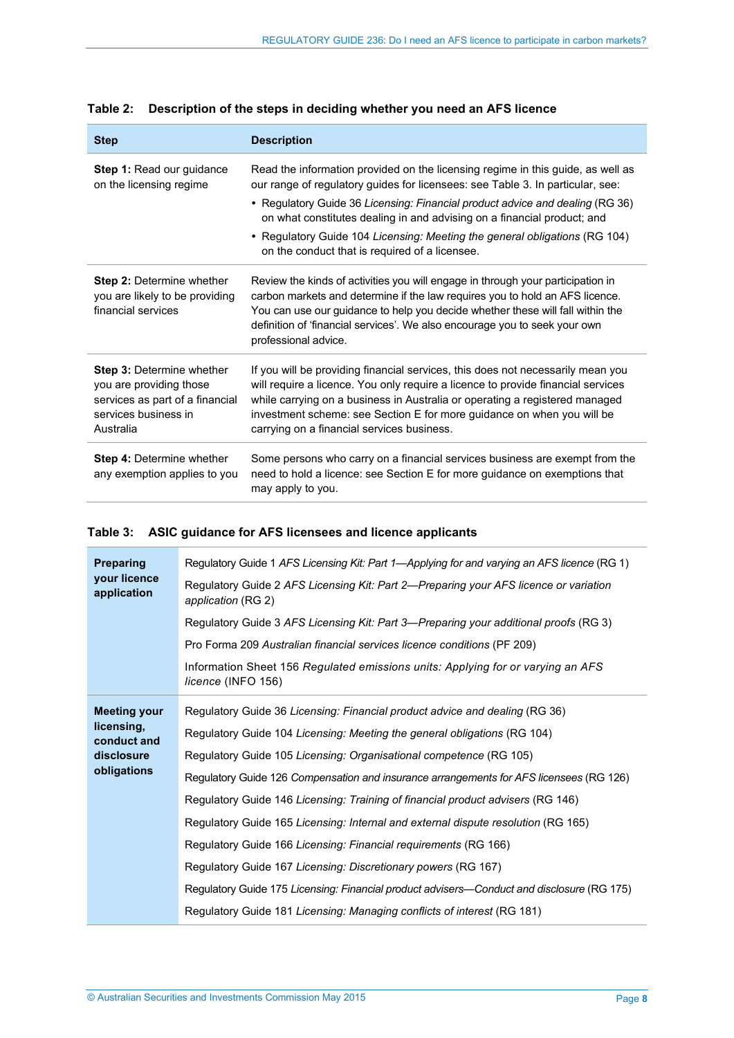**Table 2: Description of the steps in deciding whether you need an AFS licence**

| Step | Description |
|---|---|
| **Step 1:** Read our guidance on the licensing regime | Read the information provided on the licensing regime in this guide, as well as our range of regulatory guides for licensees: see Table 3. In particular, see: <br>• Regulatory Guide 36 *Licensing: Financial product advice and dealing* (RG 36) on what constitutes dealing in and advising on a financial product; and <br>• Regulatory Guide 104 *Licensing: Meeting the general obligations* (RG 104) on the conduct that is required of a licensee. |
| **Step 2:** Determine whether you are likely to be providing financial services | Review the kinds of activities you will engage in through your participation in carbon markets and determine if the law requires you to hold an AFS licence. You can use our guidance to help you decide whether these will fall within the definition of 'financial services'. We also encourage you to seek your own professional advice. |
| **Step 3:** Determine whether you are providing those services as part of a financial services business in Australia | If you will be providing financial services, this does not necessarily mean you will require a licence. You only require a licence to provide financial services while carrying on a business in Australia or operating a registered managed investment scheme: see Section E for more guidance on when you will be carrying on a financial services business. |
| **Step 4:** Determine whether any exemption applies to you | Some persons who carry on a financial services business are exempt from the need to hold a licence: see Section E for more guidance on exemptions that may apply to you. |

**Table 3: ASIC guidance for AFS licensees and licence applicants**

| | |
|---|---|
| **Preparing your licence application** | Regulatory Guide 1 *AFS Licensing Kit: Part 1—Applying for and varying an AFS licence* (RG 1) <br>Regulatory Guide 2 *AFS Licensing Kit: Part 2—Preparing your AFS licence or variation application* (RG 2) <br>Regulatory Guide 3 *AFS Licensing Kit: Part 3—Preparing your additional proofs* (RG 3) <br>Pro Forma 209 *Australian financial services licence conditions* (PF 209) <br>Information Sheet 156 *Regulated emissions units: Applying for or varying an AFS licence* (INFO 156) |
| **Meeting your licensing, conduct and disclosure obligations** | Regulatory Guide 36 *Licensing: Financial product advice and dealing* (RG 36) <br>Regulatory Guide 104 *Licensing: Meeting the general obligations* (RG 104) <br>Regulatory Guide 105 *Licensing: Organisational competence* (RG 105) <br>Regulatory Guide 126 *Compensation and insurance arrangements for AFS licensees* (RG 126) <br>Regulatory Guide 146 *Licensing: Training of financial product advisers* (RG 146) <br>Regulatory Guide 165 *Licensing: Internal and external dispute resolution* (RG 165) <br>Regulatory Guide 166 *Licensing: Financial requirements* (RG 166) <br>Regulatory Guide 167 *Licensing: Discretionary powers* (RG 167) <br>Regulatory Guide 175 *Licensing: Financial product advisers—Conduct and disclosure* (RG 175) <br>Regulatory Guide 181 *Licensing: Managing conflicts of interest* (RG 181) |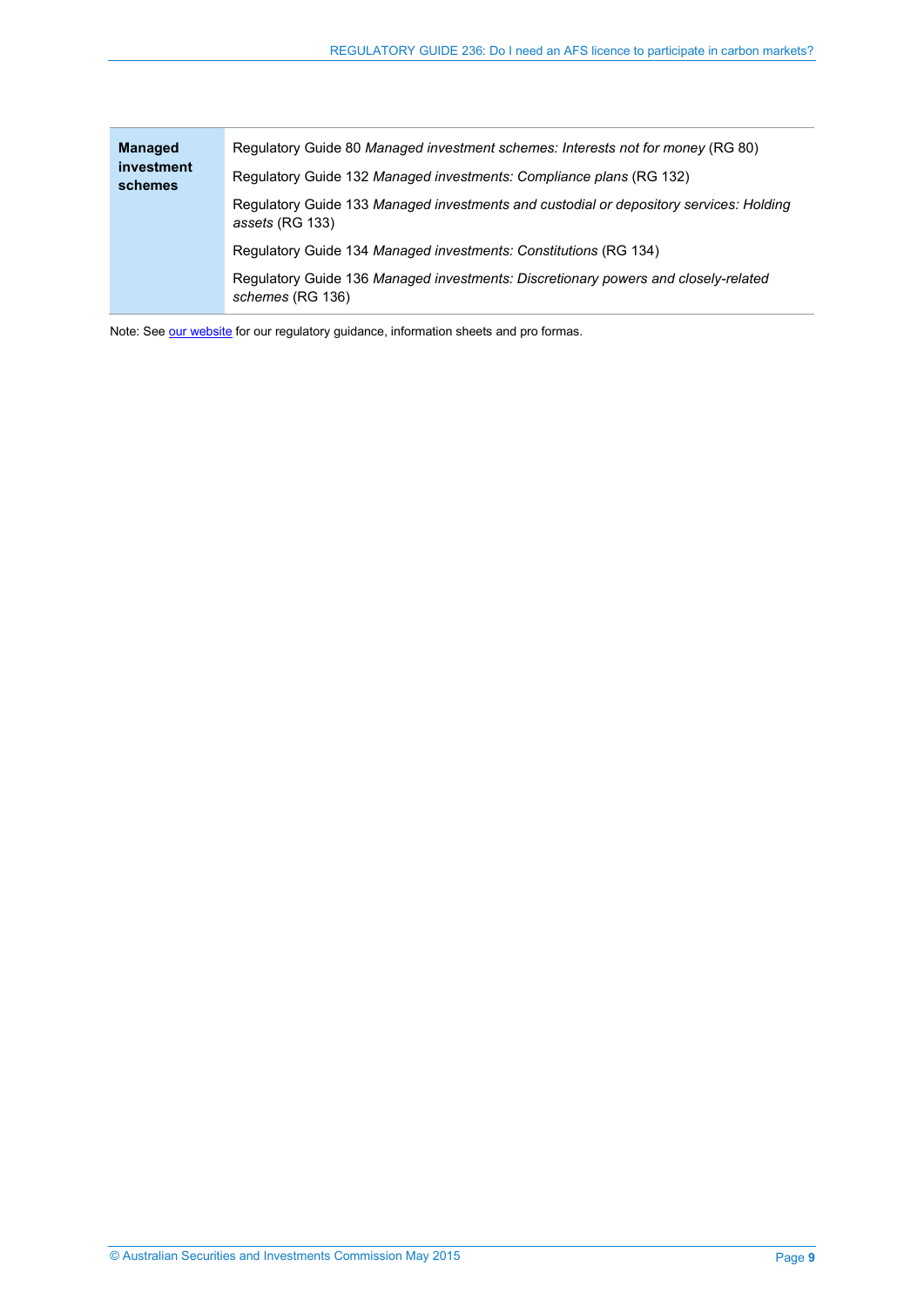| | |
|---|---|
| **Managed investment schemes** | Regulatory Guide 80 *Managed investment schemes: Interests not for money* (RG 80)<br>Regulatory Guide 132 *Managed investments: Compliance plans* (RG 132)<br>Regulatory Guide 133 *Managed investments and custodial or depository services: Holding assets* (RG 133)<br>Regulatory Guide 134 *Managed investments: Constitutions* (RG 134)<br>Regulatory Guide 136 *Managed investments: Discretionary powers and closely-related schemes* (RG 136) |

Note: See our website for our regulatory guidance, information sheets and pro formas.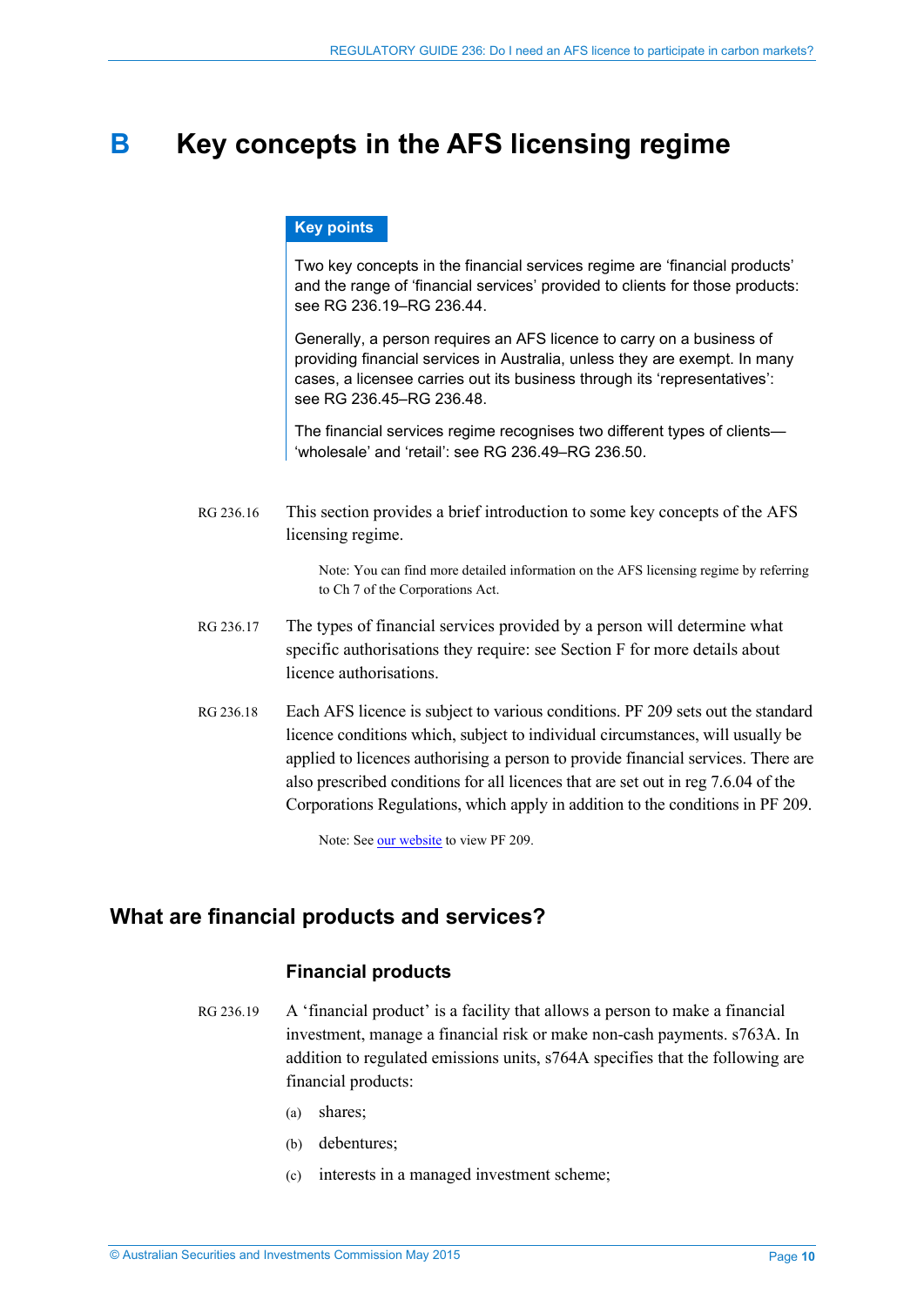# B Key concepts in the AFS licensing regime

**Key points**

Two key concepts in the financial services regime are 'financial products' and the range of 'financial services' provided to clients for those products: see RG 236.19–RG 236.44.

Generally, a person requires an AFS licence to carry on a business of providing financial services in Australia, unless they are exempt. In many cases, a licensee carries out its business through its 'representatives': see RG 236.45–RG 236.48.

The financial services regime recognises two different types of clients—'wholesale' and 'retail': see RG 236.49–RG 236.50.

RG 236.16 This section provides a brief introduction to some key concepts of the AFS licensing regime.

> Note: You can find more detailed information on the AFS licensing regime by referring to Ch 7 of the Corporations Act.

RG 236.17 The types of financial services provided by a person will determine what specific authorisations they require: see Section F for more details about licence authorisations.

RG 236.18 Each AFS licence is subject to various conditions. PF 209 sets out the standard licence conditions which, subject to individual circumstances, will usually be applied to licences authorising a person to provide financial services. There are also prescribed conditions for all licences that are set out in reg 7.6.04 of the Corporations Regulations, which apply in addition to the conditions in PF 209.

> Note: See our website to view PF 209.

## What are financial products and services?

### Financial products

RG 236.19 A 'financial product' is a facility that allows a person to make a financial investment, manage a financial risk or make non-cash payments. s763A. In addition to regulated emissions units, s764A specifies that the following are financial products:

(a) shares;

(b) debentures;

(c) interests in a managed investment scheme;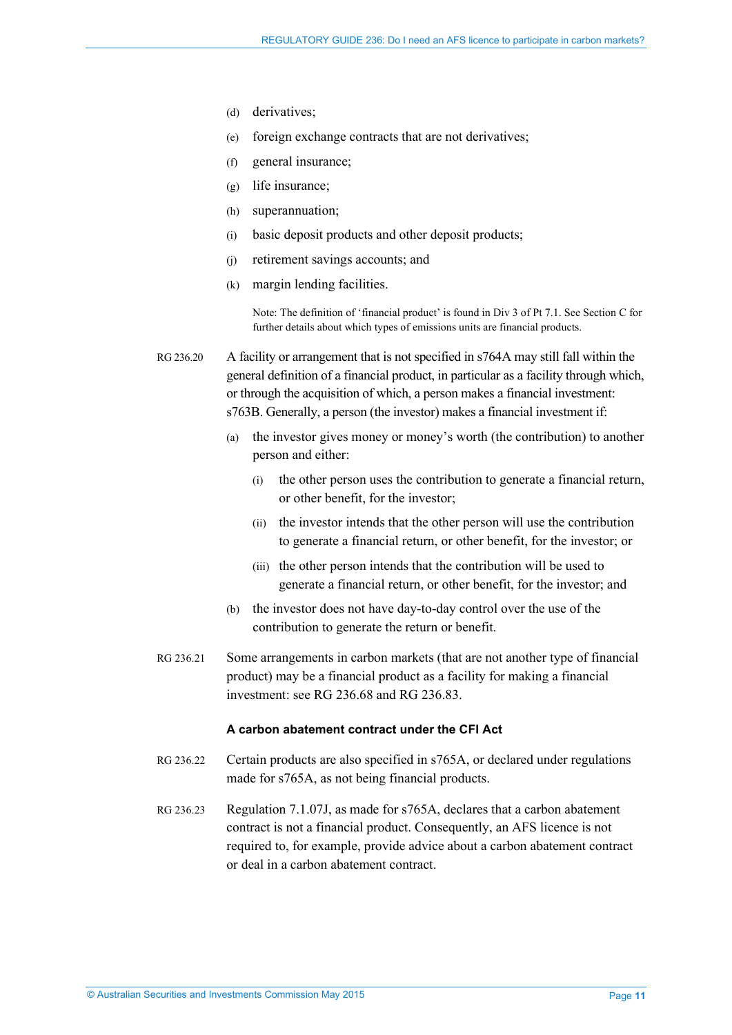(d) derivatives;

(e) foreign exchange contracts that are not derivatives;

(f) general insurance;

(g) life insurance;

(h) superannuation;

(i) basic deposit products and other deposit products;

(j) retirement savings accounts; and

(k) margin lending facilities.

Note: The definition of 'financial product' is found in Div 3 of Pt 7.1. See Section C for further details about which types of emissions units are financial products.

RG 236.20 A facility or arrangement that is not specified in s764A may still fall within the general definition of a financial product, in particular as a facility through which, or through the acquisition of which, a person makes a financial investment: s763B. Generally, a person (the investor) makes a financial investment if:

(a) the investor gives money or money's worth (the contribution) to another person and either:

   (i) the other person uses the contribution to generate a financial return, or other benefit, for the investor;

   (ii) the investor intends that the other person will use the contribution to generate a financial return, or other benefit, for the investor; or

   (iii) the other person intends that the contribution will be used to generate a financial return, or other benefit, for the investor; and

(b) the investor does not have day-to-day control over the use of the contribution to generate the return or benefit.

RG 236.21 Some arrangements in carbon markets (that are not another type of financial product) may be a financial product as a facility for making a financial investment: see RG 236.68 and RG 236.83.

### A carbon abatement contract under the CFI Act

RG 236.22 Certain products are also specified in s765A, or declared under regulations made for s765A, as not being financial products.

RG 236.23 Regulation 7.1.07J, as made for s765A, declares that a carbon abatement contract is not a financial product. Consequently, an AFS licence is not required to, for example, provide advice about a carbon abatement contract or deal in a carbon abatement contract.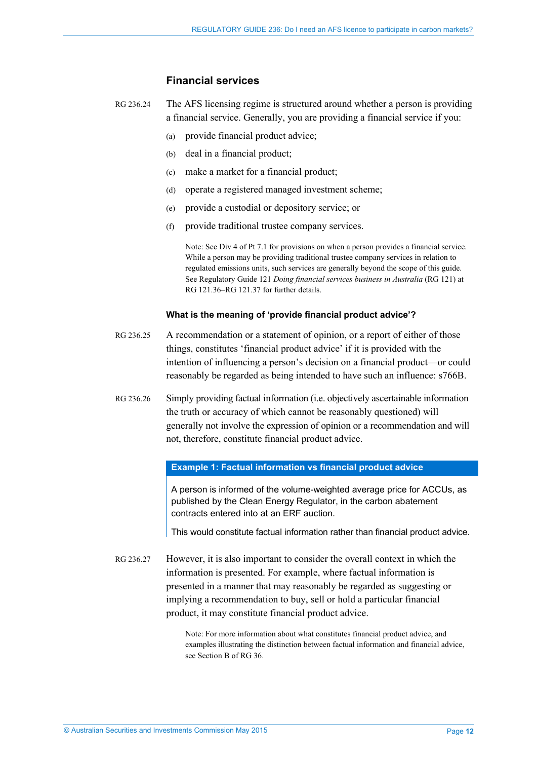## Financial services

RG 236.24 The AFS licensing regime is structured around whether a person is providing a financial service. Generally, you are providing a financial service if you:

(a) provide financial product advice;

(b) deal in a financial product;

(c) make a market for a financial product;

(d) operate a registered managed investment scheme;

(e) provide a custodial or depository service; or

(f) provide traditional trustee company services.

Note: See Div 4 of Pt 7.1 for provisions on when a person provides a financial service. While a person may be providing traditional trustee company services in relation to regulated emissions units, such services are generally beyond the scope of this guide. See Regulatory Guide 121 *Doing financial services business in Australia* (RG 121) at RG 121.36–RG 121.37 for further details.

### What is the meaning of 'provide financial product advice'?

RG 236.25 A recommendation or a statement of opinion, or a report of either of those things, constitutes 'financial product advice' if it is provided with the intention of influencing a person's decision on a financial product—or could reasonably be regarded as being intended to have such an influence: s766B.

RG 236.26 Simply providing factual information (i.e. objectively ascertainable information the truth or accuracy of which cannot be reasonably questioned) will generally not involve the expression of opinion or a recommendation and will not, therefore, constitute financial product advice.

**Example 1: Factual information vs financial product advice**

A person is informed of the volume-weighted average price for ACCUs, as published by the Clean Energy Regulator, in the carbon abatement contracts entered into at an ERF auction.

This would constitute factual information rather than financial product advice.

RG 236.27 However, it is also important to consider the overall context in which the information is presented. For example, where factual information is presented in a manner that may reasonably be regarded as suggesting or implying a recommendation to buy, sell or hold a particular financial product, it may constitute financial product advice.

Note: For more information about what constitutes financial product advice, and examples illustrating the distinction between factual information and financial advice, see Section B of RG 36.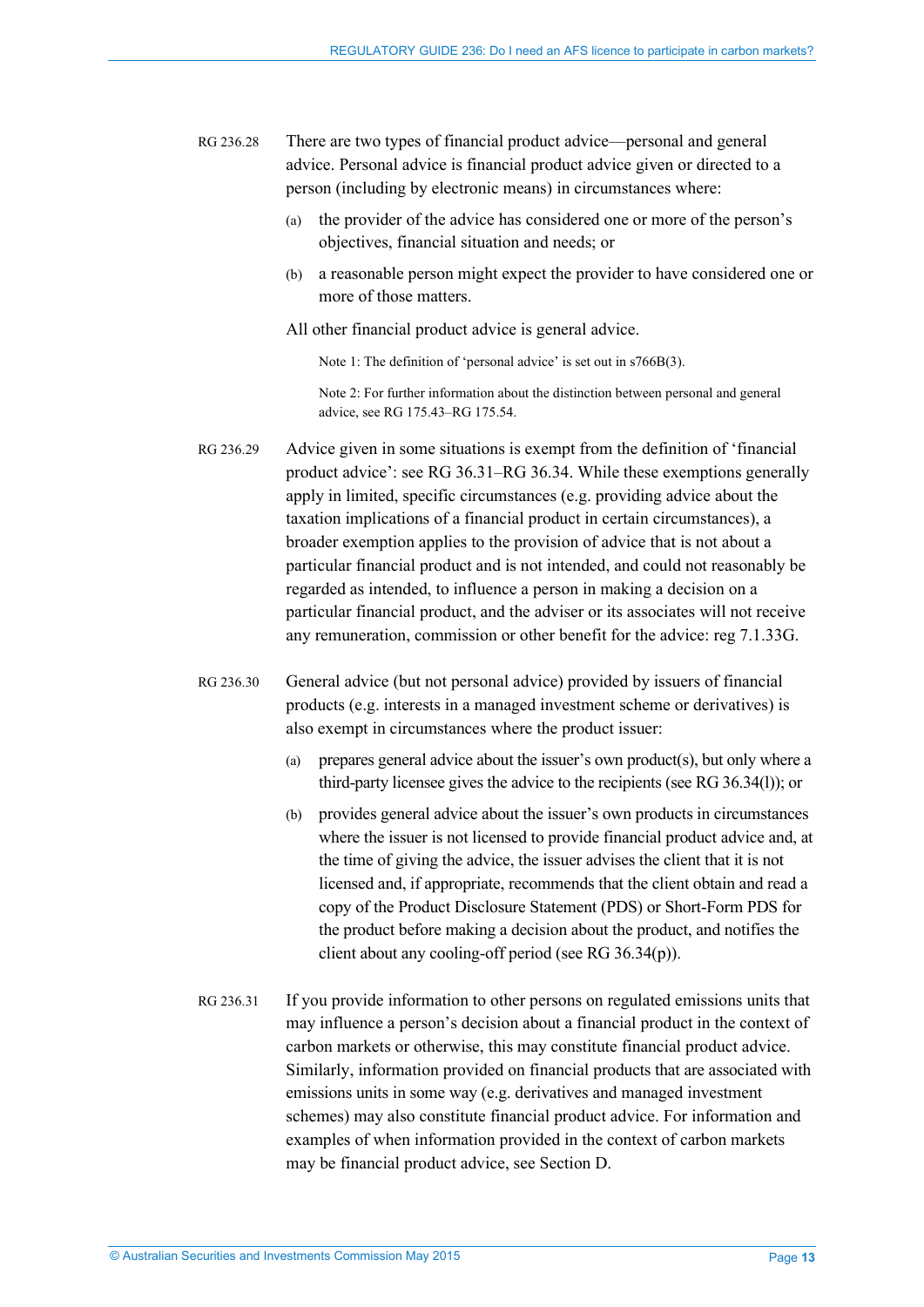RG 236.28 There are two types of financial product advice—personal and general advice. Personal advice is financial product advice given or directed to a person (including by electronic means) in circumstances where:

(a) the provider of the advice has considered one or more of the person's objectives, financial situation and needs; or

(b) a reasonable person might expect the provider to have considered one or more of those matters.

All other financial product advice is general advice.

Note 1: The definition of 'personal advice' is set out in s766B(3).

Note 2: For further information about the distinction between personal and general advice, see RG 175.43–RG 175.54.

RG 236.29 Advice given in some situations is exempt from the definition of 'financial product advice': see RG 36.31–RG 36.34. While these exemptions generally apply in limited, specific circumstances (e.g. providing advice about the taxation implications of a financial product in certain circumstances), a broader exemption applies to the provision of advice that is not about a particular financial product and is not intended, and could not reasonably be regarded as intended, to influence a person in making a decision on a particular financial product, and the adviser or its associates will not receive any remuneration, commission or other benefit for the advice: reg 7.1.33G.

RG 236.30 General advice (but not personal advice) provided by issuers of financial products (e.g. interests in a managed investment scheme or derivatives) is also exempt in circumstances where the product issuer:

(a) prepares general advice about the issuer's own product(s), but only where a third-party licensee gives the advice to the recipients (see RG 36.34(l)); or

(b) provides general advice about the issuer's own products in circumstances where the issuer is not licensed to provide financial product advice and, at the time of giving the advice, the issuer advises the client that it is not licensed and, if appropriate, recommends that the client obtain and read a copy of the Product Disclosure Statement (PDS) or Short-Form PDS for the product before making a decision about the product, and notifies the client about any cooling-off period (see RG 36.34(p)).

RG 236.31 If you provide information to other persons on regulated emissions units that may influence a person's decision about a financial product in the context of carbon markets or otherwise, this may constitute financial product advice. Similarly, information provided on financial products that are associated with emissions units in some way (e.g. derivatives and managed investment schemes) may also constitute financial product advice. For information and examples of when information provided in the context of carbon markets may be financial product advice, see Section D.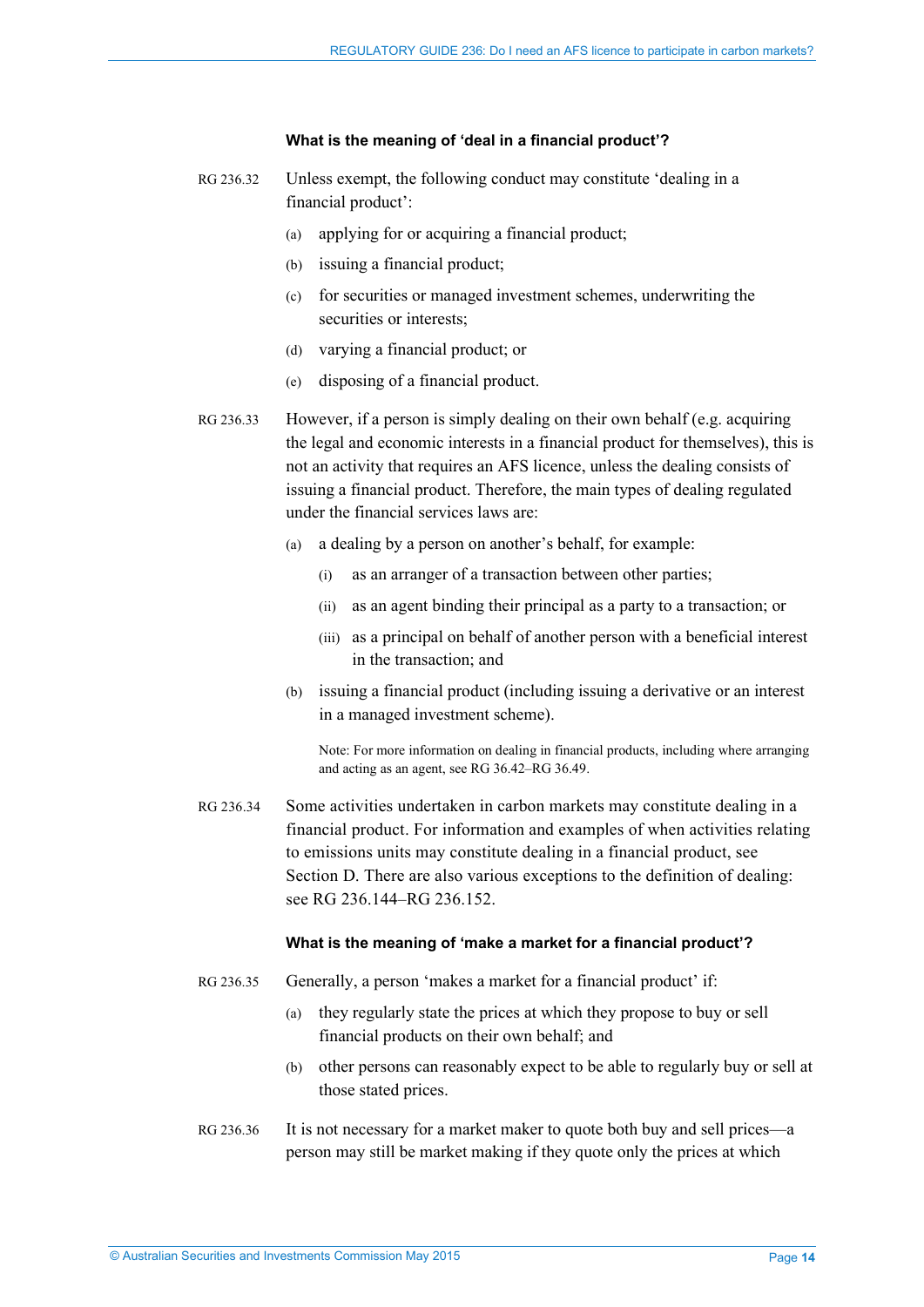### What is the meaning of 'deal in a financial product'?

RG 236.32 Unless exempt, the following conduct may constitute 'dealing in a financial product':

(a) applying for or acquiring a financial product;

(b) issuing a financial product;

(c) for securities or managed investment schemes, underwriting the securities or interests;

(d) varying a financial product; or

(e) disposing of a financial product.

RG 236.33 However, if a person is simply dealing on their own behalf (e.g. acquiring the legal and economic interests in a financial product for themselves), this is not an activity that requires an AFS licence, unless the dealing consists of issuing a financial product. Therefore, the main types of dealing regulated under the financial services laws are:

(a) a dealing by a person on another's behalf, for example:

  (i) as an arranger of a transaction between other parties;

  (ii) as an agent binding their principal as a party to a transaction; or

  (iii) as a principal on behalf of another person with a beneficial interest in the transaction; and

(b) issuing a financial product (including issuing a derivative or an interest in a managed investment scheme).

Note: For more information on dealing in financial products, including where arranging and acting as an agent, see RG 36.42–RG 36.49.

RG 236.34 Some activities undertaken in carbon markets may constitute dealing in a financial product. For information and examples of when activities relating to emissions units may constitute dealing in a financial product, see Section D. There are also various exceptions to the definition of dealing: see RG 236.144–RG 236.152.

### What is the meaning of 'make a market for a financial product'?

RG 236.35 Generally, a person 'makes a market for a financial product' if:

(a) they regularly state the prices at which they propose to buy or sell financial products on their own behalf; and

(b) other persons can reasonably expect to be able to regularly buy or sell at those stated prices.

RG 236.36 It is not necessary for a market maker to quote both buy and sell prices—a person may still be market making if they quote only the prices at which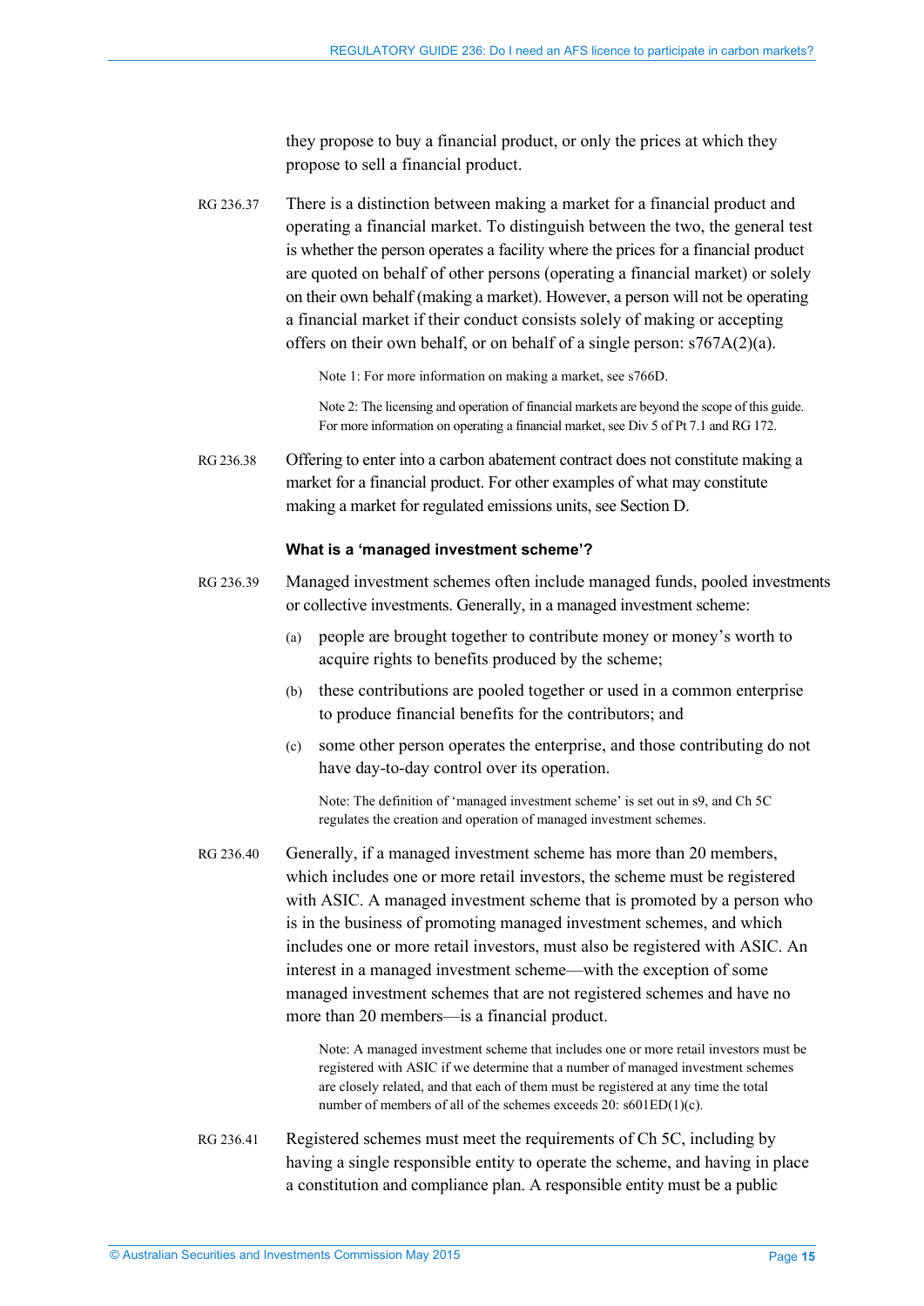they propose to buy a financial product, or only the prices at which they propose to sell a financial product.

RG 236.37 There is a distinction between making a market for a financial product and operating a financial market. To distinguish between the two, the general test is whether the person operates a facility where the prices for a financial product are quoted on behalf of other persons (operating a financial market) or solely on their own behalf (making a market). However, a person will not be operating a financial market if their conduct consists solely of making or accepting offers on their own behalf, or on behalf of a single person: s767A(2)(a).

Note 1: For more information on making a market, see s766D.

Note 2: The licensing and operation of financial markets are beyond the scope of this guide. For more information on operating a financial market, see Div 5 of Pt 7.1 and RG 172.

RG 236.38 Offering to enter into a carbon abatement contract does not constitute making a market for a financial product. For other examples of what may constitute making a market for regulated emissions units, see Section D.

### What is a 'managed investment scheme'?

RG 236.39 Managed investment schemes often include managed funds, pooled investments or collective investments. Generally, in a managed investment scheme:

(a) people are brought together to contribute money or money's worth to acquire rights to benefits produced by the scheme;

(b) these contributions are pooled together or used in a common enterprise to produce financial benefits for the contributors; and

(c) some other person operates the enterprise, and those contributing do not have day-to-day control over its operation.

Note: The definition of 'managed investment scheme' is set out in s9, and Ch 5C regulates the creation and operation of managed investment schemes.

RG 236.40 Generally, if a managed investment scheme has more than 20 members, which includes one or more retail investors, the scheme must be registered with ASIC. A managed investment scheme that is promoted by a person who is in the business of promoting managed investment schemes, and which includes one or more retail investors, must also be registered with ASIC. An interest in a managed investment scheme—with the exception of some managed investment schemes that are not registered schemes and have no more than 20 members—is a financial product.

Note: A managed investment scheme that includes one or more retail investors must be registered with ASIC if we determine that a number of managed investment schemes are closely related, and that each of them must be registered at any time the total number of members of all of the schemes exceeds 20: s601ED(1)(c).

RG 236.41 Registered schemes must meet the requirements of Ch 5C, including by having a single responsible entity to operate the scheme, and having in place a constitution and compliance plan. A responsible entity must be a public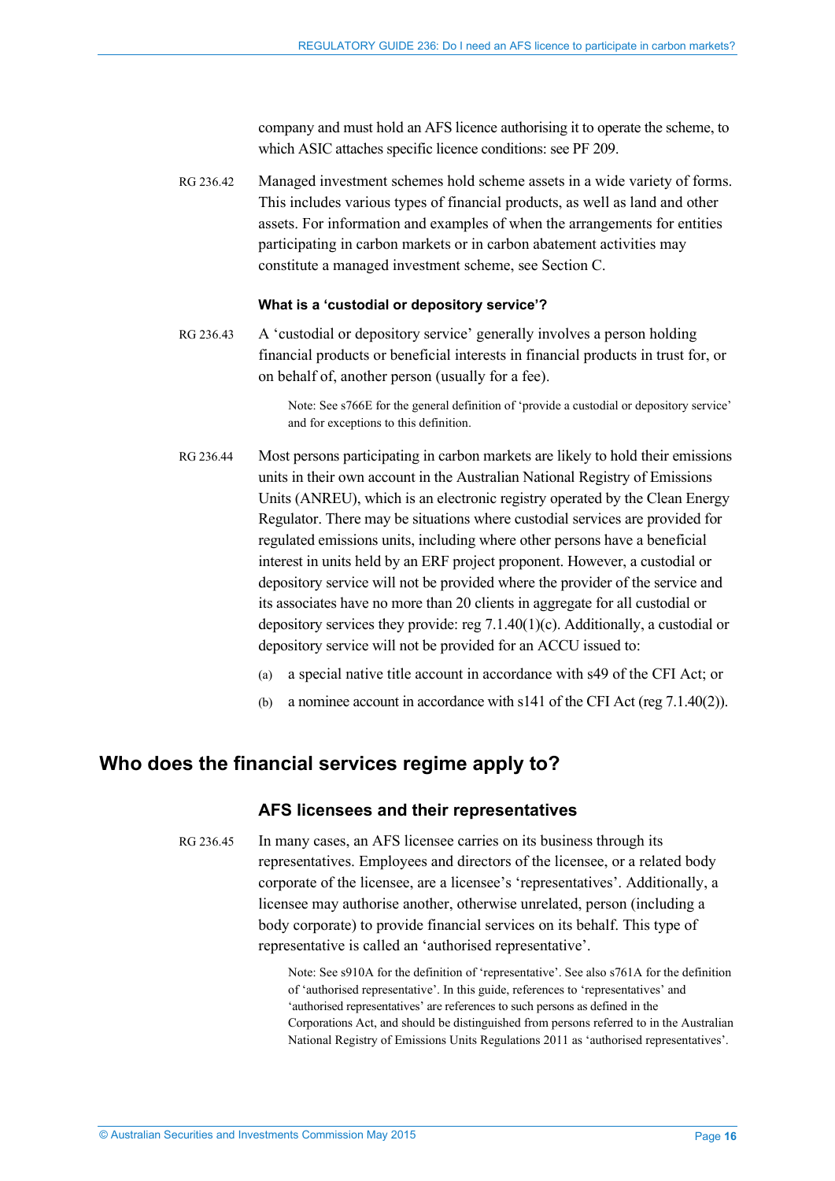company and must hold an AFS licence authorising it to operate the scheme, to which ASIC attaches specific licence conditions: see PF 209.

RG 236.42 Managed investment schemes hold scheme assets in a wide variety of forms. This includes various types of financial products, as well as land and other assets. For information and examples of when the arrangements for entities participating in carbon markets or in carbon abatement activities may constitute a managed investment scheme, see Section C.

#### What is a 'custodial or depository service'?

RG 236.43 A 'custodial or depository service' generally involves a person holding financial products or beneficial interests in financial products in trust for, or on behalf of, another person (usually for a fee).

> Note: See s766E for the general definition of 'provide a custodial or depository service' and for exceptions to this definition.

RG 236.44 Most persons participating in carbon markets are likely to hold their emissions units in their own account in the Australian National Registry of Emissions Units (ANREU), which is an electronic registry operated by the Clean Energy Regulator. There may be situations where custodial services are provided for regulated emissions units, including where other persons have a beneficial interest in units held by an ERF project proponent. However, a custodial or depository service will not be provided where the provider of the service and its associates have no more than 20 clients in aggregate for all custodial or depository services they provide: reg 7.1.40(1)(c). Additionally, a custodial or depository service will not be provided for an ACCU issued to:

(a) a special native title account in accordance with s49 of the CFI Act; or

(b) a nominee account in accordance with s141 of the CFI Act (reg 7.1.40(2)).

## Who does the financial services regime apply to?

### AFS licensees and their representatives

RG 236.45 In many cases, an AFS licensee carries on its business through its representatives. Employees and directors of the licensee, or a related body corporate of the licensee, are a licensee's 'representatives'. Additionally, a licensee may authorise another, otherwise unrelated, person (including a body corporate) to provide financial services on its behalf. This type of representative is called an 'authorised representative'.

> Note: See s910A for the definition of 'representative'. See also s761A for the definition of 'authorised representative'. In this guide, references to 'representatives' and 'authorised representatives' are references to such persons as defined in the Corporations Act, and should be distinguished from persons referred to in the Australian National Registry of Emissions Units Regulations 2011 as 'authorised representatives'.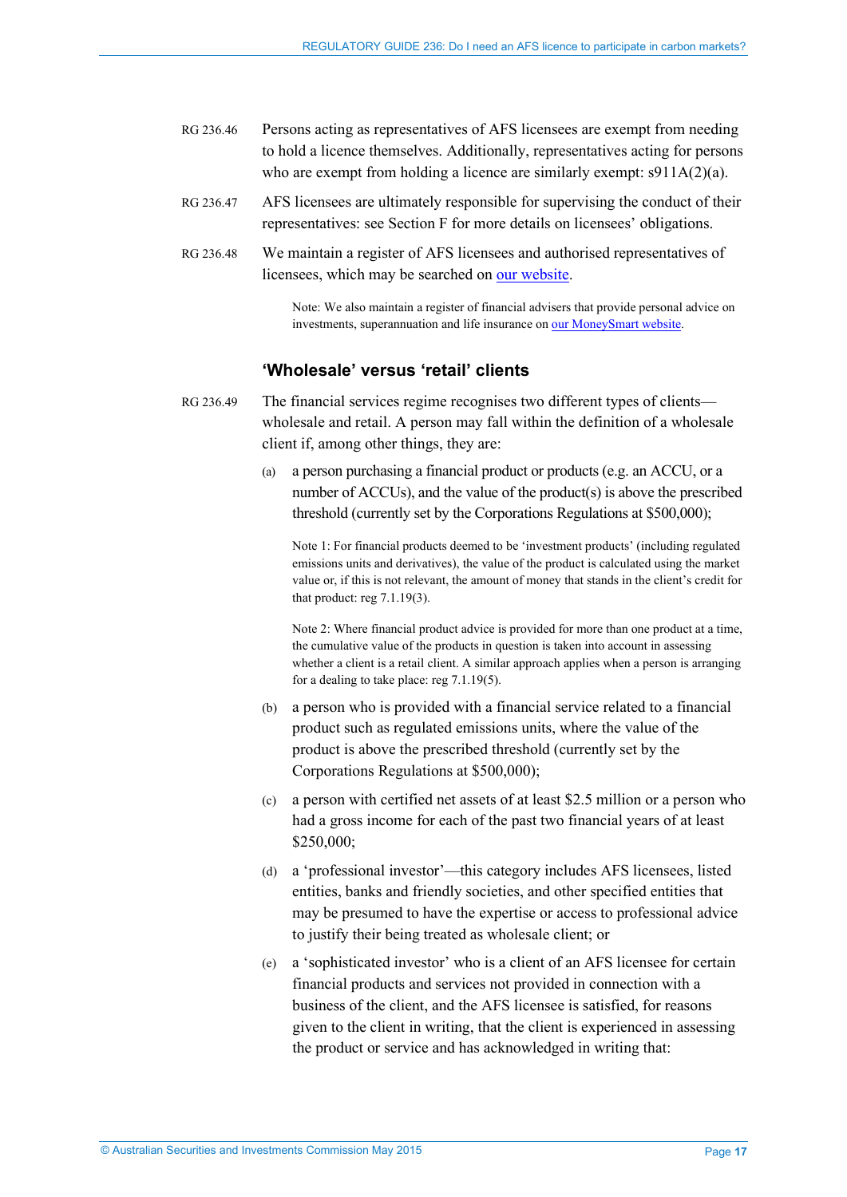RG 236.46 Persons acting as representatives of AFS licensees are exempt from needing to hold a licence themselves. Additionally, representatives acting for persons who are exempt from holding a licence are similarly exempt: s911A(2)(a).

RG 236.47 AFS licensees are ultimately responsible for supervising the conduct of their representatives: see Section F for more details on licensees' obligations.

RG 236.48 We maintain a register of AFS licensees and authorised representatives of licensees, which may be searched on our website.

> Note: We also maintain a register of financial advisers that provide personal advice on investments, superannuation and life insurance on our MoneySmart website.

## 'Wholesale' versus 'retail' clients

RG 236.49 The financial services regime recognises two different types of clients—wholesale and retail. A person may fall within the definition of a wholesale client if, among other things, they are:

(a) a person purchasing a financial product or products (e.g. an ACCU, or a number of ACCUs), and the value of the product(s) is above the prescribed threshold (currently set by the Corporations Regulations at $500,000);

> Note 1: For financial products deemed to be 'investment products' (including regulated emissions units and derivatives), the value of the product is calculated using the market value or, if this is not relevant, the amount of money that stands in the client's credit for that product: reg 7.1.19(3).

> Note 2: Where financial product advice is provided for more than one product at a time, the cumulative value of the products in question is taken into account in assessing whether a client is a retail client. A similar approach applies when a person is arranging for a dealing to take place: reg 7.1.19(5).

(b) a person who is provided with a financial service related to a financial product such as regulated emissions units, where the value of the product is above the prescribed threshold (currently set by the Corporations Regulations at $500,000);

(c) a person with certified net assets of at least $2.5 million or a person who had a gross income for each of the past two financial years of at least $250,000;

(d) a 'professional investor'—this category includes AFS licensees, listed entities, banks and friendly societies, and other specified entities that may be presumed to have the expertise or access to professional advice to justify their being treated as wholesale client; or

(e) a 'sophisticated investor' who is a client of an AFS licensee for certain financial products and services not provided in connection with a business of the client, and the AFS licensee is satisfied, for reasons given to the client in writing, that the client is experienced in assessing the product or service and has acknowledged in writing that: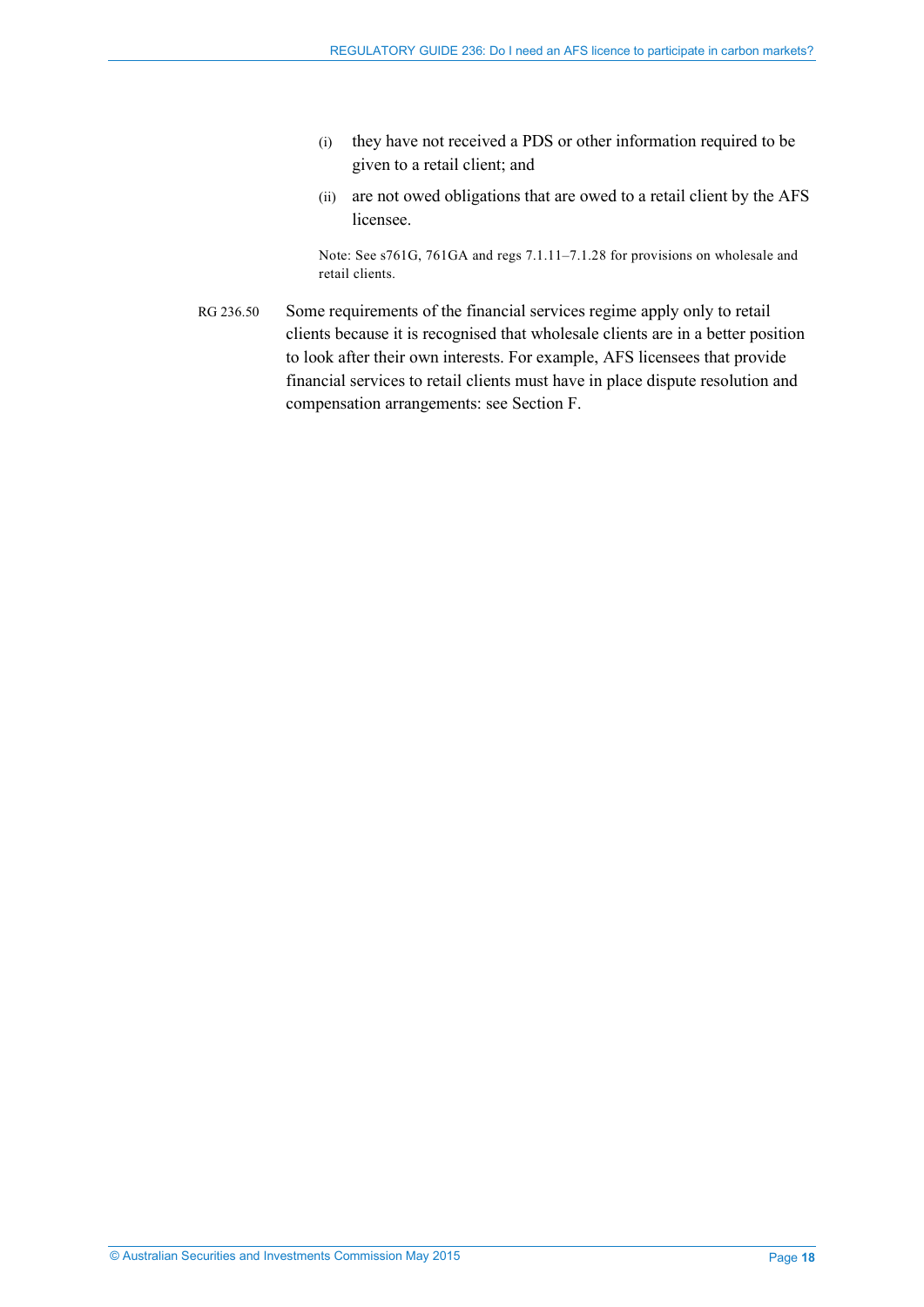(i) they have not received a PDS or other information required to be given to a retail client; and

(ii) are not owed obligations that are owed to a retail client by the AFS licensee.

Note: See s761G, 761GA and regs 7.1.11–7.1.28 for provisions on wholesale and retail clients.

RG 236.50 Some requirements of the financial services regime apply only to retail clients because it is recognised that wholesale clients are in a better position to look after their own interests. For example, AFS licensees that provide financial services to retail clients must have in place dispute resolution and compensation arrangements: see Section F.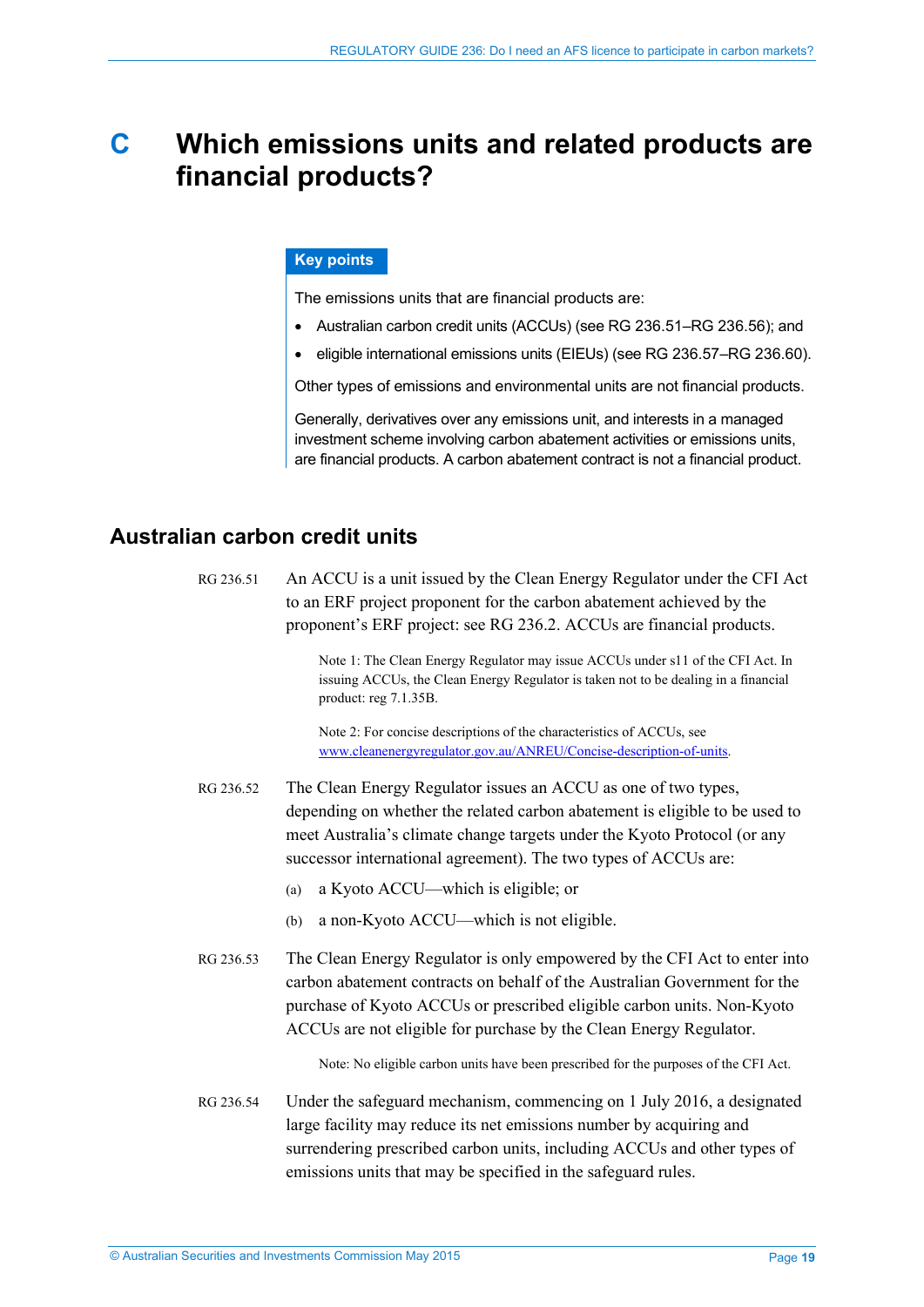# C Which emissions units and related products are financial products?

> **Key points**
>
> The emissions units that are financial products are:
>
> - Australian carbon credit units (ACCUs) (see RG 236.51–RG 236.56); and
> - eligible international emissions units (EIEUs) (see RG 236.57–RG 236.60).
>
> Other types of emissions and environmental units are not financial products.
>
> Generally, derivatives over any emissions unit, and interests in a managed investment scheme involving carbon abatement activities or emissions units, are financial products. A carbon abatement contract is not a financial product.

## Australian carbon credit units

RG 236.51 An ACCU is a unit issued by the Clean Energy Regulator under the CFI Act to an ERF project proponent for the carbon abatement achieved by the proponent's ERF project: see RG 236.2. ACCUs are financial products.

Note 1: The Clean Energy Regulator may issue ACCUs under s11 of the CFI Act. In issuing ACCUs, the Clean Energy Regulator is taken not to be dealing in a financial product: reg 7.1.35B.

Note 2: For concise descriptions of the characteristics of ACCUs, see www.cleanenergyregulator.gov.au/ANREU/Concise-description-of-units.

RG 236.52 The Clean Energy Regulator issues an ACCU as one of two types, depending on whether the related carbon abatement is eligible to be used to meet Australia's climate change targets under the Kyoto Protocol (or any successor international agreement). The two types of ACCUs are:

(a) a Kyoto ACCU—which is eligible; or

(b) a non-Kyoto ACCU—which is not eligible.

RG 236.53 The Clean Energy Regulator is only empowered by the CFI Act to enter into carbon abatement contracts on behalf of the Australian Government for the purchase of Kyoto ACCUs or prescribed eligible carbon units. Non-Kyoto ACCUs are not eligible for purchase by the Clean Energy Regulator.

Note: No eligible carbon units have been prescribed for the purposes of the CFI Act.

RG 236.54 Under the safeguard mechanism, commencing on 1 July 2016, a designated large facility may reduce its net emissions number by acquiring and surrendering prescribed carbon units, including ACCUs and other types of emissions units that may be specified in the safeguard rules.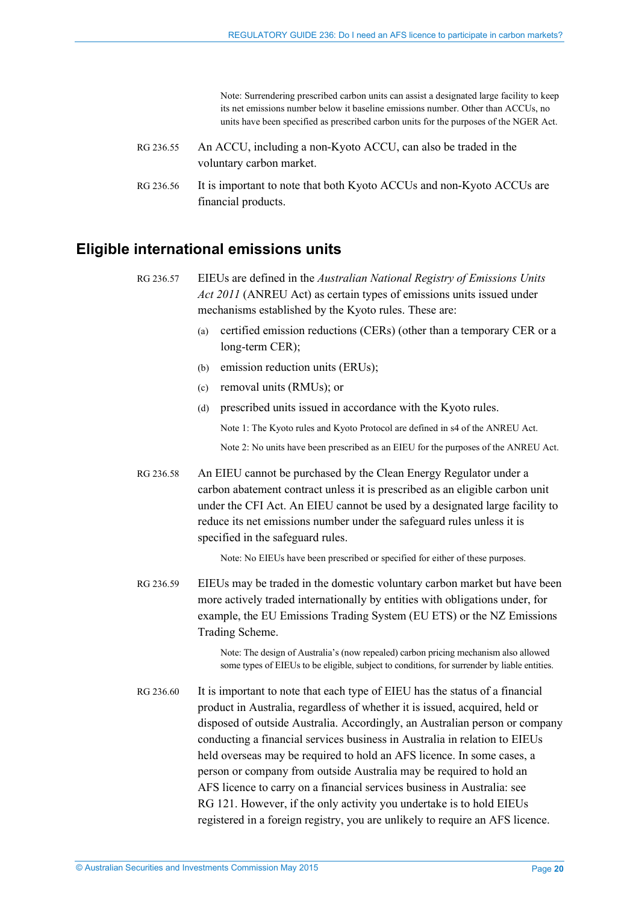Note: Surrendering prescribed carbon units can assist a designated large facility to keep its net emissions number below it baseline emissions number. Other than ACCUs, no units have been specified as prescribed carbon units for the purposes of the NGER Act.

RG 236.55 An ACCU, including a non-Kyoto ACCU, can also be traded in the voluntary carbon market.

RG 236.56 It is important to note that both Kyoto ACCUs and non-Kyoto ACCUs are financial products.

## Eligible international emissions units

RG 236.57 EIEUs are defined in the *Australian National Registry of Emissions Units Act 2011* (ANREU Act) as certain types of emissions units issued under mechanisms established by the Kyoto rules. These are:

(a) certified emission reductions (CERs) (other than a temporary CER or a long-term CER);

(b) emission reduction units (ERUs);

(c) removal units (RMUs); or

(d) prescribed units issued in accordance with the Kyoto rules.

Note 1: The Kyoto rules and Kyoto Protocol are defined in s4 of the ANREU Act.

Note 2: No units have been prescribed as an EIEU for the purposes of the ANREU Act.

RG 236.58 An EIEU cannot be purchased by the Clean Energy Regulator under a carbon abatement contract unless it is prescribed as an eligible carbon unit under the CFI Act. An EIEU cannot be used by a designated large facility to reduce its net emissions number under the safeguard rules unless it is specified in the safeguard rules.

Note: No EIEUs have been prescribed or specified for either of these purposes.

RG 236.59 EIEUs may be traded in the domestic voluntary carbon market but have been more actively traded internationally by entities with obligations under, for example, the EU Emissions Trading System (EU ETS) or the NZ Emissions Trading Scheme.

Note: The design of Australia's (now repealed) carbon pricing mechanism also allowed some types of EIEUs to be eligible, subject to conditions, for surrender by liable entities.

RG 236.60 It is important to note that each type of EIEU has the status of a financial product in Australia, regardless of whether it is issued, acquired, held or disposed of outside Australia. Accordingly, an Australian person or company conducting a financial services business in Australia in relation to EIEUs held overseas may be required to hold an AFS licence. In some cases, a person or company from outside Australia may be required to hold an AFS licence to carry on a financial services business in Australia: see RG 121. However, if the only activity you undertake is to hold EIEUs registered in a foreign registry, you are unlikely to require an AFS licence.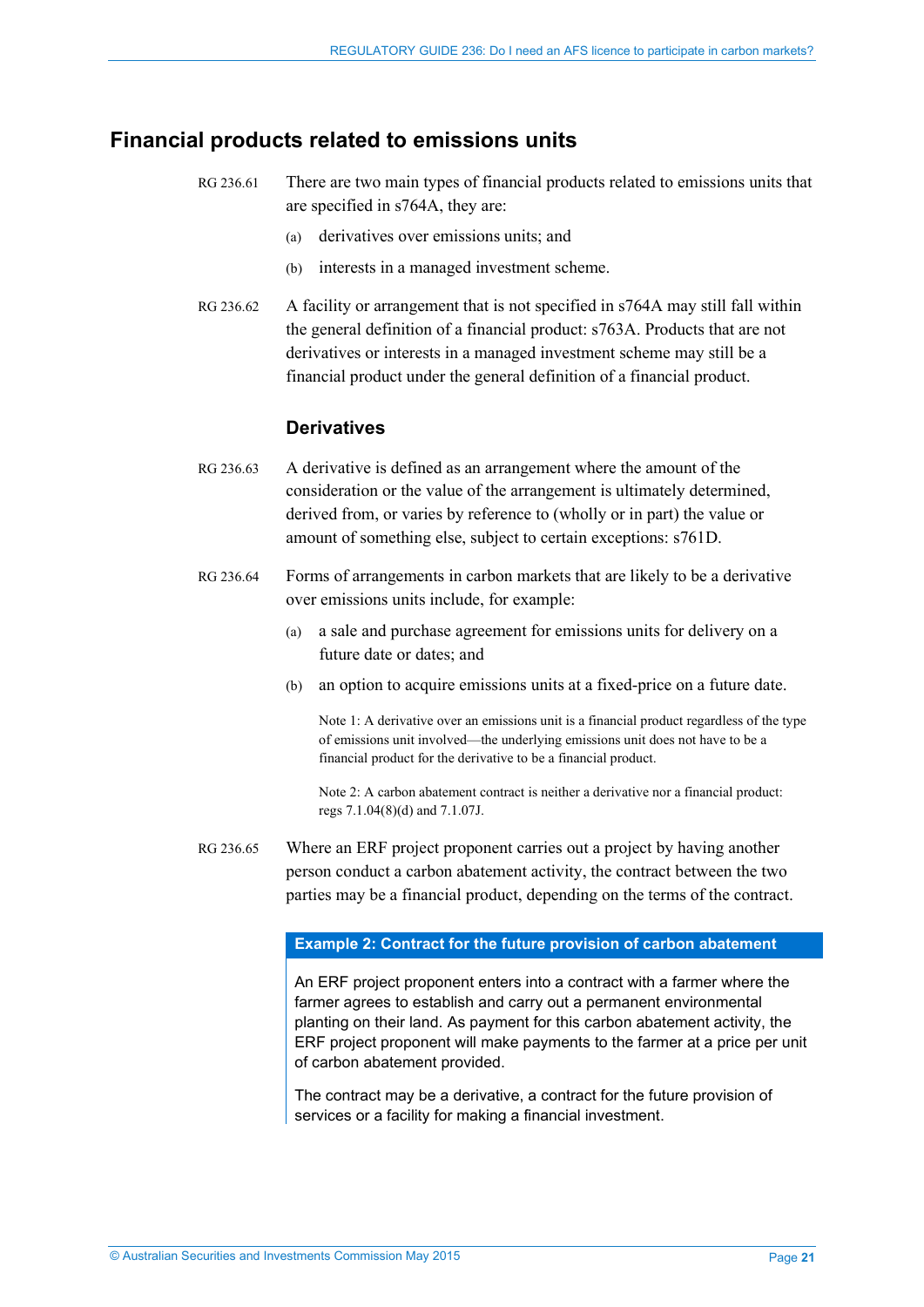## Financial products related to emissions units

RG 236.61 There are two main types of financial products related to emissions units that are specified in s764A, they are:

(a) derivatives over emissions units; and

(b) interests in a managed investment scheme.

RG 236.62 A facility or arrangement that is not specified in s764A may still fall within the general definition of a financial product: s763A. Products that are not derivatives or interests in a managed investment scheme may still be a financial product under the general definition of a financial product.

### Derivatives

RG 236.63 A derivative is defined as an arrangement where the amount of the consideration or the value of the arrangement is ultimately determined, derived from, or varies by reference to (wholly or in part) the value or amount of something else, subject to certain exceptions: s761D.

RG 236.64 Forms of arrangements in carbon markets that are likely to be a derivative over emissions units include, for example:

(a) a sale and purchase agreement for emissions units for delivery on a future date or dates; and

(b) an option to acquire emissions units at a fixed-price on a future date.

Note 1: A derivative over an emissions unit is a financial product regardless of the type of emissions unit involved—the underlying emissions unit does not have to be a financial product for the derivative to be a financial product.

Note 2: A carbon abatement contract is neither a derivative nor a financial product: regs 7.1.04(8)(d) and 7.1.07J.

RG 236.65 Where an ERF project proponent carries out a project by having another person conduct a carbon abatement activity, the contract between the two parties may be a financial product, depending on the terms of the contract.

**Example 2: Contract for the future provision of carbon abatement**

An ERF project proponent enters into a contract with a farmer where the farmer agrees to establish and carry out a permanent environmental planting on their land. As payment for this carbon abatement activity, the ERF project proponent will make payments to the farmer at a price per unit of carbon abatement provided.

The contract may be a derivative, a contract for the future provision of services or a facility for making a financial investment.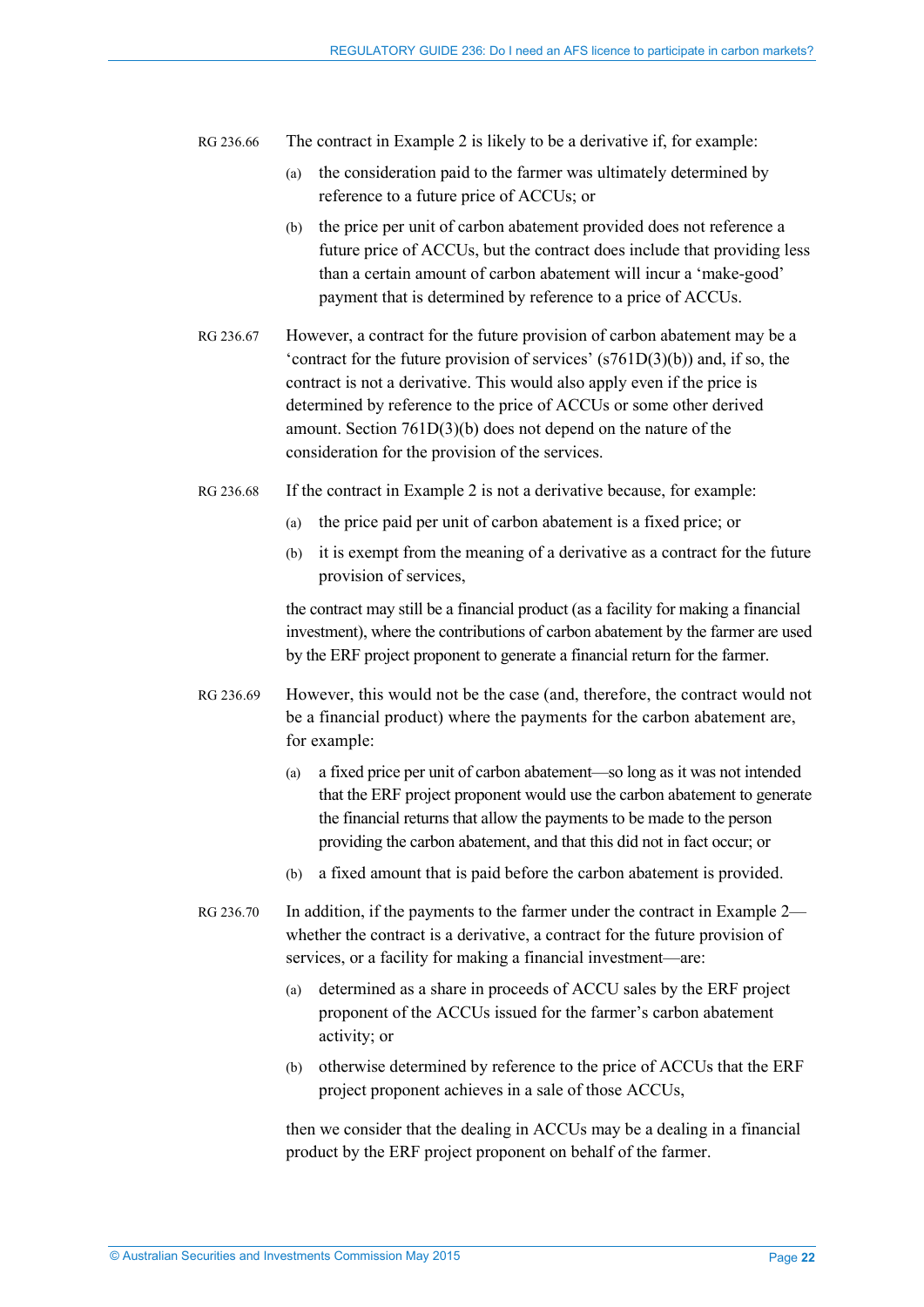RG 236.66 The contract in Example 2 is likely to be a derivative if, for example:

(a) the consideration paid to the farmer was ultimately determined by reference to a future price of ACCUs; or

(b) the price per unit of carbon abatement provided does not reference a future price of ACCUs, but the contract does include that providing less than a certain amount of carbon abatement will incur a 'make-good' payment that is determined by reference to a price of ACCUs.

RG 236.67 However, a contract for the future provision of carbon abatement may be a 'contract for the future provision of services' (s761D(3)(b)) and, if so, the contract is not a derivative. This would also apply even if the price is determined by reference to the price of ACCUs or some other derived amount. Section 761D(3)(b) does not depend on the nature of the consideration for the provision of the services.

RG 236.68 If the contract in Example 2 is not a derivative because, for example:

(a) the price paid per unit of carbon abatement is a fixed price; or

(b) it is exempt from the meaning of a derivative as a contract for the future provision of services,

the contract may still be a financial product (as a facility for making a financial investment), where the contributions of carbon abatement by the farmer are used by the ERF project proponent to generate a financial return for the farmer.

RG 236.69 However, this would not be the case (and, therefore, the contract would not be a financial product) where the payments for the carbon abatement are, for example:

(a) a fixed price per unit of carbon abatement—so long as it was not intended that the ERF project proponent would use the carbon abatement to generate the financial returns that allow the payments to be made to the person providing the carbon abatement, and that this did not in fact occur; or

(b) a fixed amount that is paid before the carbon abatement is provided.

RG 236.70 In addition, if the payments to the farmer under the contract in Example 2—whether the contract is a derivative, a contract for the future provision of services, or a facility for making a financial investment—are:

(a) determined as a share in proceeds of ACCU sales by the ERF project proponent of the ACCUs issued for the farmer's carbon abatement activity; or

(b) otherwise determined by reference to the price of ACCUs that the ERF project proponent achieves in a sale of those ACCUs,

then we consider that the dealing in ACCUs may be a dealing in a financial product by the ERF project proponent on behalf of the farmer.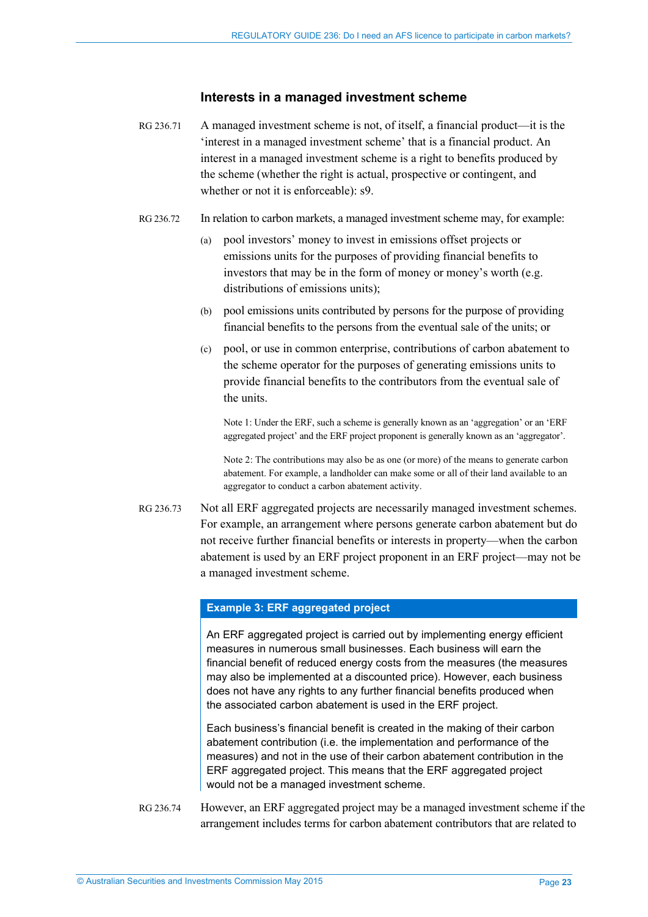### Interests in a managed investment scheme

RG 236.71 A managed investment scheme is not, of itself, a financial product—it is the 'interest in a managed investment scheme' that is a financial product. An interest in a managed investment scheme is a right to benefits produced by the scheme (whether the right is actual, prospective or contingent, and whether or not it is enforceable): s9.

RG 236.72 In relation to carbon markets, a managed investment scheme may, for example:

(a) pool investors' money to invest in emissions offset projects or emissions units for the purposes of providing financial benefits to investors that may be in the form of money or money's worth (e.g. distributions of emissions units);

(b) pool emissions units contributed by persons for the purpose of providing financial benefits to the persons from the eventual sale of the units; or

(c) pool, or use in common enterprise, contributions of carbon abatement to the scheme operator for the purposes of generating emissions units to provide financial benefits to the contributors from the eventual sale of the units.

Note 1: Under the ERF, such a scheme is generally known as an 'aggregation' or an 'ERF aggregated project' and the ERF project proponent is generally known as an 'aggregator'.

Note 2: The contributions may also be as one (or more) of the means to generate carbon abatement. For example, a landholder can make some or all of their land available to an aggregator to conduct a carbon abatement activity.

RG 236.73 Not all ERF aggregated projects are necessarily managed investment schemes. For example, an arrangement where persons generate carbon abatement but do not receive further financial benefits or interests in property—when the carbon abatement is used by an ERF project proponent in an ERF project—may not be a managed investment scheme.

**Example 3: ERF aggregated project**

An ERF aggregated project is carried out by implementing energy efficient measures in numerous small businesses. Each business will earn the financial benefit of reduced energy costs from the measures (the measures may also be implemented at a discounted price). However, each business does not have any rights to any further financial benefits produced when the associated carbon abatement is used in the ERF project.

Each business's financial benefit is created in the making of their carbon abatement contribution (i.e. the implementation and performance of the measures) and not in the use of their carbon abatement contribution in the ERF aggregated project. This means that the ERF aggregated project would not be a managed investment scheme.

RG 236.74 However, an ERF aggregated project may be a managed investment scheme if the arrangement includes terms for carbon abatement contributors that are related to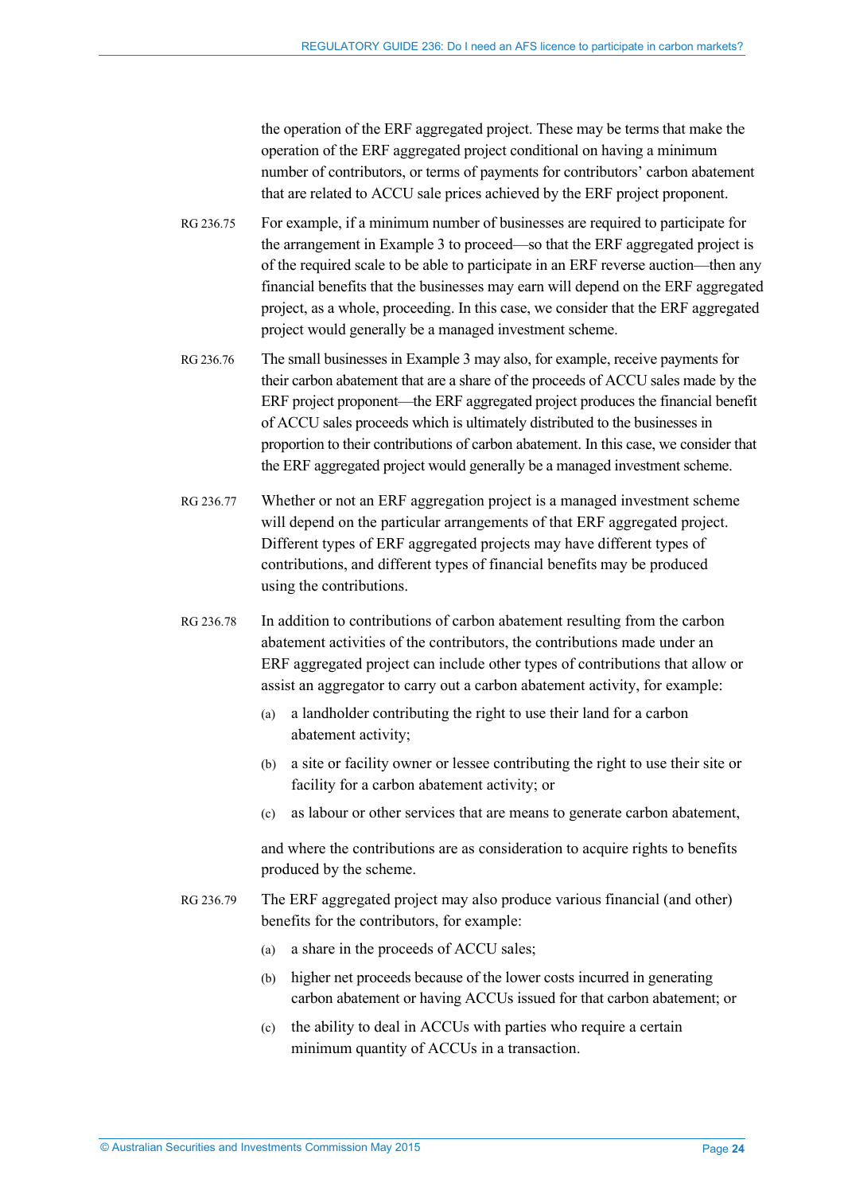the operation of the ERF aggregated project. These may be terms that make the operation of the ERF aggregated project conditional on having a minimum number of contributors, or terms of payments for contributors' carbon abatement that are related to ACCU sale prices achieved by the ERF project proponent.

RG 236.75 For example, if a minimum number of businesses are required to participate for the arrangement in Example 3 to proceed—so that the ERF aggregated project is of the required scale to be able to participate in an ERF reverse auction—then any financial benefits that the businesses may earn will depend on the ERF aggregated project, as a whole, proceeding. In this case, we consider that the ERF aggregated project would generally be a managed investment scheme.

RG 236.76 The small businesses in Example 3 may also, for example, receive payments for their carbon abatement that are a share of the proceeds of ACCU sales made by the ERF project proponent—the ERF aggregated project produces the financial benefit of ACCU sales proceeds which is ultimately distributed to the businesses in proportion to their contributions of carbon abatement. In this case, we consider that the ERF aggregated project would generally be a managed investment scheme.

RG 236.77 Whether or not an ERF aggregation project is a managed investment scheme will depend on the particular arrangements of that ERF aggregated project. Different types of ERF aggregated projects may have different types of contributions, and different types of financial benefits may be produced using the contributions.

RG 236.78 In addition to contributions of carbon abatement resulting from the carbon abatement activities of the contributors, the contributions made under an ERF aggregated project can include other types of contributions that allow or assist an aggregator to carry out a carbon abatement activity, for example:

(a) a landholder contributing the right to use their land for a carbon abatement activity;

(b) a site or facility owner or lessee contributing the right to use their site or facility for a carbon abatement activity; or

(c) as labour or other services that are means to generate carbon abatement,

and where the contributions are as consideration to acquire rights to benefits produced by the scheme.

RG 236.79 The ERF aggregated project may also produce various financial (and other) benefits for the contributors, for example:

(a) a share in the proceeds of ACCU sales;

(b) higher net proceeds because of the lower costs incurred in generating carbon abatement or having ACCUs issued for that carbon abatement; or

(c) the ability to deal in ACCUs with parties who require a certain minimum quantity of ACCUs in a transaction.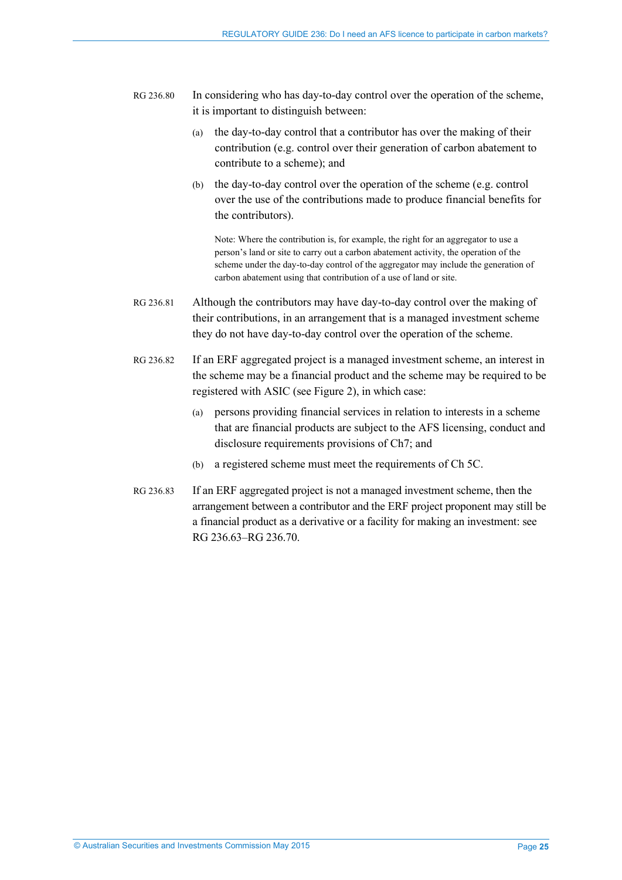RG 236.80 In considering who has day-to-day control over the operation of the scheme, it is important to distinguish between:

(a) the day-to-day control that a contributor has over the making of their contribution (e.g. control over their generation of carbon abatement to contribute to a scheme); and

(b) the day-to-day control over the operation of the scheme (e.g. control over the use of the contributions made to produce financial benefits for the contributors).

Note: Where the contribution is, for example, the right for an aggregator to use a person's land or site to carry out a carbon abatement activity, the operation of the scheme under the day-to-day control of the aggregator may include the generation of carbon abatement using that contribution of a use of land or site.

RG 236.81 Although the contributors may have day-to-day control over the making of their contributions, in an arrangement that is a managed investment scheme they do not have day-to-day control over the operation of the scheme.

RG 236.82 If an ERF aggregated project is a managed investment scheme, an interest in the scheme may be a financial product and the scheme may be required to be registered with ASIC (see Figure 2), in which case:

(a) persons providing financial services in relation to interests in a scheme that are financial products are subject to the AFS licensing, conduct and disclosure requirements provisions of Ch7; and

(b) a registered scheme must meet the requirements of Ch 5C.

RG 236.83 If an ERF aggregated project is not a managed investment scheme, then the arrangement between a contributor and the ERF project proponent may still be a financial product as a derivative or a facility for making an investment: see RG 236.63–RG 236.70.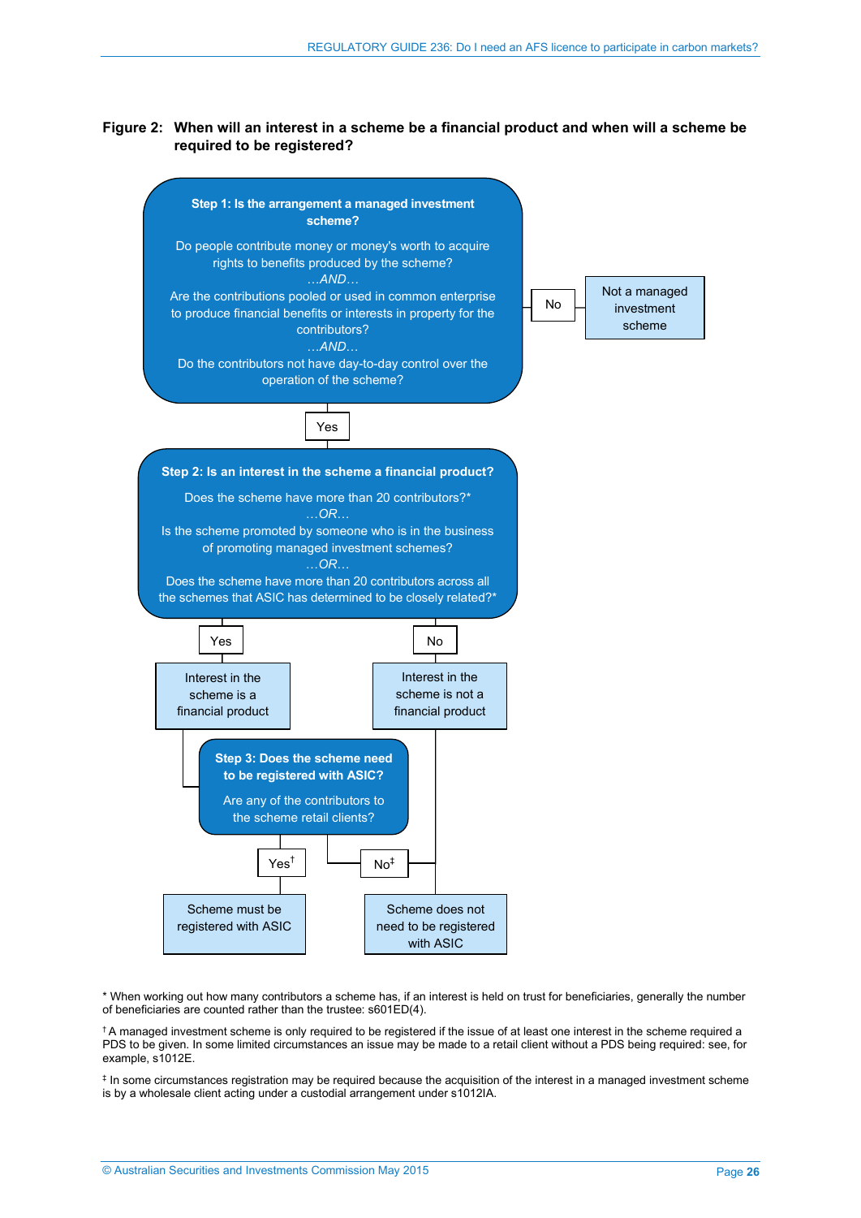**Figure 2: When will an interest in a scheme be a financial product and when will a scheme be required to be registered?**

**Step 1: Is the arrangement a managed investment scheme?**

Do people contribute money or money's worth to acquire rights to benefits produced by the scheme?

*…AND…*

Are the contributions pooled or used in common enterprise to produce financial benefits or interests in property for the contributors?

*…AND…*

Do the contributors not have day-to-day control over the operation of the scheme?

No

Not a managed investment scheme

Yes

**Step 2: Is an interest in the scheme a financial product?**

Does the scheme have more than 20 contributors?*

*…OR…*

Is the scheme promoted by someone who is in the business of promoting managed investment schemes?

*…OR…*

Does the scheme have more than 20 contributors across all the schemes that ASIC has determined to be closely related?*

Yes

Interest in the scheme is a financial product

No

Interest in the scheme is not a financial product

**Step 3: Does the scheme need to be registered with ASIC?**

Are any of the contributors to the scheme retail clients?

Yes†

Scheme must be registered with ASIC

No‡

Scheme does not need to be registered with ASIC

\* When working out how many contributors a scheme has, if an interest is held on trust for beneficiaries, generally the number of beneficiaries are counted rather than the trustee: s601ED(4).

† A managed investment scheme is only required to be registered if the issue of at least one interest in the scheme required a PDS to be given. In some limited circumstances an issue may be made to a retail client without a PDS being required: see, for example, s1012E.

‡ In some circumstances registration may be required because the acquisition of the interest in a managed investment scheme is by a wholesale client acting under a custodial arrangement under s1012IA.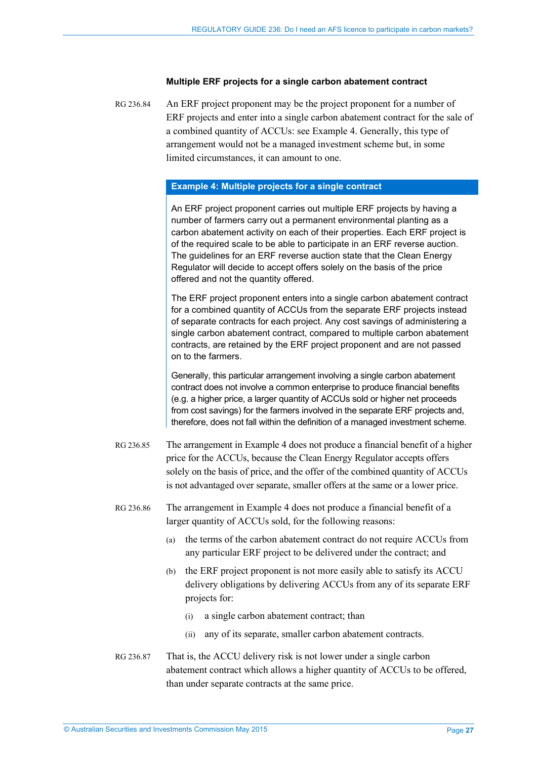### Multiple ERF projects for a single carbon abatement contract

RG 236.84 An ERF project proponent may be the project proponent for a number of ERF projects and enter into a single carbon abatement contract for the sale of a combined quantity of ACCUs: see Example 4. Generally, this type of arrangement would not be a managed investment scheme but, in some limited circumstances, it can amount to one.

> **Example 4: Multiple projects for a single contract**
>
> An ERF project proponent carries out multiple ERF projects by having a number of farmers carry out a permanent environmental planting as a carbon abatement activity on each of their properties. Each ERF project is of the required scale to be able to participate in an ERF reverse auction. The guidelines for an ERF reverse auction state that the Clean Energy Regulator will decide to accept offers solely on the basis of the price offered and not the quantity offered.
>
> The ERF project proponent enters into a single carbon abatement contract for a combined quantity of ACCUs from the separate ERF projects instead of separate contracts for each project. Any cost savings of administering a single carbon abatement contract, compared to multiple carbon abatement contracts, are retained by the ERF project proponent and are not passed on to the farmers.
>
> Generally, this particular arrangement involving a single carbon abatement contract does not involve a common enterprise to produce financial benefits (e.g. a higher price, a larger quantity of ACCUs sold or higher net proceeds from cost savings) for the farmers involved in the separate ERF projects and, therefore, does not fall within the definition of a managed investment scheme.

RG 236.85 The arrangement in Example 4 does not produce a financial benefit of a higher price for the ACCUs, because the Clean Energy Regulator accepts offers solely on the basis of price, and the offer of the combined quantity of ACCUs is not advantaged over separate, smaller offers at the same or a lower price.

RG 236.86 The arrangement in Example 4 does not produce a financial benefit of a larger quantity of ACCUs sold, for the following reasons:

(a) the terms of the carbon abatement contract do not require ACCUs from any particular ERF project to be delivered under the contract; and

(b) the ERF project proponent is not more easily able to satisfy its ACCU delivery obligations by delivering ACCUs from any of its separate ERF projects for:

   (i) a single carbon abatement contract; than

   (ii) any of its separate, smaller carbon abatement contracts.

RG 236.87 That is, the ACCU delivery risk is not lower under a single carbon abatement contract which allows a higher quantity of ACCUs to be offered, than under separate contracts at the same price.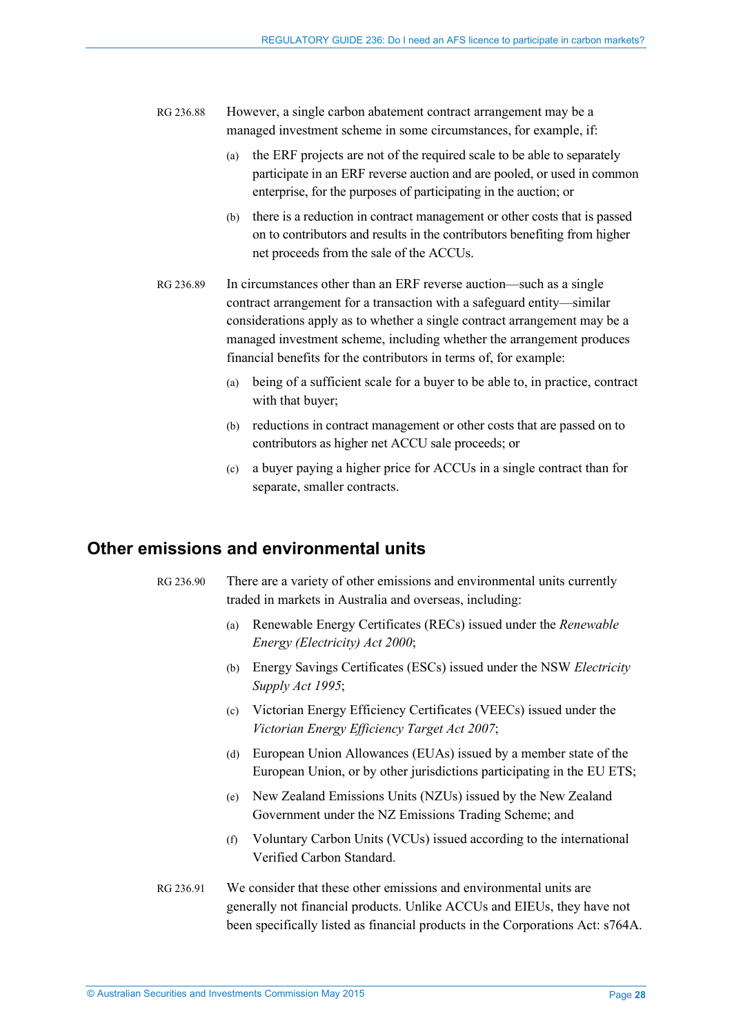RG 236.88 However, a single carbon abatement contract arrangement may be a managed investment scheme in some circumstances, for example, if:

(a) the ERF projects are not of the required scale to be able to separately participate in an ERF reverse auction and are pooled, or used in common enterprise, for the purposes of participating in the auction; or

(b) there is a reduction in contract management or other costs that is passed on to contributors and results in the contributors benefiting from higher net proceeds from the sale of the ACCUs.

RG 236.89 In circumstances other than an ERF reverse auction—such as a single contract arrangement for a transaction with a safeguard entity—similar considerations apply as to whether a single contract arrangement may be a managed investment scheme, including whether the arrangement produces financial benefits for the contributors in terms of, for example:

(a) being of a sufficient scale for a buyer to be able to, in practice, contract with that buyer;

(b) reductions in contract management or other costs that are passed on to contributors as higher net ACCU sale proceeds; or

(c) a buyer paying a higher price for ACCUs in a single contract than for separate, smaller contracts.

## Other emissions and environmental units

RG 236.90 There are a variety of other emissions and environmental units currently traded in markets in Australia and overseas, including:

(a) Renewable Energy Certificates (RECs) issued under the *Renewable Energy (Electricity) Act 2000*;

(b) Energy Savings Certificates (ESCs) issued under the NSW *Electricity Supply Act 1995*;

(c) Victorian Energy Efficiency Certificates (VEECs) issued under the *Victorian Energy Efficiency Target Act 2007*;

(d) European Union Allowances (EUAs) issued by a member state of the European Union, or by other jurisdictions participating in the EU ETS;

(e) New Zealand Emissions Units (NZUs) issued by the New Zealand Government under the NZ Emissions Trading Scheme; and

(f) Voluntary Carbon Units (VCUs) issued according to the international Verified Carbon Standard.

RG 236.91 We consider that these other emissions and environmental units are generally not financial products. Unlike ACCUs and EIEUs, they have not been specifically listed as financial products in the Corporations Act: s764A.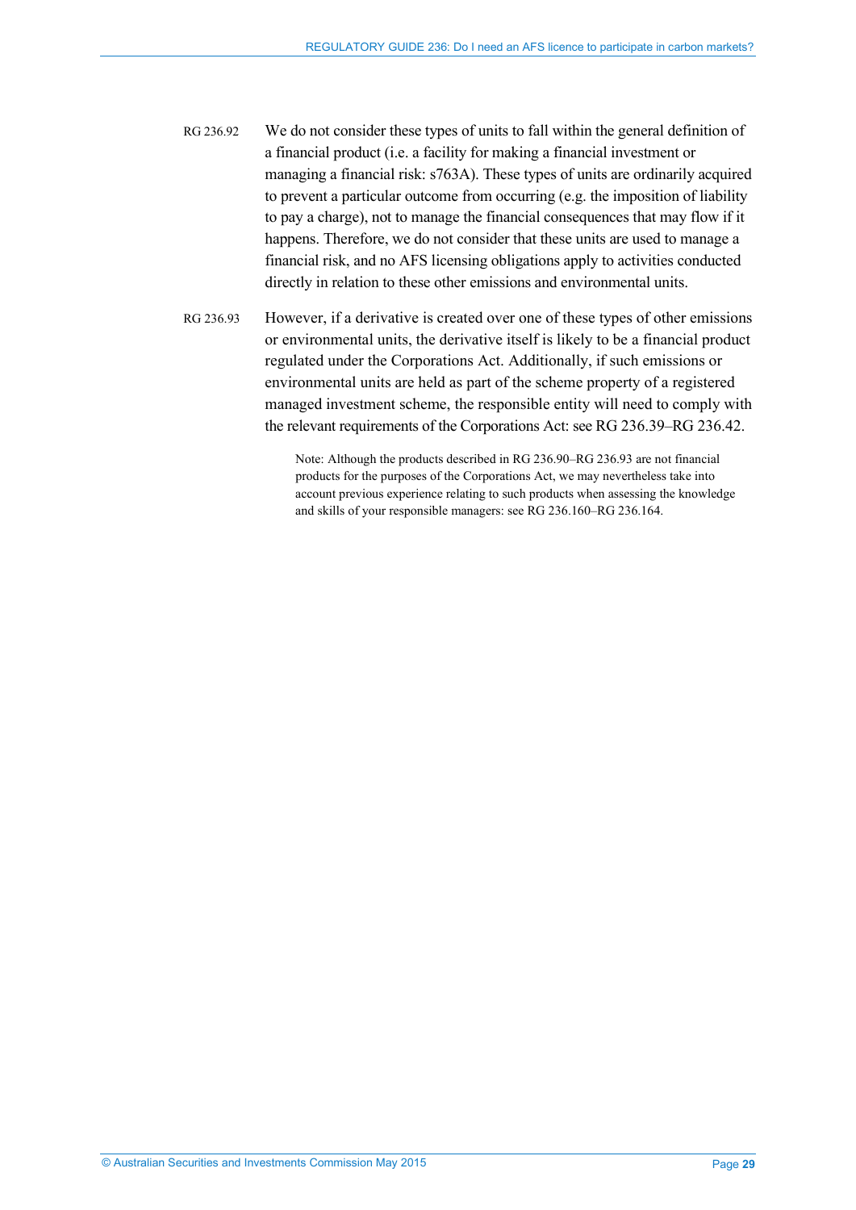RG 236.92 We do not consider these types of units to fall within the general definition of a financial product (i.e. a facility for making a financial investment or managing a financial risk: s763A). These types of units are ordinarily acquired to prevent a particular outcome from occurring (e.g. the imposition of liability to pay a charge), not to manage the financial consequences that may flow if it happens. Therefore, we do not consider that these units are used to manage a financial risk, and no AFS licensing obligations apply to activities conducted directly in relation to these other emissions and environmental units.

RG 236.93 However, if a derivative is created over one of these types of other emissions or environmental units, the derivative itself is likely to be a financial product regulated under the Corporations Act. Additionally, if such emissions or environmental units are held as part of the scheme property of a registered managed investment scheme, the responsible entity will need to comply with the relevant requirements of the Corporations Act: see RG 236.39–RG 236.42.

> Note: Although the products described in RG 236.90–RG 236.93 are not financial products for the purposes of the Corporations Act, we may nevertheless take into account previous experience relating to such products when assessing the knowledge and skills of your responsible managers: see RG 236.160–RG 236.164.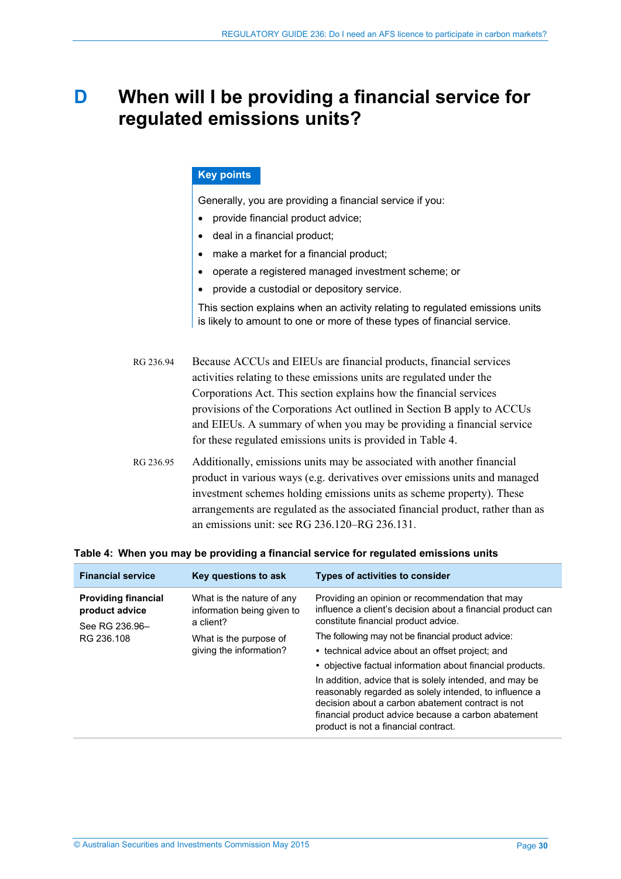# D When will I be providing a financial service for regulated emissions units?

> **Key points**
>
> Generally, you are providing a financial service if you:
>
> - provide financial product advice;
> - deal in a financial product;
> - make a market for a financial product;
> - operate a registered managed investment scheme; or
> - provide a custodial or depository service.
>
> This section explains when an activity relating to regulated emissions units is likely to amount to one or more of these types of financial service.

RG 236.94 Because ACCUs and EIEUs are financial products, financial services activities relating to these emissions units are regulated under the Corporations Act. This section explains how the financial services provisions of the Corporations Act outlined in Section B apply to ACCUs and EIEUs. A summary of when you may be providing a financial service for these regulated emissions units is provided in Table 4.

RG 236.95 Additionally, emissions units may be associated with another financial product in various ways (e.g. derivatives over emissions units and managed investment schemes holding emissions units as scheme property). These arrangements are regulated as the associated financial product, rather than as an emission unit: see RG 236.120–RG 236.131.

**Table 4: When you may be providing a financial service for regulated emissions units**

| Financial service | Key questions to ask | Types of activities to consider |
|---|---|---|
| **Providing financial product advice**<br><br>See RG 236.96–RG 236.108 | What is the nature of any information being given to a client?<br><br>What is the purpose of giving the information? | Providing an opinion or recommendation that may influence a client's decision about a financial product can constitute financial product advice.<br><br>The following may not be financial product advice:<br>• technical advice about an offset project; and<br>• objective factual information about financial products.<br><br>In addition, advice that is solely intended, and may be reasonably regarded as solely intended, to influence a decision about a carbon abatement contract is not financial product advice because a carbon abatement product is not a financial contract. |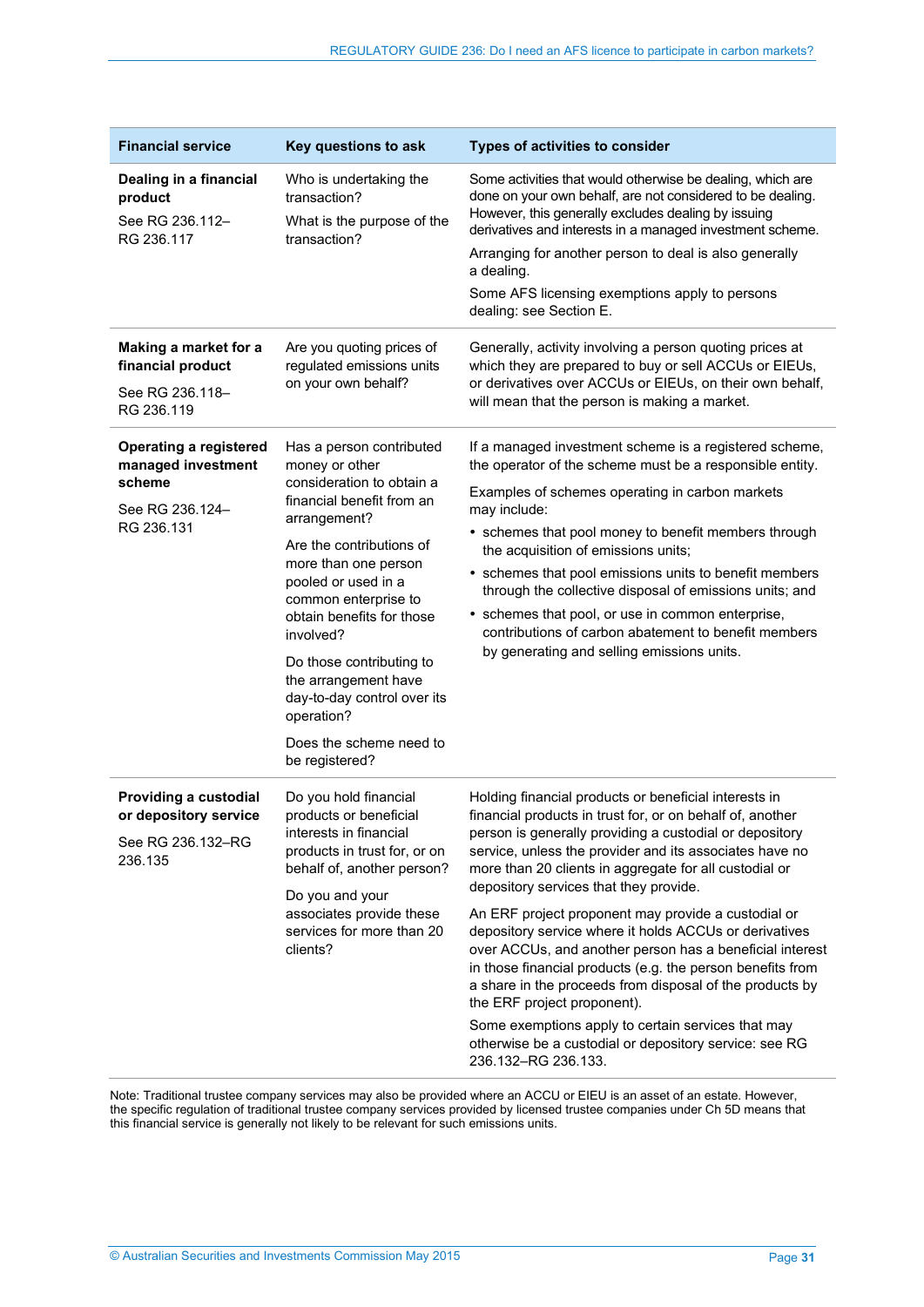| Financial service | Key questions to ask | Types of activities to consider |
| --- | --- | --- |
| **Dealing in a financial product**<br><br>See RG 236.112–RG 236.117 | Who is undertaking the transaction?<br><br>What is the purpose of the transaction? | Some activities that would otherwise be dealing, which are done on your own behalf, are not considered to be dealing. However, this generally excludes dealing by issuing derivatives and interests in a managed investment scheme.<br><br>Arranging for another person to deal is also generally a dealing.<br><br>Some AFS licensing exemptions apply to persons dealing: see Section E. |
| **Making a market for a financial product**<br><br>See RG 236.118–RG 236.119 | Are you quoting prices of regulated emissions units on your own behalf? | Generally, activity involving a person quoting prices at which they are prepared to buy or sell ACCUs or EIEUs, or derivatives over ACCUs or EIEUs, on their own behalf, will mean that the person is making a market. |
| **Operating a registered managed investment scheme**<br><br>See RG 236.124–RG 236.131 | Has a person contributed money or other consideration to obtain a financial benefit from an arrangement?<br><br>Are the contributions of more than one person pooled or used in a common enterprise to obtain benefits for those involved?<br><br>Do those contributing to the arrangement have day-to-day control over its operation?<br><br>Does the scheme need to be registered? | If a managed investment scheme is a registered scheme, the operator of the scheme must be a responsible entity.<br><br>Examples of schemes operating in carbon markets may include:<br>• schemes that pool money to benefit members through the acquisition of emissions units;<br>• schemes that pool emissions units to benefit members through the collective disposal of emissions units; and<br>• schemes that pool, or use in common enterprise, contributions of carbon abatement to benefit members by generating and selling emissions units. |
| **Providing a custodial or depository service**<br><br>See RG 236.132–RG 236.135 | Do you hold financial products or beneficial interests in financial products in trust for, or on behalf of, another person?<br><br>Do you and your associates provide these services for more than 20 clients? | Holding financial products or beneficial interests in financial products in trust for, or on behalf of, another person is generally providing a custodial or depository service, unless the provider and its associates have no more than 20 clients in aggregate for all custodial or depository services that they provide.<br><br>An ERF project proponent may provide a custodial or depository service where it holds ACCUs or derivatives over ACCUs, and another person has a beneficial interest in those financial products (e.g. the person benefits from a share in the proceeds from disposal of the products by the ERF project proponent).<br><br>Some exemptions apply to certain services that may otherwise be a custodial or depository service: see RG 236.132–RG 236.133. |

Note: Traditional trustee company services may also be provided where an ACCU or EIEU is an asset of an estate. However, the specific regulation of traditional trustee company services provided by licensed trustee companies under Ch 5D means that this financial service is generally not likely to be relevant for such emissions units.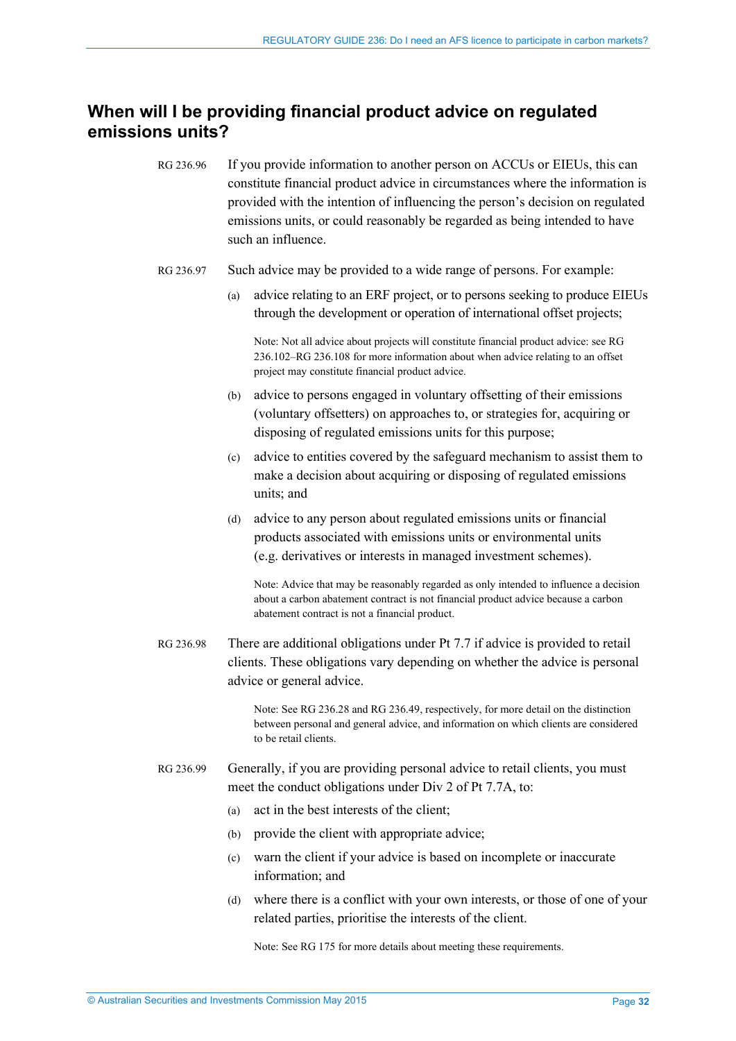## When will I be providing financial product advice on regulated emissions units?

RG 236.96 If you provide information to another person on ACCUs or EIEUs, this can constitute financial product advice in circumstances where the information is provided with the intention of influencing the person's decision on regulated emissions units, or could reasonably be regarded as being intended to have such an influence.

RG 236.97 Such advice may be provided to a wide range of persons. For example:

(a) advice relating to an ERF project, or to persons seeking to produce EIEUs through the development or operation of international offset projects;

Note: Not all advice about projects will constitute financial product advice: see RG 236.102–RG 236.108 for more information about when advice relating to an offset project may constitute financial product advice.

(b) advice to persons engaged in voluntary offsetting of their emissions (voluntary offsetters) on approaches to, or strategies for, acquiring or disposing of regulated emissions units for this purpose;

(c) advice to entities covered by the safeguard mechanism to assist them to make a decision about acquiring or disposing of regulated emissions units; and

(d) advice to any person about regulated emissions units or financial products associated with emissions units or environmental units (e.g. derivatives or interests in managed investment schemes).

Note: Advice that may be reasonably regarded as only intended to influence a decision about a carbon abatement contract is not financial product advice because a carbon abatement contract is not a financial product.

RG 236.98 There are additional obligations under Pt 7.7 if advice is provided to retail clients. These obligations vary depending on whether the advice is personal advice or general advice.

Note: See RG 236.28 and RG 236.49, respectively, for more detail on the distinction between personal and general advice, and information on which clients are considered to be retail clients.

RG 236.99 Generally, if you are providing personal advice to retail clients, you must meet the conduct obligations under Div 2 of Pt 7.7A, to:

(a) act in the best interests of the client;

(b) provide the client with appropriate advice;

(c) warn the client if your advice is based on incomplete or inaccurate information; and

(d) where there is a conflict with your own interests, or those of one of your related parties, prioritise the interests of the client.

Note: See RG 175 for more details about meeting these requirements.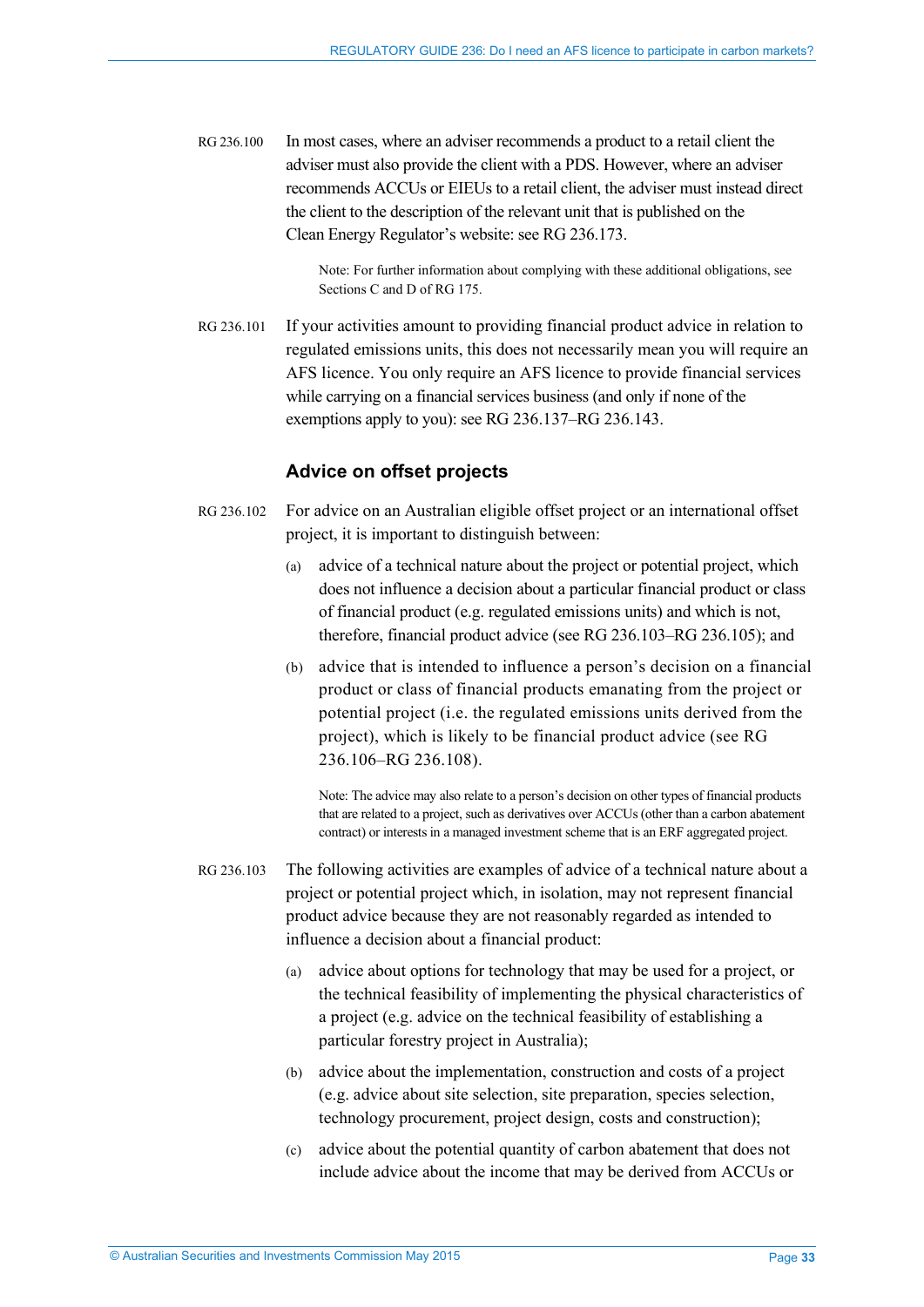RG 236.100 In most cases, where an adviser recommends a product to a retail client the adviser must also provide the client with a PDS. However, where an adviser recommends ACCUs or EIEUs to a retail client, the adviser must instead direct the client to the description of the relevant unit that is published on the Clean Energy Regulator's website: see RG 236.173.

> Note: For further information about complying with these additional obligations, see Sections C and D of RG 175.

RG 236.101 If your activities amount to providing financial product advice in relation to regulated emissions units, this does not necessarily mean you will require an AFS licence. You only require an AFS licence to provide financial services while carrying on a financial services business (and only if none of the exemptions apply to you): see RG 236.137–RG 236.143.

### Advice on offset projects

RG 236.102 For advice on an Australian eligible offset project or an international offset project, it is important to distinguish between:

(a) advice of a technical nature about the project or potential project, which does not influence a decision about a particular financial product or class of financial product (e.g. regulated emissions units) and which is not, therefore, financial product advice (see RG 236.103–RG 236.105); and

(b) advice that is intended to influence a person's decision on a financial product or class of financial products emanating from the project or potential project (i.e. the regulated emissions units derived from the project), which is likely to be financial product advice (see RG 236.106–RG 236.108).

> Note: The advice may also relate to a person's decision on other types of financial products that are related to a project, such as derivatives over ACCUs (other than a carbon abatement contract) or interests in a managed investment scheme that is an ERF aggregated project.

RG 236.103 The following activities are examples of advice of a technical nature about a project or potential project which, in isolation, may not represent financial product advice because they are not reasonably regarded as intended to influence a decision about a financial product:

(a) advice about options for technology that may be used for a project, or the technical feasibility of implementing the physical characteristics of a project (e.g. advice on the technical feasibility of establishing a particular forestry project in Australia);

(b) advice about the implementation, construction and costs of a project (e.g. advice about site selection, site preparation, species selection, technology procurement, project design, costs and construction);

(c) advice about the potential quantity of carbon abatement that does not include advice about the income that may be derived from ACCUs or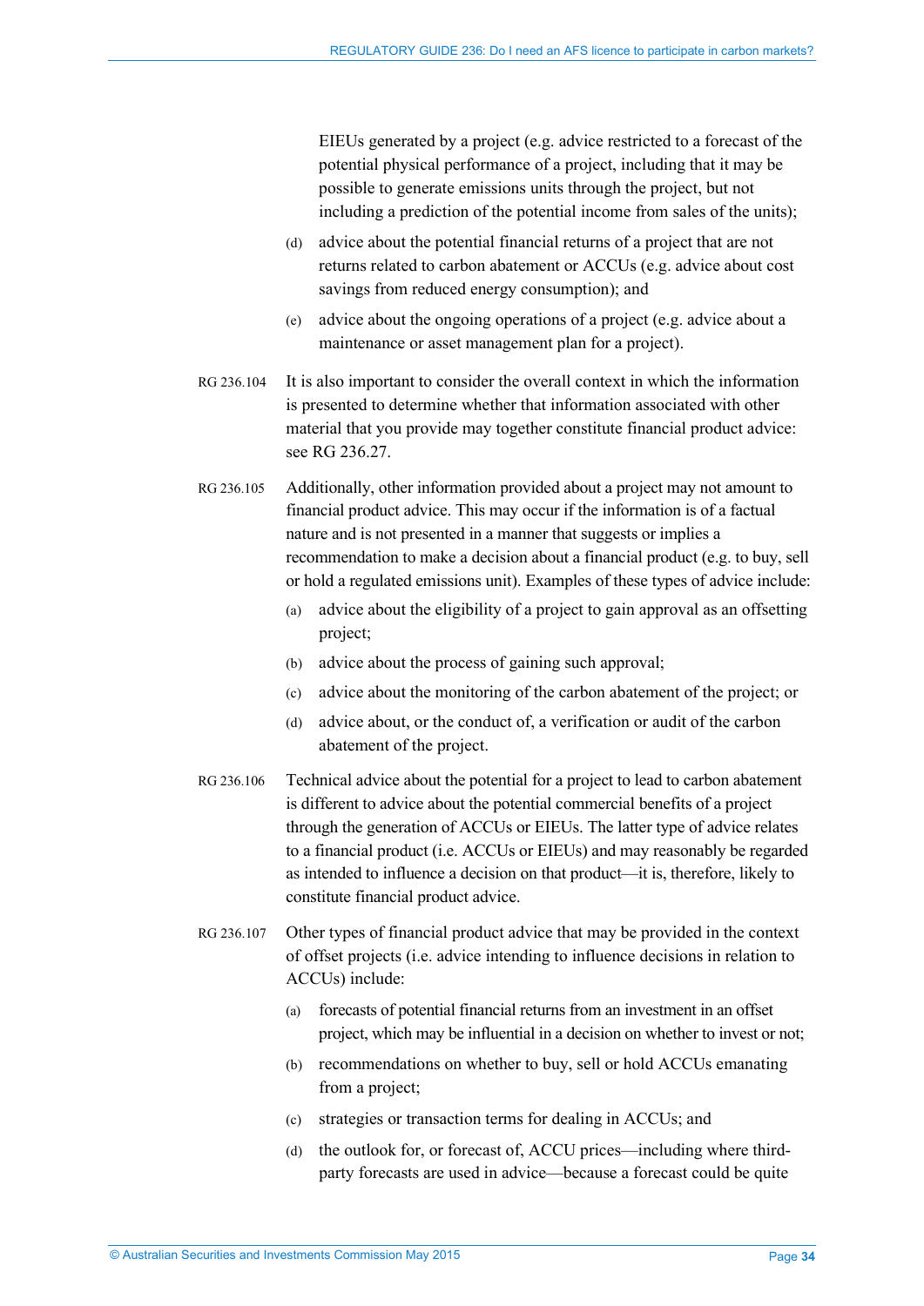EIEUs generated by a project (e.g. advice restricted to a forecast of the potential physical performance of a project, including that it may be possible to generate emissions units through the project, but not including a prediction of the potential income from sales of the units);

(d) advice about the potential financial returns of a project that are not returns related to carbon abatement or ACCUs (e.g. advice about cost savings from reduced energy consumption); and

(e) advice about the ongoing operations of a project (e.g. advice about a maintenance or asset management plan for a project).

RG 236.104 It is also important to consider the overall context in which the information is presented to determine whether that information associated with other material that you provide may together constitute financial product advice: see RG 236.27.

RG 236.105 Additionally, other information provided about a project may not amount to financial product advice. This may occur if the information is of a factual nature and is not presented in a manner that suggests or implies a recommendation to make a decision about a financial product (e.g. to buy, sell or hold a regulated emissions unit). Examples of these types of advice include:

(a) advice about the eligibility of a project to gain approval as an offsetting project;

(b) advice about the process of gaining such approval;

(c) advice about the monitoring of the carbon abatement of the project; or

(d) advice about, or the conduct of, a verification or audit of the carbon abatement of the project.

RG 236.106 Technical advice about the potential for a project to lead to carbon abatement is different to advice about the potential commercial benefits of a project through the generation of ACCUs or EIEUs. The latter type of advice relates to a financial product (i.e. ACCUs or EIEUs) and may reasonably be regarded as intended to influence a decision on that product—it is, therefore, likely to constitute financial product advice.

RG 236.107 Other types of financial product advice that may be provided in the context of offset projects (i.e. advice intending to influence decisions in relation to ACCUs) include:

(a) forecasts of potential financial returns from an investment in an offset project, which may be influential in a decision on whether to invest or not;

(b) recommendations on whether to buy, sell or hold ACCUs emanating from a project;

(c) strategies or transaction terms for dealing in ACCUs; and

(d) the outlook for, or forecast of, ACCU prices—including where third-party forecasts are used in advice—because a forecast could be quite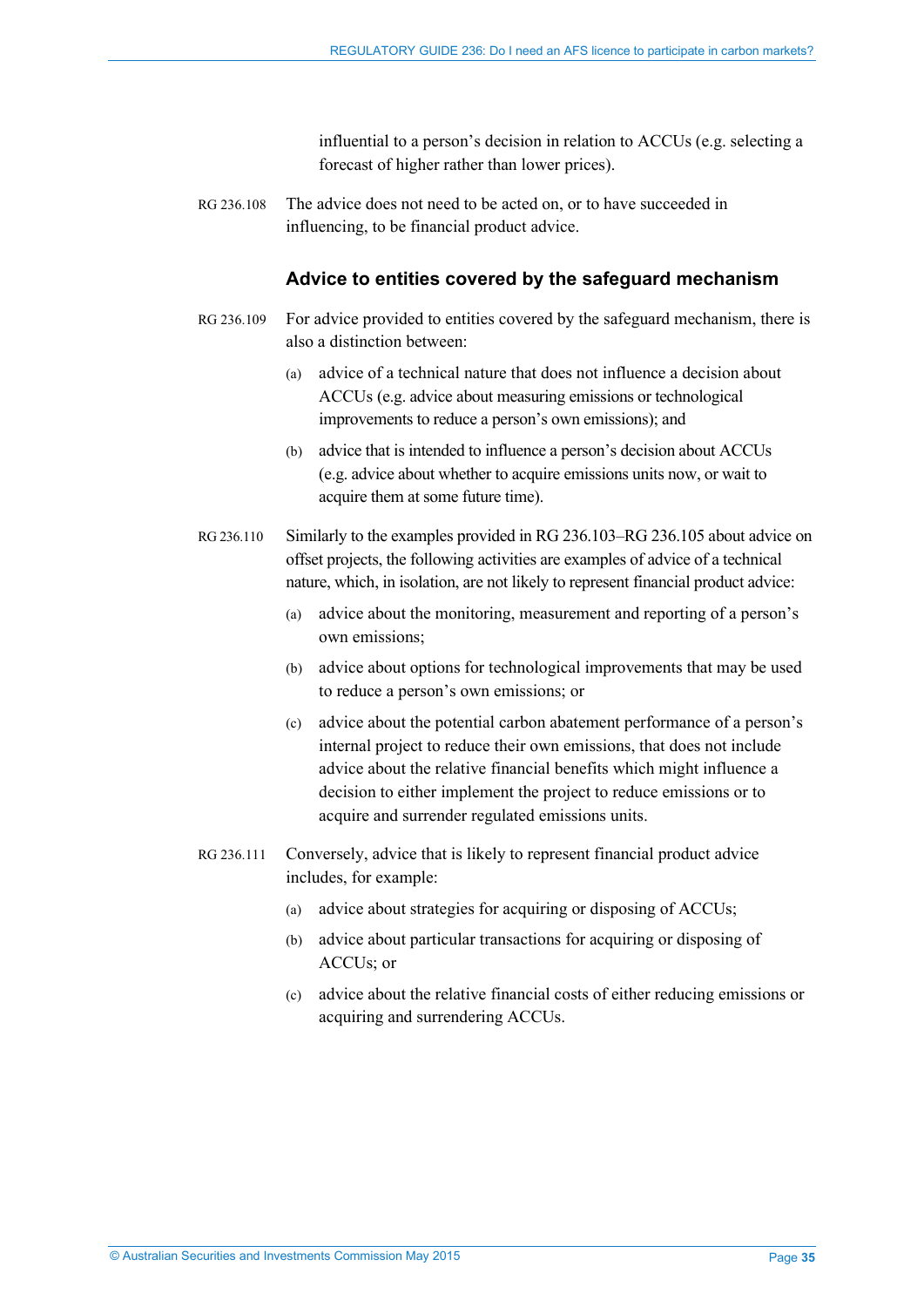influential to a person's decision in relation to ACCUs (e.g. selecting a forecast of higher rather than lower prices).

RG 236.108 The advice does not need to be acted on, or to have succeeded in influencing, to be financial product advice.

### Advice to entities covered by the safeguard mechanism

RG 236.109 For advice provided to entities covered by the safeguard mechanism, there is also a distinction between:

(a) advice of a technical nature that does not influence a decision about ACCUs (e.g. advice about measuring emissions or technological improvements to reduce a person's own emissions); and

(b) advice that is intended to influence a person's decision about ACCUs (e.g. advice about whether to acquire emissions units now, or wait to acquire them at some future time).

RG 236.110 Similarly to the examples provided in RG 236.103–RG 236.105 about advice on offset projects, the following activities are examples of advice of a technical nature, which, in isolation, are not likely to represent financial product advice:

(a) advice about the monitoring, measurement and reporting of a person's own emissions;

(b) advice about options for technological improvements that may be used to reduce a person's own emissions; or

(c) advice about the potential carbon abatement performance of a person's internal project to reduce their own emissions, that does not include advice about the relative financial benefits which might influence a decision to either implement the project to reduce emissions or to acquire and surrender regulated emissions units.

RG 236.111 Conversely, advice that is likely to represent financial product advice includes, for example:

(a) advice about strategies for acquiring or disposing of ACCUs;

(b) advice about particular transactions for acquiring or disposing of ACCUs; or

(c) advice about the relative financial costs of either reducing emissions or acquiring and surrendering ACCUs.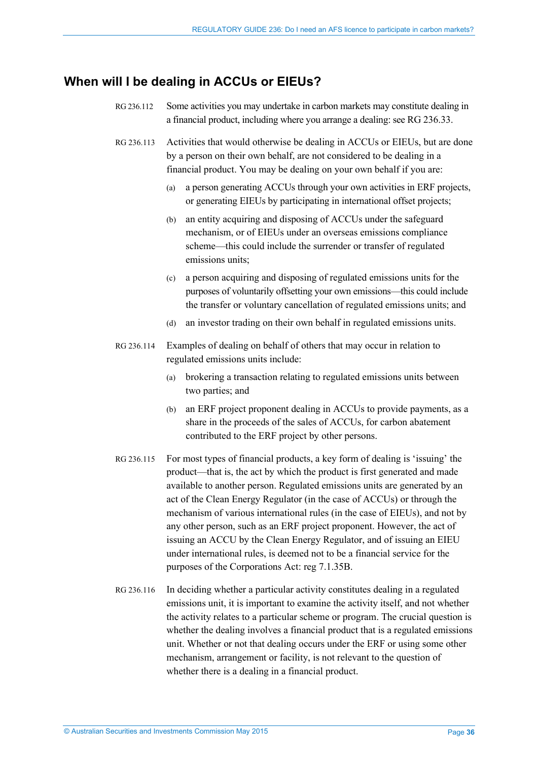## When will I be dealing in ACCUs or EIEUs?

RG 236.112 Some activities you may undertake in carbon markets may constitute dealing in a financial product, including where you arrange a dealing: see RG 236.33.

RG 236.113 Activities that would otherwise be dealing in ACCUs or EIEUs, but are done by a person on their own behalf, are not considered to be dealing in a financial product. You may be dealing on your own behalf if you are:

- (a) a person generating ACCUs through your own activities in ERF projects, or generating EIEUs by participating in international offset projects;
- (b) an entity acquiring and disposing of ACCUs under the safeguard mechanism, or of EIEUs under an overseas emissions compliance scheme—this could include the surrender or transfer of regulated emissions units;
- (c) a person acquiring and disposing of regulated emissions units for the purposes of voluntarily offsetting your own emissions—this could include the transfer or voluntary cancellation of regulated emissions units; and
- (d) an investor trading on their own behalf in regulated emissions units.

RG 236.114 Examples of dealing on behalf of others that may occur in relation to regulated emissions units include:

- (a) brokering a transaction relating to regulated emissions units between two parties; and
- (b) an ERF project proponent dealing in ACCUs to provide payments, as a share in the proceeds of the sales of ACCUs, for carbon abatement contributed to the ERF project by other persons.

RG 236.115 For most types of financial products, a key form of dealing is 'issuing' the product—that is, the act by which the product is first generated and made available to another person. Regulated emissions units are generated by an act of the Clean Energy Regulator (in the case of ACCUs) or through the mechanism of various international rules (in the case of EIEUs), and not by any other person, such as an ERF project proponent. However, the act of issuing an ACCU by the Clean Energy Regulator, and of issuing an EIEU under international rules, is deemed not to be a financial service for the purposes of the Corporations Act: reg 7.1.35B.

RG 236.116 In deciding whether a particular activity constitutes dealing in a regulated emissions unit, it is important to examine the activity itself, and not whether the activity relates to a particular scheme or program. The crucial question is whether the dealing involves a financial product that is a regulated emissions unit. Whether or not that dealing occurs under the ERF or using some other mechanism, arrangement or facility, is not relevant to the question of whether there is a dealing in a financial product.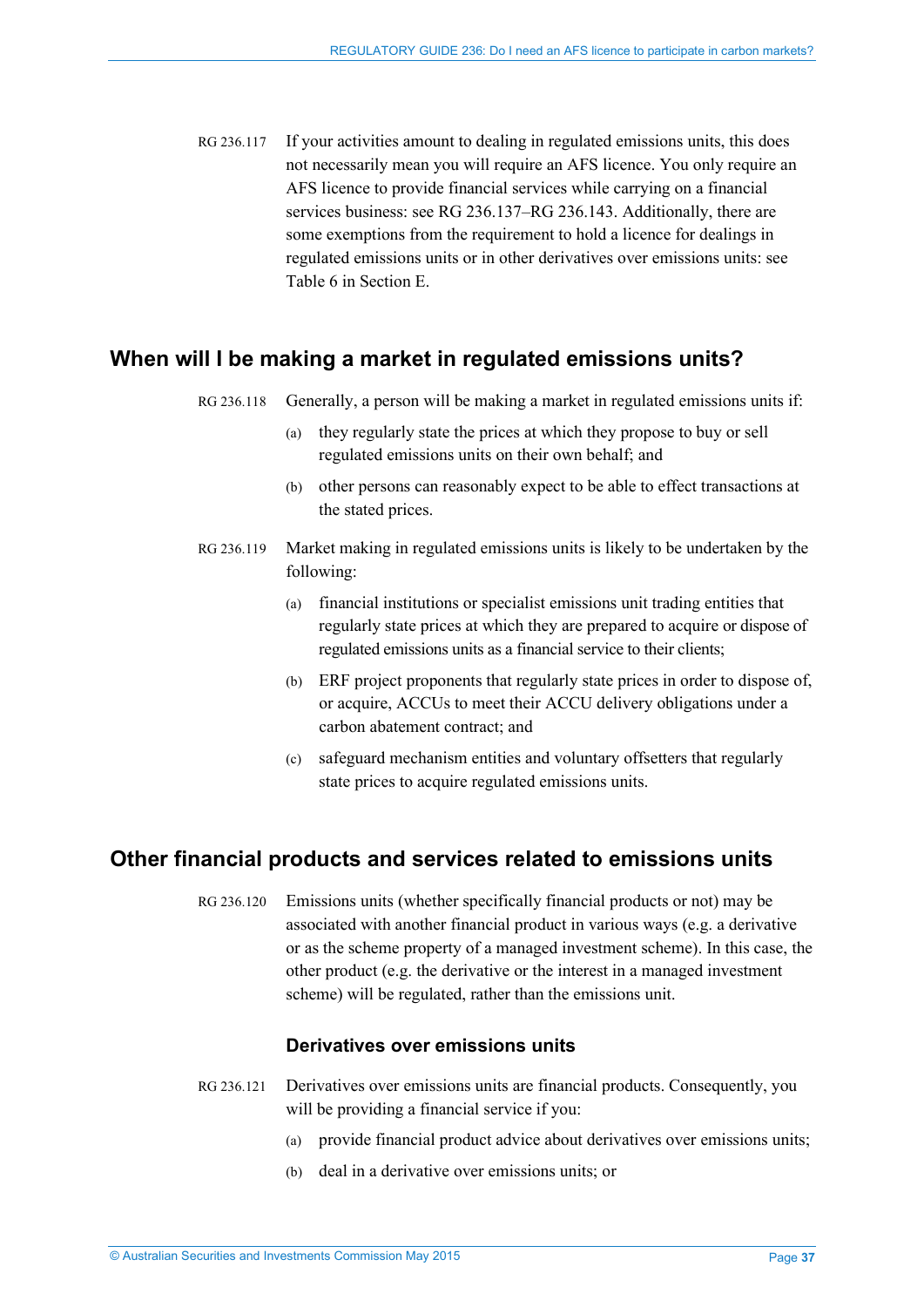RG 236.117 If your activities amount to dealing in regulated emissions units, this does not necessarily mean you will require an AFS licence. You only require an AFS licence to provide financial services while carrying on a financial services business: see RG 236.137–RG 236.143. Additionally, there are some exemptions from the requirement to hold a licence for dealings in regulated emissions units or in other derivatives over emissions units: see Table 6 in Section E.

## When will I be making a market in regulated emissions units?

RG 236.118 Generally, a person will be making a market in regulated emissions units if:

(a) they regularly state the prices at which they propose to buy or sell regulated emissions units on their own behalf; and

(b) other persons can reasonably expect to be able to effect transactions at the stated prices.

RG 236.119 Market making in regulated emissions units is likely to be undertaken by the following:

(a) financial institutions or specialist emissions unit trading entities that regularly state prices at which they are prepared to acquire or dispose of regulated emissions units as a financial service to their clients;

(b) ERF project proponents that regularly state prices in order to dispose of, or acquire, ACCUs to meet their ACCU delivery obligations under a carbon abatement contract; and

(c) safeguard mechanism entities and voluntary offsetters that regularly state prices to acquire regulated emissions units.

## Other financial products and services related to emissions units

RG 236.120 Emissions units (whether specifically financial products or not) may be associated with another financial product in various ways (e.g. a derivative or as the scheme property of a managed investment scheme). In this case, the other product (e.g. the derivative or the interest in a managed investment scheme) will be regulated, rather than the emissions unit.

### Derivatives over emissions units

RG 236.121 Derivatives over emissions units are financial products. Consequently, you will be providing a financial service if you:

(a) provide financial product advice about derivatives over emissions units;

(b) deal in a derivative over emissions units; or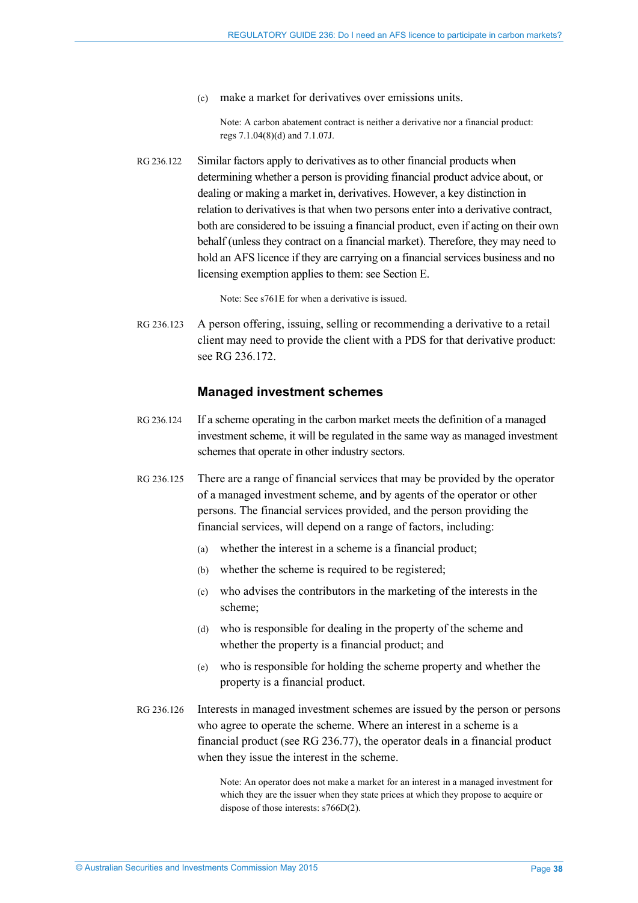(c) make a market for derivatives over emissions units.

Note: A carbon abatement contract is neither a derivative nor a financial product: regs 7.1.04(8)(d) and 7.1.07J.

RG 236.122 Similar factors apply to derivatives as to other financial products when determining whether a person is providing financial product advice about, or dealing or making a market in, derivatives. However, a key distinction in relation to derivatives is that when two persons enter into a derivative contract, both are considered to be issuing a financial product, even if acting on their own behalf (unless they contract on a financial market). Therefore, they may need to hold an AFS licence if they are carrying on a financial services business and no licensing exemption applies to them: see Section E.

Note: See s761E for when a derivative is issued.

RG 236.123 A person offering, issuing, selling or recommending a derivative to a retail client may need to provide the client with a PDS for that derivative product: see RG 236.172.

### Managed investment schemes

RG 236.124 If a scheme operating in the carbon market meets the definition of a managed investment scheme, it will be regulated in the same way as managed investment schemes that operate in other industry sectors.

RG 236.125 There are a range of financial services that may be provided by the operator of a managed investment scheme, and by agents of the operator or other persons. The financial services provided, and the person providing the financial services, will depend on a range of factors, including:

(a) whether the interest in a scheme is a financial product;

(b) whether the scheme is required to be registered;

(c) who advises the contributors in the marketing of the interests in the scheme;

(d) who is responsible for dealing in the property of the scheme and whether the property is a financial product; and

(e) who is responsible for holding the scheme property and whether the property is a financial product.

RG 236.126 Interests in managed investment schemes are issued by the person or persons who agree to operate the scheme. Where an interest in a scheme is a financial product (see RG 236.77), the operator deals in a financial product when they issue the interest in the scheme.

Note: An operator does not make a market for an interest in a managed investment for which they are the issuer when they state prices at which they propose to acquire or dispose of those interests: s766D(2).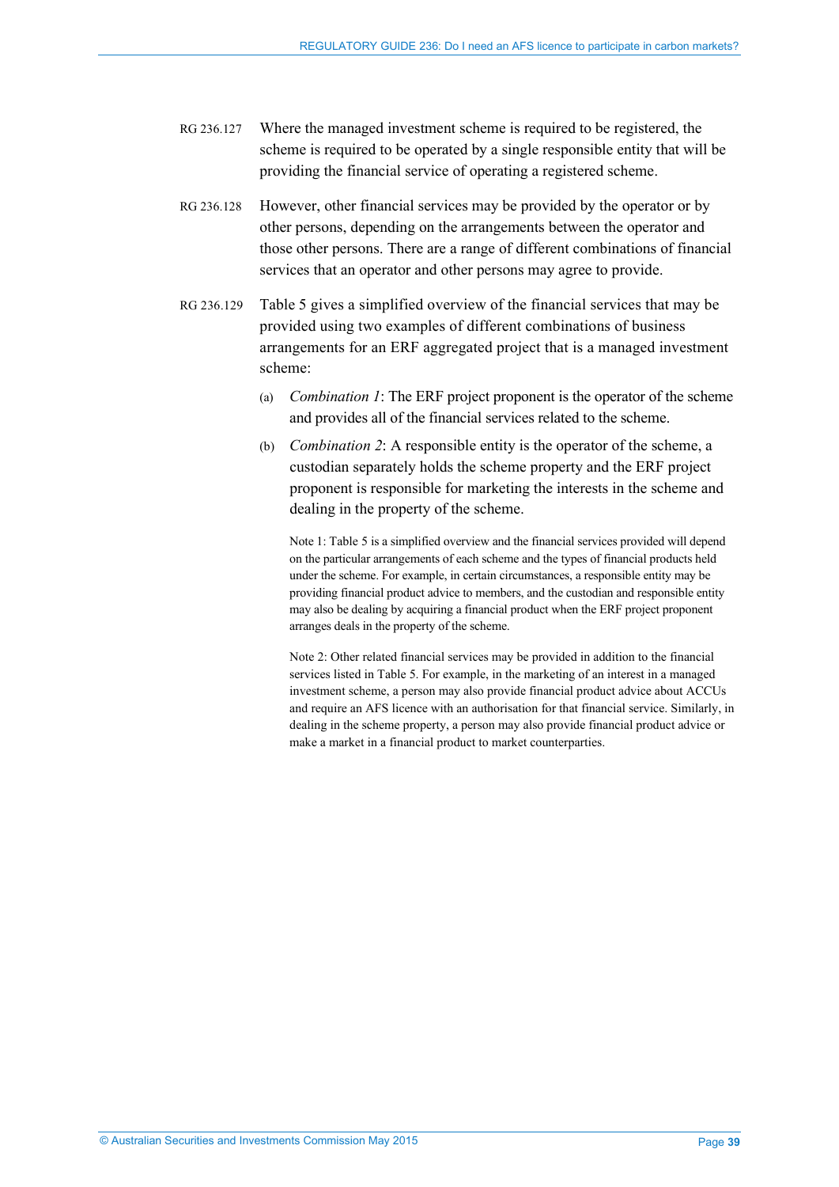RG 236.127 Where the managed investment scheme is required to be registered, the scheme is required to be operated by a single responsible entity that will be providing the financial service of operating a registered scheme.

RG 236.128 However, other financial services may be provided by the operator or by other persons, depending on the arrangements between the operator and those other persons. There are a range of different combinations of financial services that an operator and other persons may agree to provide.

RG 236.129 Table 5 gives a simplified overview of the financial services that may be provided using two examples of different combinations of business arrangements for an ERF aggregated project that is a managed investment scheme:

(a) *Combination 1*: The ERF project proponent is the operator of the scheme and provides all of the financial services related to the scheme.

(b) *Combination 2*: A responsible entity is the operator of the scheme, a custodian separately holds the scheme property and the ERF project proponent is responsible for marketing the interests in the scheme and dealing in the property of the scheme.

Note 1: Table 5 is a simplified overview and the financial services provided will depend on the particular arrangements of each scheme and the types of financial products held under the scheme. For example, in certain circumstances, a responsible entity may be providing financial product advice to members, and the custodian and responsible entity may also be dealing by acquiring a financial product when the ERF project proponent arranges deals in the property of the scheme.

Note 2: Other related financial services may be provided in addition to the financial services listed in Table 5. For example, in the marketing of an interest in a managed investment scheme, a person may also provide financial product advice about ACCUs and require an AFS licence with an authorisation for that financial service. Similarly, in dealing in the scheme property, a person may also provide financial product advice or make a market in a financial product to market counterparties.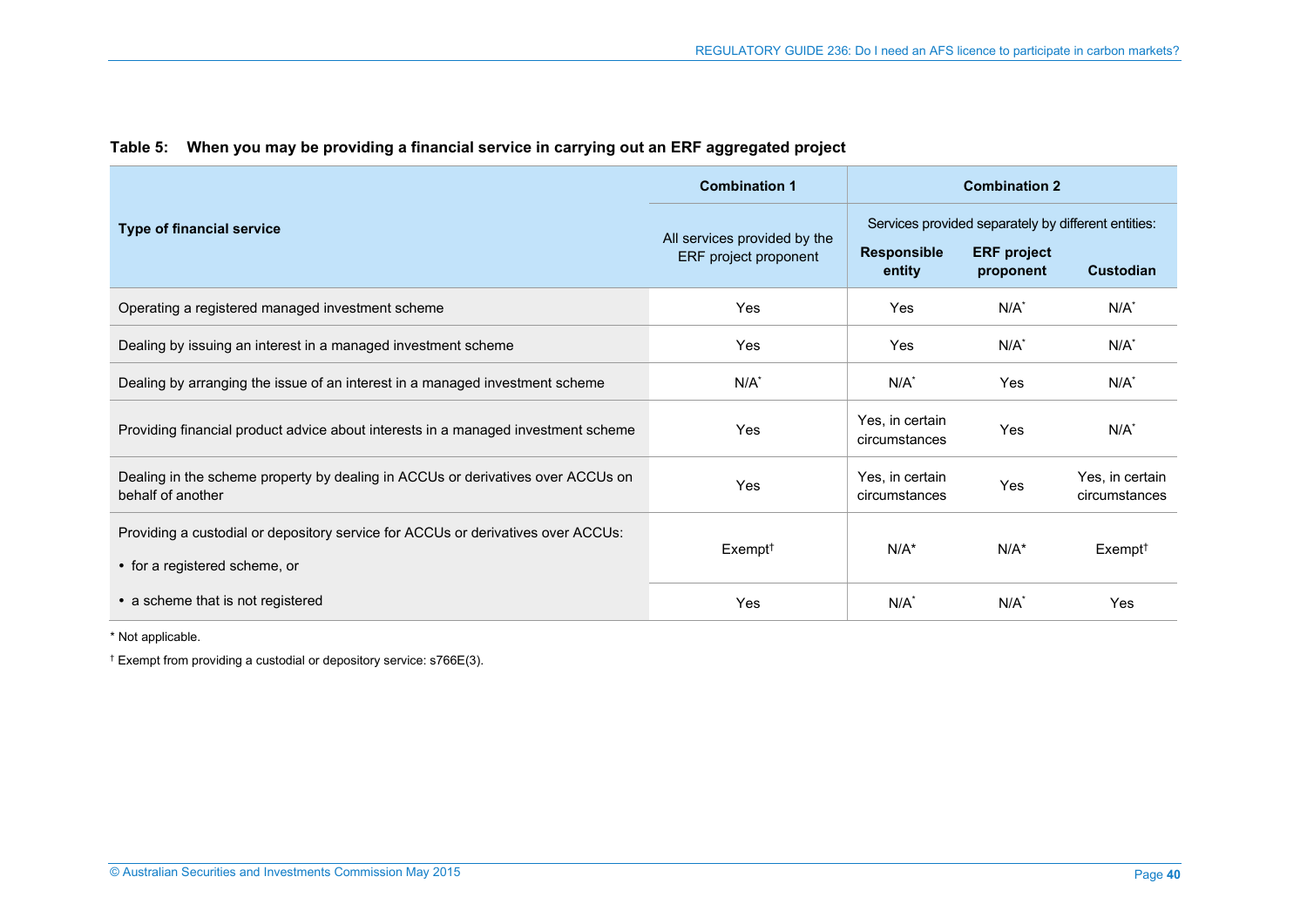**Table 5: When you may be providing a financial service in carrying out an ERF aggregated project**

| Type of financial service | Combination 1 | Combination 2 | | |
|---|---|---|---|---|
| | All services provided by the ERF project proponent | Services provided separately by different entities: Responsible entity | ERF project proponent | Custodian |
| Operating a registered managed investment scheme | Yes | Yes | N/A* | N/A* |
| Dealing by issuing an interest in a managed investment scheme | Yes | Yes | N/A* | N/A* |
| Dealing by arranging the issue of an interest in a managed investment scheme | N/A* | N/A* | Yes | N/A* |
| Providing financial product advice about interests in a managed investment scheme | Yes | Yes, in certain circumstances | Yes | N/A* |
| Dealing in the scheme property by dealing in ACCUs or derivatives over ACCUs on behalf of another | Yes | Yes, in certain circumstances | Yes | Yes, in certain circumstances |
| Providing a custodial or depository service for ACCUs or derivatives over ACCUs: • for a registered scheme, or | Exempt† | N/A* | N/A* | Exempt† |
| • a scheme that is not registered | Yes | N/A* | N/A* | Yes |

\* Not applicable.

† Exempt from providing a custodial or depository service: s766E(3).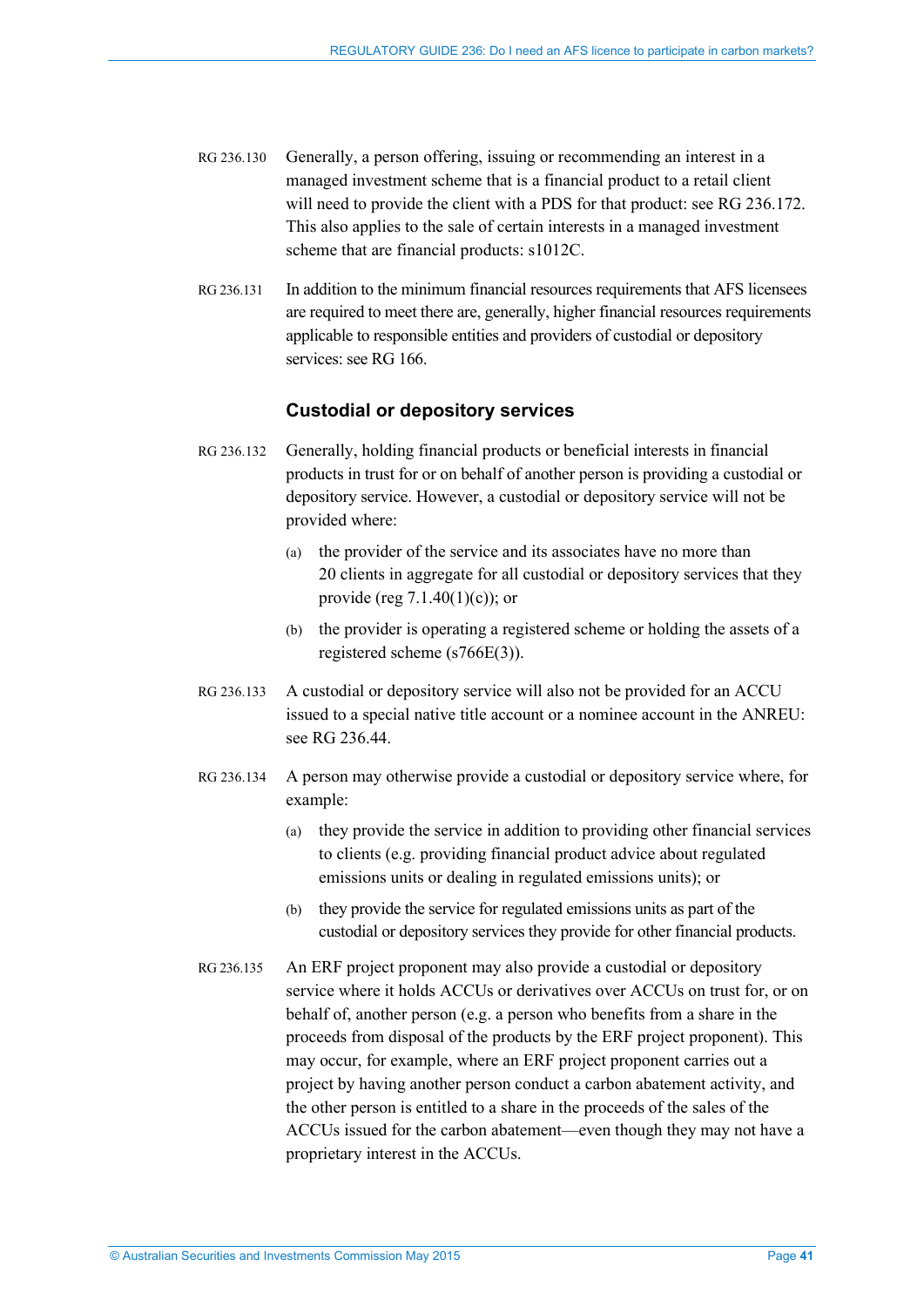RG 236.130 Generally, a person offering, issuing or recommending an interest in a managed investment scheme that is a financial product to a retail client will need to provide the client with a PDS for that product: see RG 236.172. This also applies to the sale of certain interests in a managed investment scheme that are financial products: s1012C.

RG 236.131 In addition to the minimum financial resources requirements that AFS licensees are required to meet there are, generally, higher financial resources requirements applicable to responsible entities and providers of custodial or depository services: see RG 166.

### Custodial or depository services

RG 236.132 Generally, holding financial products or beneficial interests in financial products in trust for or on behalf of another person is providing a custodial or depository service. However, a custodial or depository service will not be provided where:

(a) the provider of the service and its associates have no more than 20 clients in aggregate for all custodial or depository services that they provide (reg 7.1.40(1)(c)); or

(b) the provider is operating a registered scheme or holding the assets of a registered scheme (s766E(3)).

RG 236.133 A custodial or depository service will also not be provided for an ACCU issued to a special native title account or a nominee account in the ANREU: see RG 236.44.

RG 236.134 A person may otherwise provide a custodial or depository service where, for example:

(a) they provide the service in addition to providing other financial services to clients (e.g. providing financial product advice about regulated emissions units or dealing in regulated emissions units); or

(b) they provide the service for regulated emissions units as part of the custodial or depository services they provide for other financial products.

RG 236.135 An ERF project proponent may also provide a custodial or depository service where it holds ACCUs or derivatives over ACCUs on trust for, or on behalf of, another person (e.g. a person who benefits from a share in the proceeds from disposal of the products by the ERF project proponent). This may occur, for example, where an ERF project proponent carries out a project by having another person conduct a carbon abatement activity, and the other person is entitled to a share in the proceeds of the sales of the ACCUs issued for the carbon abatement—even though they may not have a proprietary interest in the ACCUs.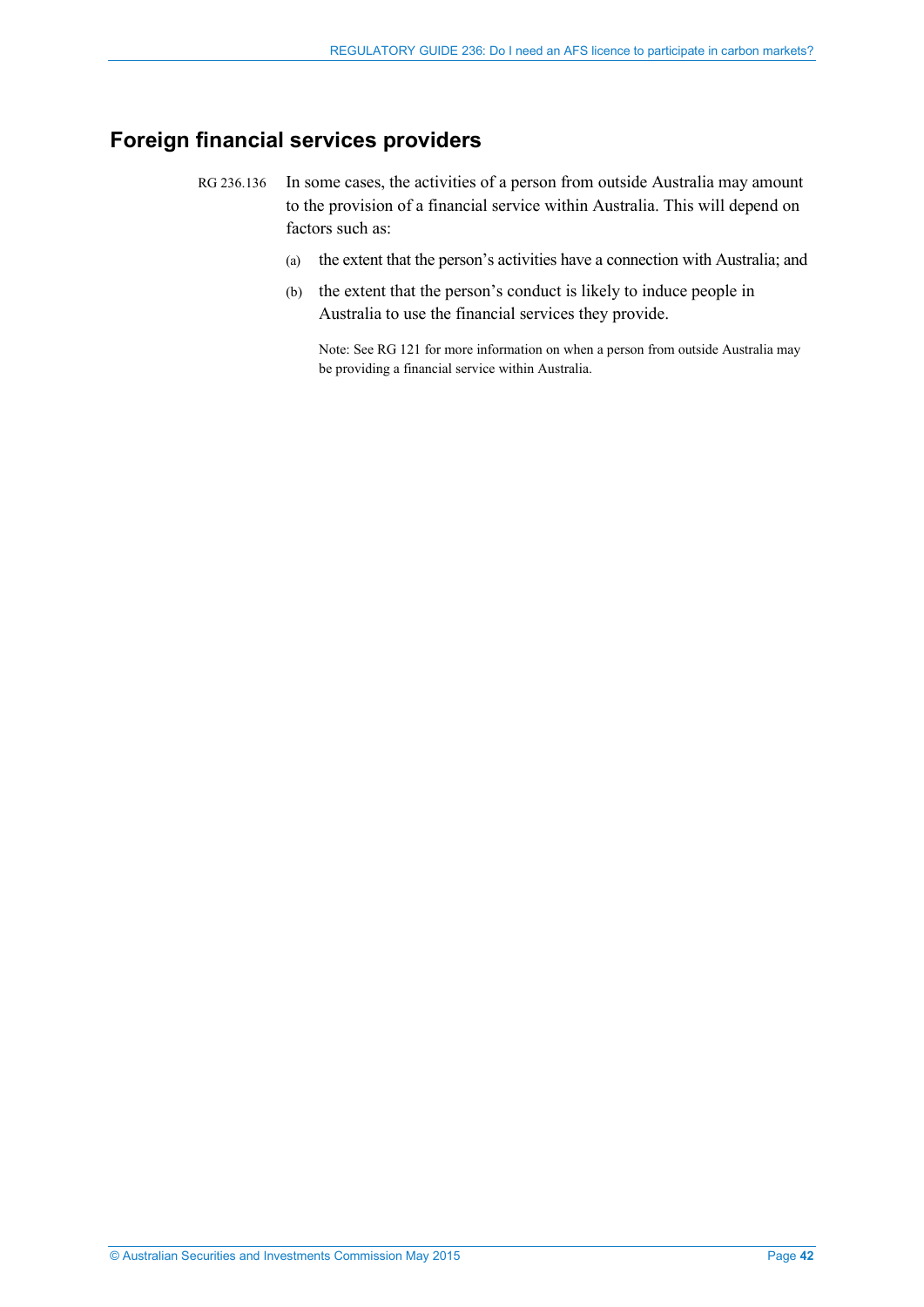## Foreign financial services providers

RG 236.136 In some cases, the activities of a person from outside Australia may amount to the provision of a financial service within Australia. This will depend on factors such as:

(a) the extent that the person's activities have a connection with Australia; and

(b) the extent that the person's conduct is likely to induce people in Australia to use the financial services they provide.

Note: See RG 121 for more information on when a person from outside Australia may be providing a financial service within Australia.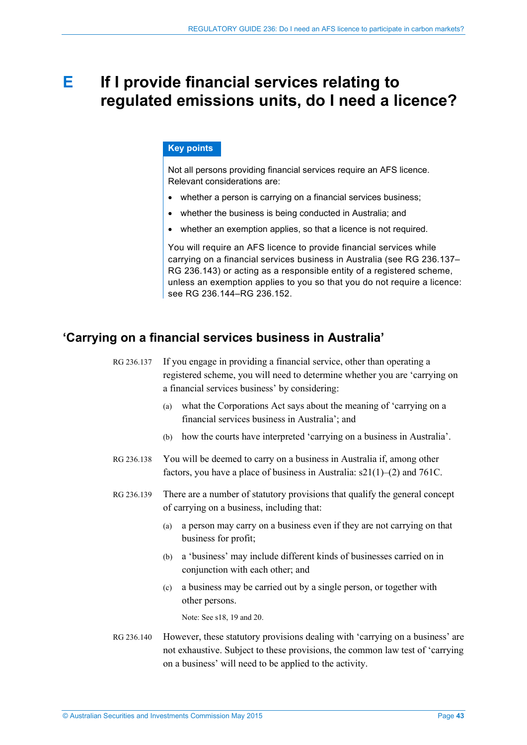# E If I provide financial services relating to regulated emissions units, do I need a licence?

**Key points**

Not all persons providing financial services require an AFS licence. Relevant considerations are:

- whether a person is carrying on a financial services business;
- whether the business is being conducted in Australia; and
- whether an exemption applies, so that a licence is not required.

You will require an AFS licence to provide financial services while carrying on a financial services business in Australia (see RG 236.137–RG 236.143) or acting as a responsible entity of a registered scheme, unless an exemption applies to you so that you do not require a licence: see RG 236.144–RG 236.152.

## 'Carrying on a financial services business in Australia'

RG 236.137 If you engage in providing a financial service, other than operating a registered scheme, you will need to determine whether you are 'carrying on a financial services business' by considering:

(a) what the Corporations Act says about the meaning of 'carrying on a financial services business in Australia'; and

(b) how the courts have interpreted 'carrying on a business in Australia'.

RG 236.138 You will be deemed to carry on a business in Australia if, among other factors, you have a place of business in Australia: s21(1)–(2) and 761C.

RG 236.139 There are a number of statutory provisions that qualify the general concept of carrying on a business, including that:

(a) a person may carry on a business even if they are not carrying on that business for profit;

(b) a 'business' may include different kinds of businesses carried on in conjunction with each other; and

(c) a business may be carried out by a single person, or together with other persons.

Note: See s18, 19 and 20.

RG 236.140 However, these statutory provisions dealing with 'carrying on a business' are not exhaustive. Subject to these provisions, the common law test of 'carrying on a business' will need to be applied to the activity.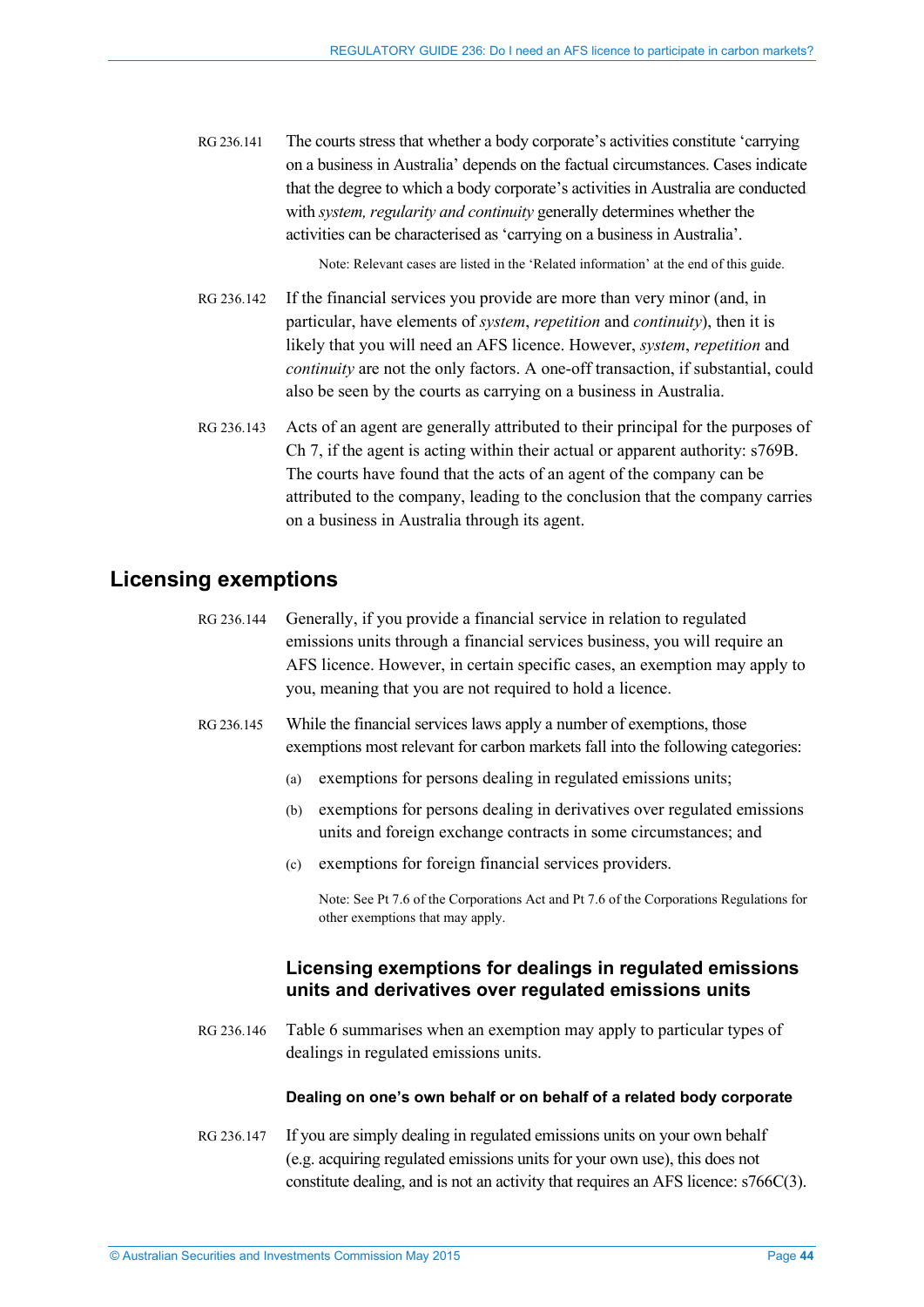RG 236.141 The courts stress that whether a body corporate's activities constitute 'carrying on a business in Australia' depends on the factual circumstances. Cases indicate that the degree to which a body corporate's activities in Australia are conducted with *system, regularity and continuity* generally determines whether the activities can be characterised as 'carrying on a business in Australia'.

Note: Relevant cases are listed in the 'Related information' at the end of this guide.

RG 236.142 If the financial services you provide are more than very minor (and, in particular, have elements of *system*, *repetition* and *continuity*), then it is likely that you will need an AFS licence. However, *system*, *repetition* and *continuity* are not the only factors. A one-off transaction, if substantial, could also be seen by the courts as carrying on a business in Australia.

RG 236.143 Acts of an agent are generally attributed to their principal for the purposes of Ch 7, if the agent is acting within their actual or apparent authority: s769B. The courts have found that the acts of an agent of the company can be attributed to the company, leading to the conclusion that the company carries on a business in Australia through its agent.

## Licensing exemptions

RG 236.144 Generally, if you provide a financial service in relation to regulated emissions units through a financial services business, you will require an AFS licence. However, in certain specific cases, an exemption may apply to you, meaning that you are not required to hold a licence.

RG 236.145 While the financial services laws apply a number of exemptions, those exemptions most relevant for carbon markets fall into the following categories:

(a) exemptions for persons dealing in regulated emissions units;

(b) exemptions for persons dealing in derivatives over regulated emissions units and foreign exchange contracts in some circumstances; and

(c) exemptions for foreign financial services providers.

Note: See Pt 7.6 of the Corporations Act and Pt 7.6 of the Corporations Regulations for other exemptions that may apply.

### Licensing exemptions for dealings in regulated emissions units and derivatives over regulated emissions units

RG 236.146 Table 6 summarises when an exemption may apply to particular types of dealings in regulated emissions units.

#### Dealing on one's own behalf or on behalf of a related body corporate

RG 236.147 If you are simply dealing in regulated emissions units on your own behalf (e.g. acquiring regulated emissions units for your own use), this does not constitute dealing, and is not an activity that requires an AFS licence: s766C(3).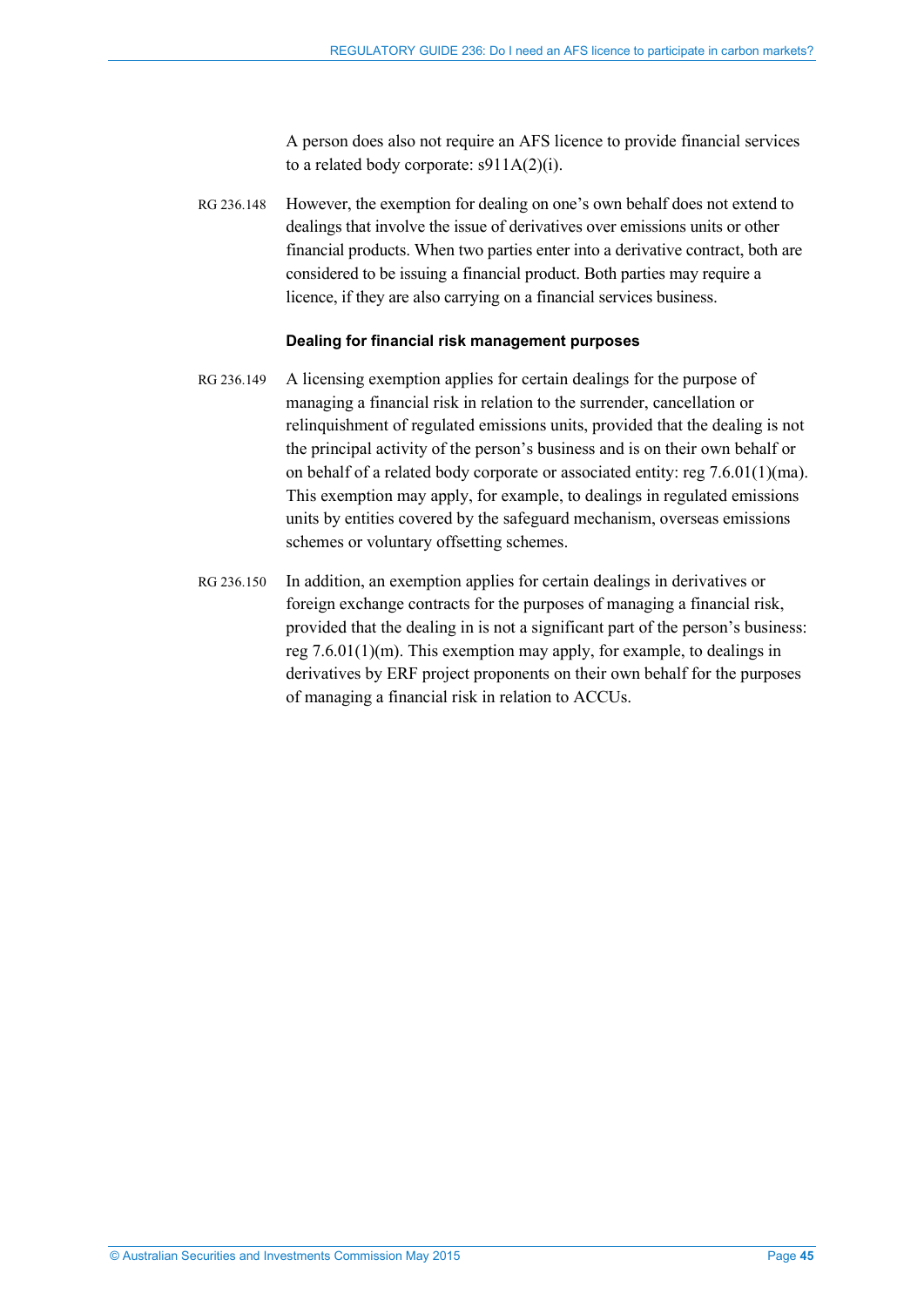A person does also not require an AFS licence to provide financial services to a related body corporate: s911A(2)(i).

RG 236.148 However, the exemption for dealing on one's own behalf does not extend to dealings that involve the issue of derivatives over emissions units or other financial products. When two parties enter into a derivative contract, both are considered to be issuing a financial product. Both parties may require a licence, if they are also carrying on a financial services business.

#### Dealing for financial risk management purposes

RG 236.149 A licensing exemption applies for certain dealings for the purpose of managing a financial risk in relation to the surrender, cancellation or relinquishment of regulated emissions units, provided that the dealing is not the principal activity of the person's business and is on their own behalf or on behalf of a related body corporate or associated entity: reg 7.6.01(1)(ma). This exemption may apply, for example, to dealings in regulated emissions units by entities covered by the safeguard mechanism, overseas emissions schemes or voluntary offsetting schemes.

RG 236.150 In addition, an exemption applies for certain dealings in derivatives or foreign exchange contracts for the purposes of managing a financial risk, provided that the dealing in is not a significant part of the person's business: reg 7.6.01(1)(m). This exemption may apply, for example, to dealings in derivatives by ERF project proponents on their own behalf for the purposes of managing a financial risk in relation to ACCUs.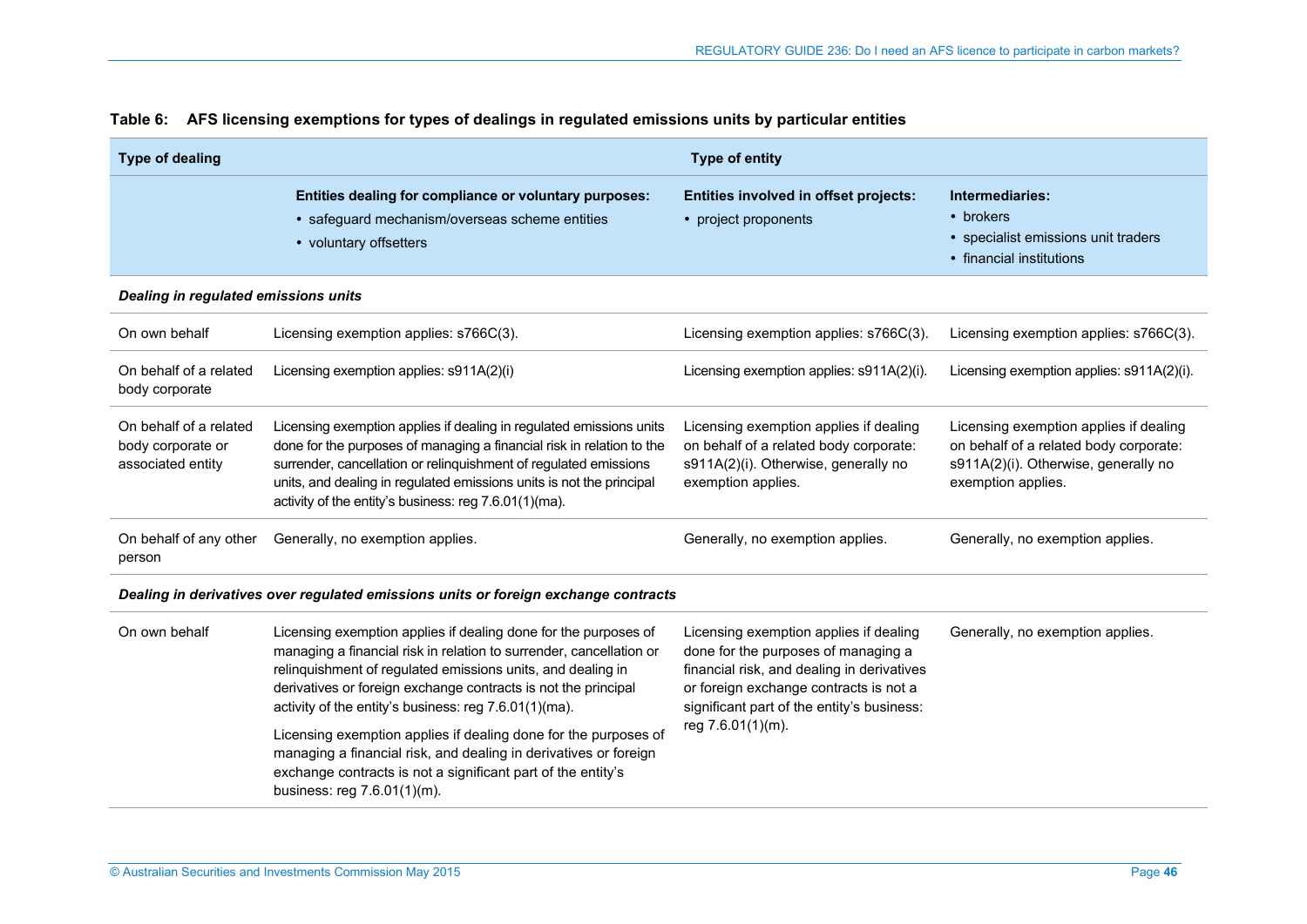**Table 6: AFS licensing exemptions for types of dealings in regulated emissions units by particular entities**

| Type of dealing | Type of entity | | |
|---|---|---|---|
| | **Entities dealing for compliance or voluntary purposes:** • safeguard mechanism/overseas scheme entities • voluntary offsetters | **Entities involved in offset projects:** • project proponents | **Intermediaries:** • brokers • specialist emissions unit traders • financial institutions |
| ***Dealing in regulated emissions units*** | | | |
| On own behalf | Licensing exemption applies: s766C(3). | Licensing exemption applies: s766C(3). | Licensing exemption applies: s766C(3). |
| On behalf of a related body corporate | Licensing exemption applies: s911A(2)(i) | Licensing exemption applies: s911A(2)(i). | Licensing exemption applies: s911A(2)(i). |
| On behalf of a related body corporate or associated entity | Licensing exemption applies if dealing in regulated emissions units done for the purposes of managing a financial risk in relation to the surrender, cancellation or relinquishment of regulated emissions units, and dealing in regulated emissions units is not the principal activity of the entity's business: reg 7.6.01(1)(ma). | Licensing exemption applies if dealing on behalf of a related body corporate: s911A(2)(i). Otherwise, generally no exemption applies. | Licensing exemption applies if dealing on behalf of a related body corporate: s911A(2)(i). Otherwise, generally no exemption applies. |
| On behalf of any other person | Generally, no exemption applies. | Generally, no exemption applies. | Generally, no exemption applies. |
| ***Dealing in derivatives over regulated emissions units or foreign exchange contracts*** | | | |
| On own behalf | Licensing exemption applies if dealing done for the purposes of managing a financial risk in relation to surrender, cancellation or relinquishment of regulated emissions units, and dealing in derivatives or foreign exchange contracts is not the principal activity of the entity's business: reg 7.6.01(1)(ma). Licensing exemption applies if dealing done for the purposes of managing a financial risk, and dealing in derivatives or foreign exchange contracts is not a significant part of the entity's business: reg 7.6.01(1)(m). | Licensing exemption applies if dealing done for the purposes of managing a financial risk, and dealing in derivatives or foreign exchange contracts is not a significant part of the entity's business: reg 7.6.01(1)(m). | Generally, no exemption applies. |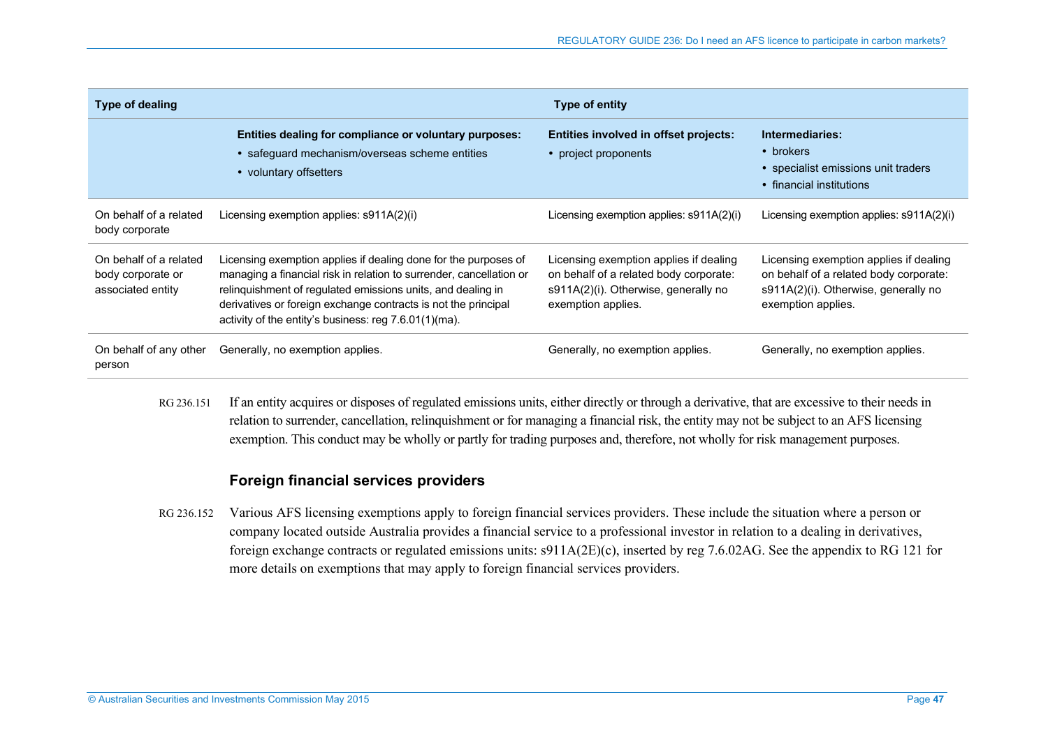| Type of dealing | Type of entity | | |
|---|---|---|---|
| | **Entities dealing for compliance or voluntary purposes:** <br>• safeguard mechanism/overseas scheme entities <br>• voluntary offsetters | **Entities involved in offset projects:** <br>• project proponents | **Intermediaries:** <br>• brokers <br>• specialist emissions unit traders <br>• financial institutions |
| On behalf of a related body corporate | Licensing exemption applies: s911A(2)(i) | Licensing exemption applies: s911A(2)(i) | Licensing exemption applies: s911A(2)(i) |
| On behalf of a related body corporate or associated entity | Licensing exemption applies if dealing done for the purposes of managing a financial risk in relation to surrender, cancellation or relinquishment of regulated emissions units, and dealing in derivatives or foreign exchange contracts is not the principal activity of the entity's business: reg 7.6.01(1)(ma). | Licensing exemption applies if dealing on behalf of a related body corporate: s911A(2)(i). Otherwise, generally no exemption applies. | Licensing exemption applies if dealing on behalf of a related body corporate: s911A(2)(i). Otherwise, generally no exemption applies. |
| On behalf of any other person | Generally, no exemption applies. | Generally, no exemption applies. | Generally, no exemption applies. |

RG 236.151 If an entity acquires or disposes of regulated emissions units, either directly or through a derivative, that are excessive to their needs in relation to surrender, cancellation, relinquishment or for managing a financial risk, the entity may not be subject to an AFS licensing exemption. This conduct may be wholly or partly for trading purposes and, therefore, not wholly for risk management purposes.

### Foreign financial services providers

RG 236.152 Various AFS licensing exemptions apply to foreign financial services providers. These include the situation where a person or company located outside Australia provides a financial service to a professional investor in relation to a dealing in derivatives, foreign exchange contracts or regulated emissions units: s911A(2E)(c), inserted by reg 7.6.02AG. See the appendix to RG 121 for more details on exemptions that may apply to foreign financial services providers.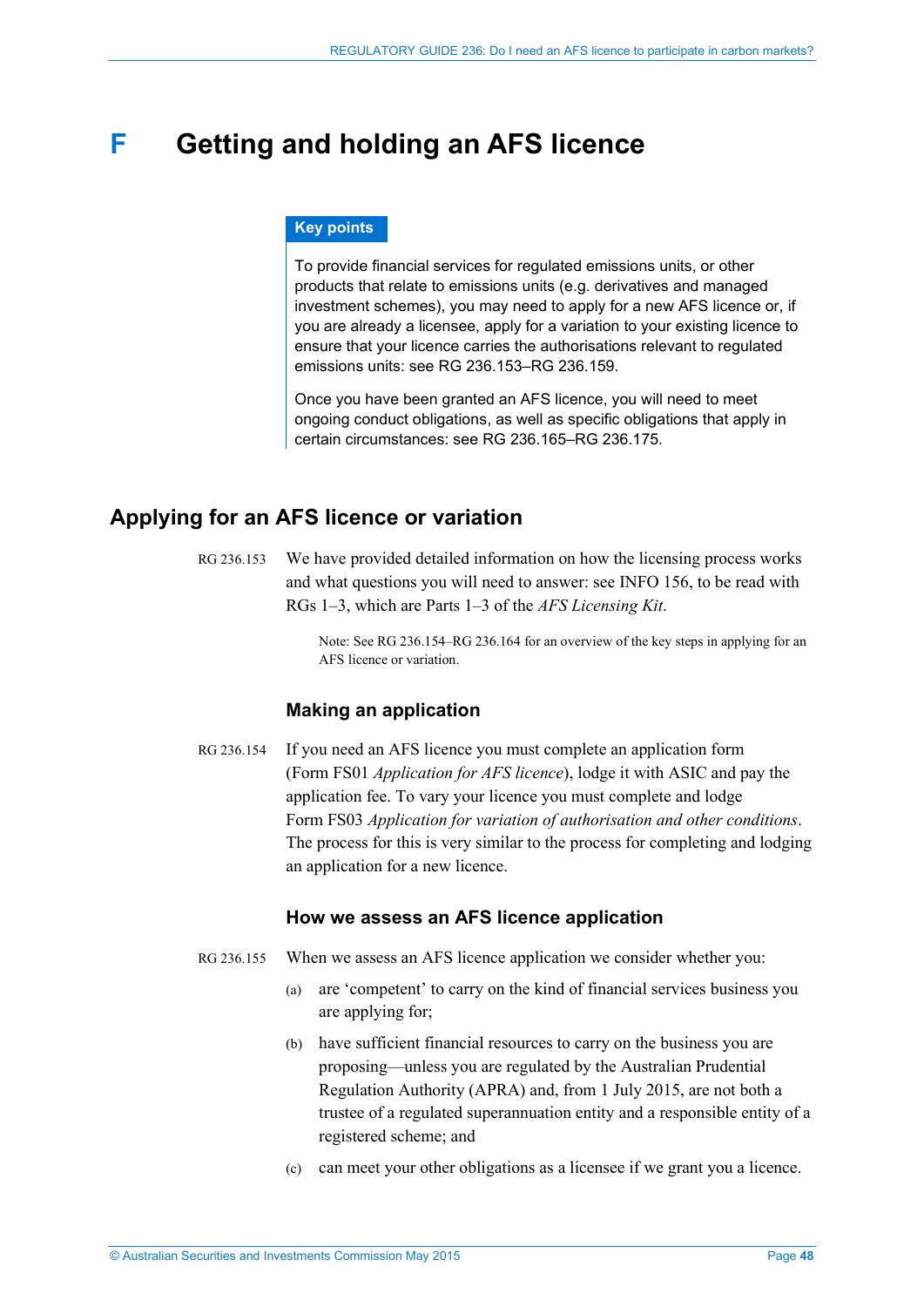# F Getting and holding an AFS licence

**Key points**

To provide financial services for regulated emissions units, or other products that relate to emissions units (e.g. derivatives and managed investment schemes), you may need to apply for a new AFS licence or, if you are already a licensee, apply for a variation to your existing licence to ensure that your licence carries the authorisations relevant to regulated emissions units: see RG 236.153–RG 236.159.

Once you have been granted an AFS licence, you will need to meet ongoing conduct obligations, as well as specific obligations that apply in certain circumstances: see RG 236.165–RG 236.175.

## Applying for an AFS licence or variation

RG 236.153 We have provided detailed information on how the licensing process works and what questions you will need to answer: see INFO 156, to be read with RGs 1–3, which are Parts 1–3 of the *AFS Licensing Kit*.

Note: See RG 236.154–RG 236.164 for an overview of the key steps in applying for an AFS licence or variation.

### Making an application

RG 236.154 If you need an AFS licence you must complete an application form (Form FS01 *Application for AFS licence*), lodge it with ASIC and pay the application fee. To vary your licence you must complete and lodge Form FS03 *Application for variation of authorisation and other conditions*. The process for this is very similar to the process for completing and lodging an application for a new licence.

### How we assess an AFS licence application

RG 236.155 When we assess an AFS licence application we consider whether you:

(a) are 'competent' to carry on the kind of financial services business you are applying for;

(b) have sufficient financial resources to carry on the business you are proposing—unless you are regulated by the Australian Prudential Regulation Authority (APRA) and, from 1 July 2015, are not both a trustee of a regulated superannuation entity and a responsible entity of a registered scheme; and

(c) can meet your other obligations as a licensee if we grant you a licence.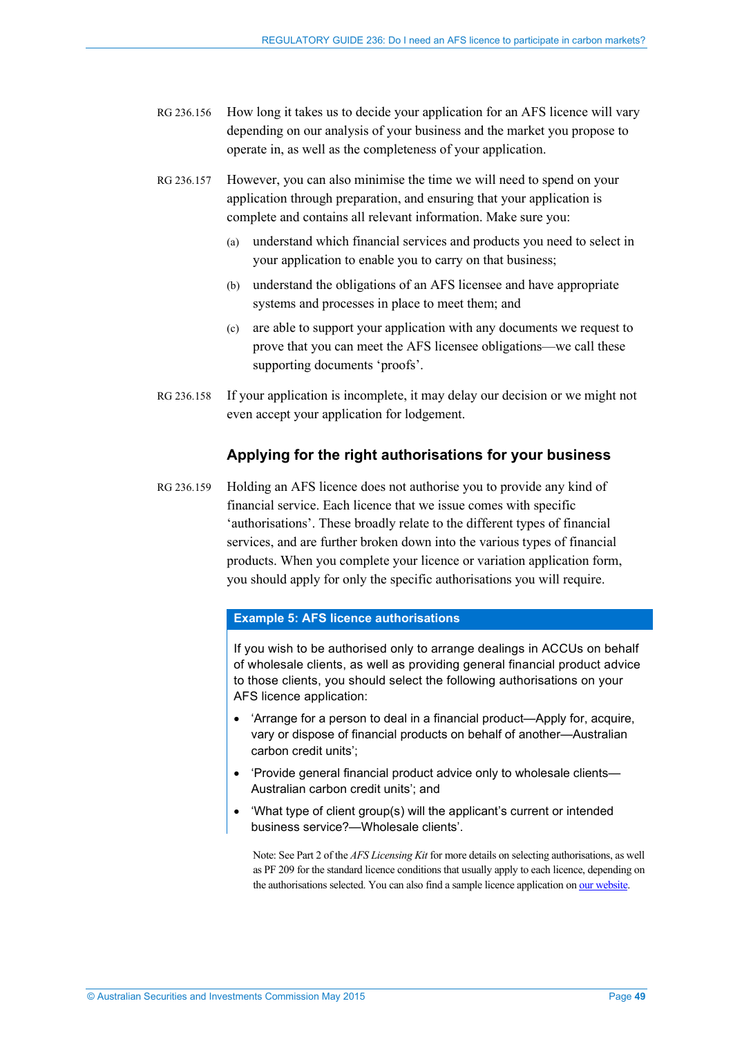RG 236.156 How long it takes us to decide your application for an AFS licence will vary depending on our analysis of your business and the market you propose to operate in, as well as the completeness of your application.

RG 236.157 However, you can also minimise the time we will need to spend on your application through preparation, and ensuring that your application is complete and contains all relevant information. Make sure you:

(a) understand which financial services and products you need to select in your application to enable you to carry on that business;

(b) understand the obligations of an AFS licensee and have appropriate systems and processes in place to meet them; and

(c) are able to support your application with any documents we request to prove that you can meet the AFS licensee obligations—we call these supporting documents 'proofs'.

RG 236.158 If your application is incomplete, it may delay our decision or we might not even accept your application for lodgement.

## Applying for the right authorisations for your business

RG 236.159 Holding an AFS licence does not authorise you to provide any kind of financial service. Each licence that we issue comes with specific 'authorisations'. These broadly relate to the different types of financial services, and are further broken down into the various types of financial products. When you complete your licence or variation application form, you should apply for only the specific authorisations you will require.

**Example 5: AFS licence authorisations**

If you wish to be authorised only to arrange dealings in ACCUs on behalf of wholesale clients, as well as providing general financial product advice to those clients, you should select the following authorisations on your AFS licence application:

- 'Arrange for a person to deal in a financial product—Apply for, acquire, vary or dispose of financial products on behalf of another—Australian carbon credit units';
- 'Provide general financial product advice only to wholesale clients—Australian carbon credit units'; and
- 'What type of client group(s) will the applicant's current or intended business service?—Wholesale clients'.

Note: See Part 2 of the *AFS Licensing Kit* for more details on selecting authorisations, as well as PF 209 for the standard licence conditions that usually apply to each licence, depending on the authorisations selected. You can also find a sample licence application on our website.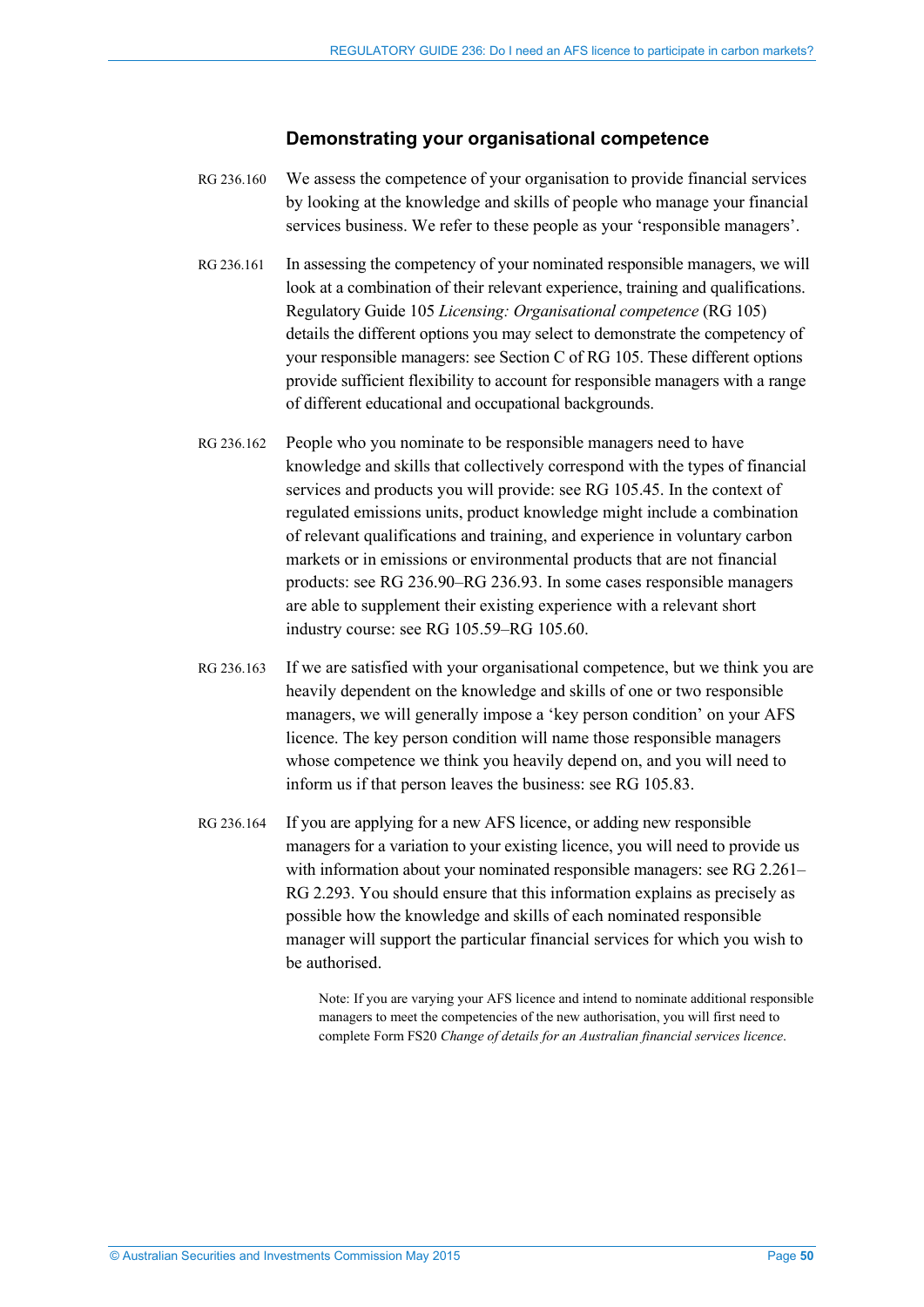### Demonstrating your organisational competence

RG 236.160 We assess the competence of your organisation to provide financial services by looking at the knowledge and skills of people who manage your financial services business. We refer to these people as your 'responsible managers'.

RG 236.161 In assessing the competency of your nominated responsible managers, we will look at a combination of their relevant experience, training and qualifications. Regulatory Guide 105 *Licensing: Organisational competence* (RG 105) details the different options you may select to demonstrate the competency of your responsible managers: see Section C of RG 105. These different options provide sufficient flexibility to account for responsible managers with a range of different educational and occupational backgrounds.

RG 236.162 People who you nominate to be responsible managers need to have knowledge and skills that collectively correspond with the types of financial services and products you will provide: see RG 105.45. In the context of regulated emissions units, product knowledge might include a combination of relevant qualifications and training, and experience in voluntary carbon markets or in emissions or environmental products that are not financial products: see RG 236.90–RG 236.93. In some cases responsible managers are able to supplement their existing experience with a relevant short industry course: see RG 105.59–RG 105.60.

RG 236.163 If we are satisfied with your organisational competence, but we think you are heavily dependent on the knowledge and skills of one or two responsible managers, we will generally impose a 'key person condition' on your AFS licence. The key person condition will name those responsible managers whose competence we think you heavily depend on, and you will need to inform us if that person leaves the business: see RG 105.83.

RG 236.164 If you are applying for a new AFS licence, or adding new responsible managers for a variation to your existing licence, you will need to provide us with information about your nominated responsible managers: see RG 2.261–RG 2.293. You should ensure that this information explains as precisely as possible how the knowledge and skills of each nominated responsible manager will support the particular financial services for which you wish to be authorised.

> Note: If you are varying your AFS licence and intend to nominate additional responsible managers to meet the competencies of the new authorisation, you will first need to complete Form FS20 *Change of details for an Australian financial services licence*.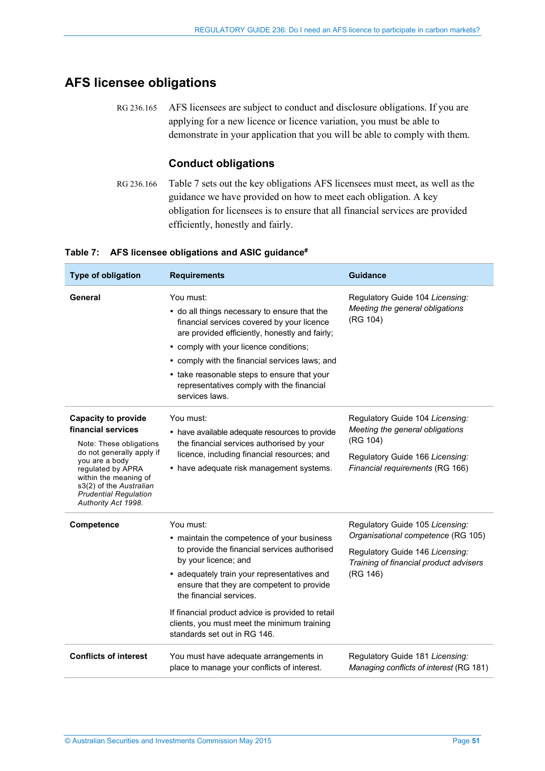## AFS licensee obligations

RG 236.165 AFS licensees are subject to conduct and disclosure obligations. If you are applying for a new licence or licence variation, you must be able to demonstrate in your application that you will be able to comply with them.

### Conduct obligations

RG 236.166 Table 7 sets out the key obligations AFS licensees must meet, as well as the guidance we have provided on how to meet each obligation. A key obligation for licensees is to ensure that all financial services are provided efficiently, honestly and fairly.

**Table 7: AFS licensee obligations and ASIC guidance#**

| Type of obligation | Requirements | Guidance |
|---|---|---|
| **General** | You must: <br>• do all things necessary to ensure that the financial services covered by your licence are provided efficiently, honestly and fairly; <br>• comply with your licence conditions; <br>• comply with the financial services laws; and <br>• take reasonable steps to ensure that your representatives comply with the financial services laws. | Regulatory Guide 104 *Licensing: Meeting the general obligations* (RG 104) |
| **Capacity to provide financial services** <br>Note: These obligations do not generally apply if you are a body regulated by APRA within the meaning of s3(2) of the *Australian Prudential Regulation Authority Act 1998*. | You must: <br>• have available adequate resources to provide the financial services authorised by your licence, including financial resources; and <br>• have adequate risk management systems. | Regulatory Guide 104 *Licensing: Meeting the general obligations* (RG 104) <br>Regulatory Guide 166 *Licensing: Financial requirements* (RG 166) |
| **Competence** | You must: <br>• maintain the competence of your business to provide the financial services authorised by your licence; and <br>• adequately train your representatives and ensure that they are competent to provide the financial services. <br>If financial product advice is provided to retail clients, you must meet the minimum training standards set out in RG 146. | Regulatory Guide 105 *Licensing: Organisational competence* (RG 105) <br>Regulatory Guide 146 *Licensing: Training of financial product advisers* (RG 146) |
| **Conflicts of interest** | You must have adequate arrangements in place to manage your conflicts of interest. | Regulatory Guide 181 *Licensing: Managing conflicts of interest* (RG 181) |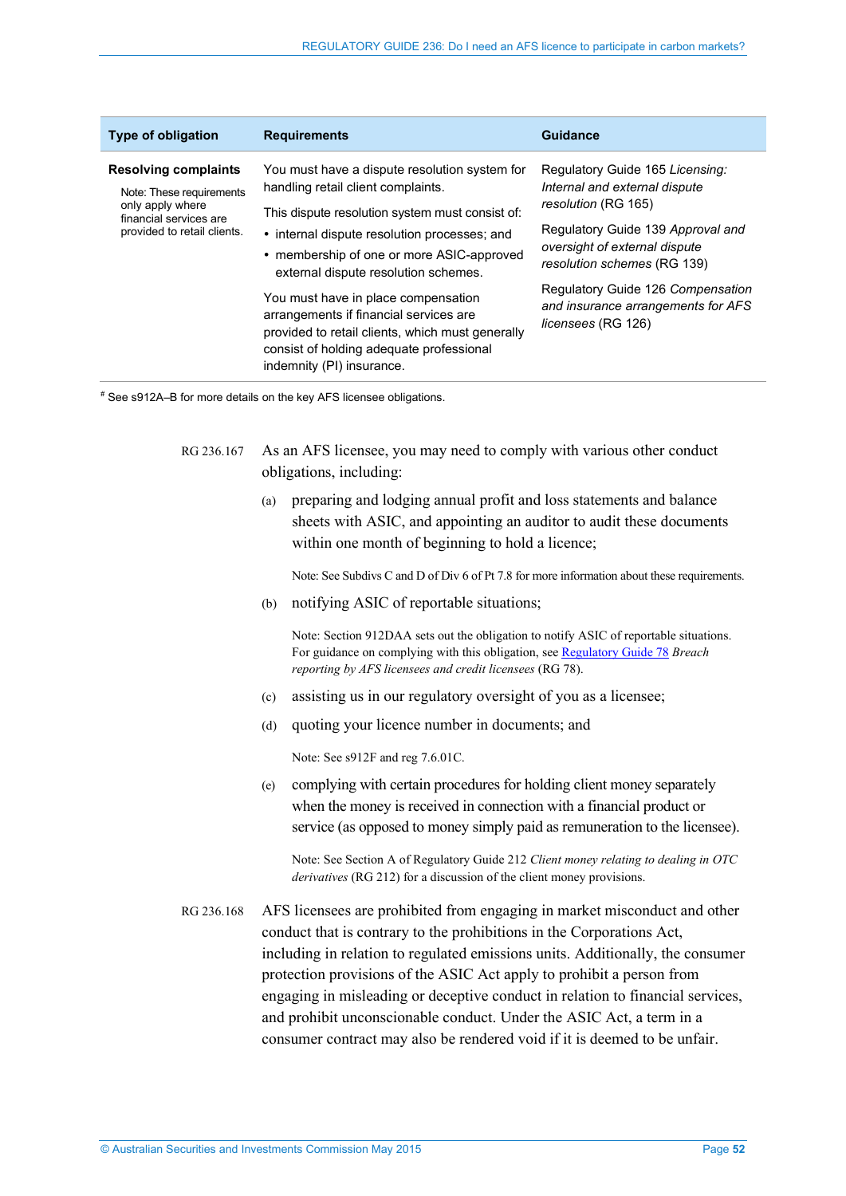| Type of obligation | Requirements | Guidance |
|---|---|---|
| **Resolving complaints**<br><br>Note: These requirements only apply where financial services are provided to retail clients. | You must have a dispute resolution system for handling retail client complaints.<br><br>This dispute resolution system must consist of:<br>• internal dispute resolution processes; and<br>• membership of one or more ASIC-approved external dispute resolution schemes.<br><br>You must have in place compensation arrangements if financial services are provided to retail clients, which must generally consist of holding adequate professional indemnity (PI) insurance. | Regulatory Guide 165 *Licensing: Internal and external dispute resolution* (RG 165)<br><br>Regulatory Guide 139 *Approval and oversight of external dispute resolution schemes* (RG 139)<br><br>Regulatory Guide 126 *Compensation and insurance arrangements for AFS licensees* (RG 126) |

# See s912A–B for more details on the key AFS licensee obligations.

RG 236.167 As an AFS licensee, you may need to comply with various other conduct obligations, including:

(a) preparing and lodging annual profit and loss statements and balance sheets with ASIC, and appointing an auditor to audit these documents within one month of beginning to hold a licence;

Note: See Subdivs C and D of Div 6 of Pt 7.8 for more information about these requirements.

(b) notifying ASIC of reportable situations;

Note: Section 912DAA sets out the obligation to notify ASIC of reportable situations. For guidance on complying with this obligation, see Regulatory Guide 78 *Breach reporting by AFS licensees and credit licensees* (RG 78).

(c) assisting us in our regulatory oversight of you as a licensee;

(d) quoting your licence number in documents; and

Note: See s912F and reg 7.6.01C.

(e) complying with certain procedures for holding client money separately when the money is received in connection with a financial product or service (as opposed to money simply paid as remuneration to the licensee).

Note: See Section A of Regulatory Guide 212 *Client money relating to dealing in OTC derivatives* (RG 212) for a discussion of the client money provisions.

RG 236.168 AFS licensees are prohibited from engaging in market misconduct and other conduct that is contrary to the prohibitions in the Corporations Act, including in relation to regulated emissions units. Additionally, the consumer protection provisions of the ASIC Act apply to prohibit a person from engaging in misleading or deceptive conduct in relation to financial services, and prohibit unconscionable conduct. Under the ASIC Act, a term in a consumer contract may also be rendered void if it is deemed to be unfair.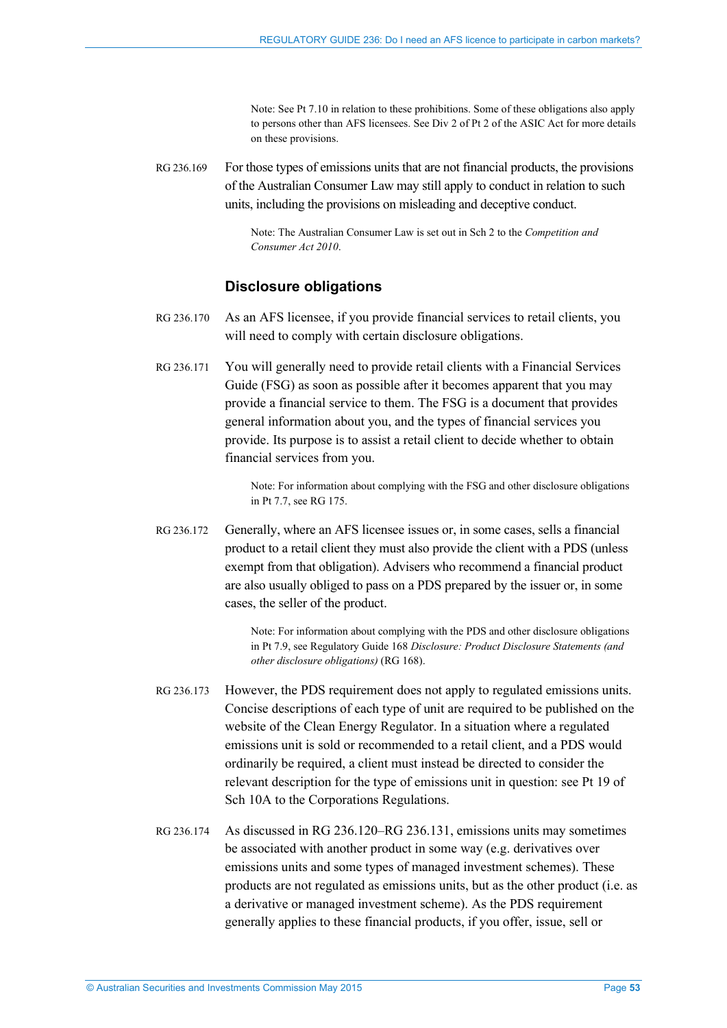Note: See Pt 7.10 in relation to these prohibitions. Some of these obligations also apply to persons other than AFS licensees. See Div 2 of Pt 2 of the ASIC Act for more details on these provisions.

RG 236.169 For those types of emissions units that are not financial products, the provisions of the Australian Consumer Law may still apply to conduct in relation to such units, including the provisions on misleading and deceptive conduct.

Note: The Australian Consumer Law is set out in Sch 2 to the *Competition and Consumer Act 2010*.

## Disclosure obligations

RG 236.170 As an AFS licensee, if you provide financial services to retail clients, you will need to comply with certain disclosure obligations.

RG 236.171 You will generally need to provide retail clients with a Financial Services Guide (FSG) as soon as possible after it becomes apparent that you may provide a financial service to them. The FSG is a document that provides general information about you, and the types of financial services you provide. Its purpose is to assist a retail client to decide whether to obtain financial services from you.

Note: For information about complying with the FSG and other disclosure obligations in Pt 7.7, see RG 175.

RG 236.172 Generally, where an AFS licensee issues or, in some cases, sells a financial product to a retail client they must also provide the client with a PDS (unless exempt from that obligation). Advisers who recommend a financial product are also usually obliged to pass on a PDS prepared by the issuer or, in some cases, the seller of the product.

Note: For information about complying with the PDS and other disclosure obligations in Pt 7.9, see Regulatory Guide 168 *Disclosure: Product Disclosure Statements (and other disclosure obligations)* (RG 168).

RG 236.173 However, the PDS requirement does not apply to regulated emissions units. Concise descriptions of each type of unit are required to be published on the website of the Clean Energy Regulator. In a situation where a regulated emissions unit is sold or recommended to a retail client, and a PDS would ordinarily be required, a client must instead be directed to consider the relevant description for the type of emissions unit in question: see Pt 19 of Sch 10A to the Corporations Regulations.

RG 236.174 As discussed in RG 236.120–RG 236.131, emissions units may sometimes be associated with another product in some way (e.g. derivatives over emissions units and some types of managed investment schemes). These products are not regulated as emissions units, but as the other product (i.e. as a derivative or managed investment scheme). As the PDS requirement generally applies to these financial products, if you offer, issue, sell or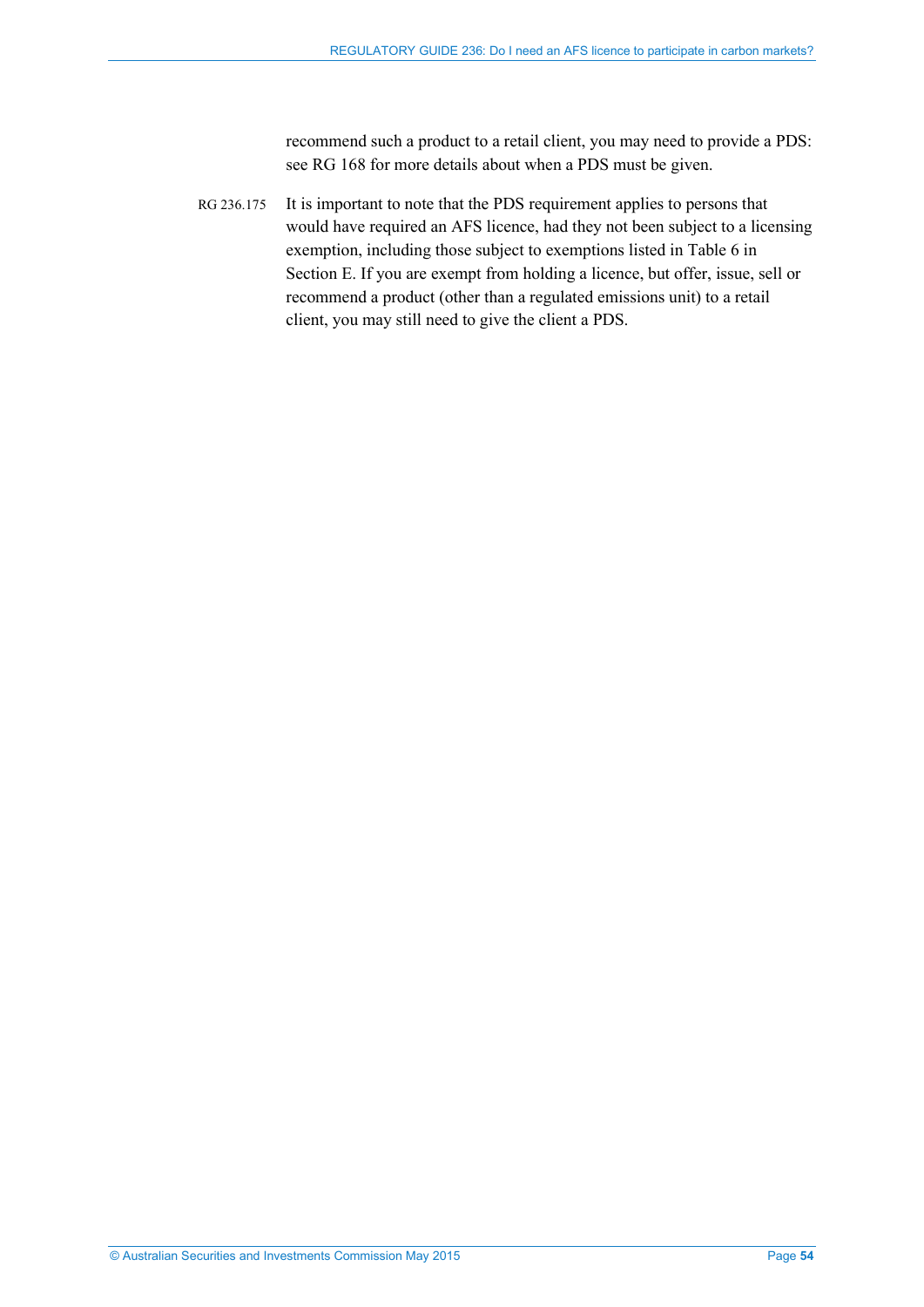recommend such a product to a retail client, you may need to provide a PDS: see RG 168 for more details about when a PDS must be given.

RG 236.175 It is important to note that the PDS requirement applies to persons that would have required an AFS licence, had they not been subject to a licensing exemption, including those subject to exemptions listed in Table 6 in Section E. If you are exempt from holding a licence, but offer, issue, sell or recommend a product (other than a regulated emissions unit) to a retail client, you may still need to give the client a PDS.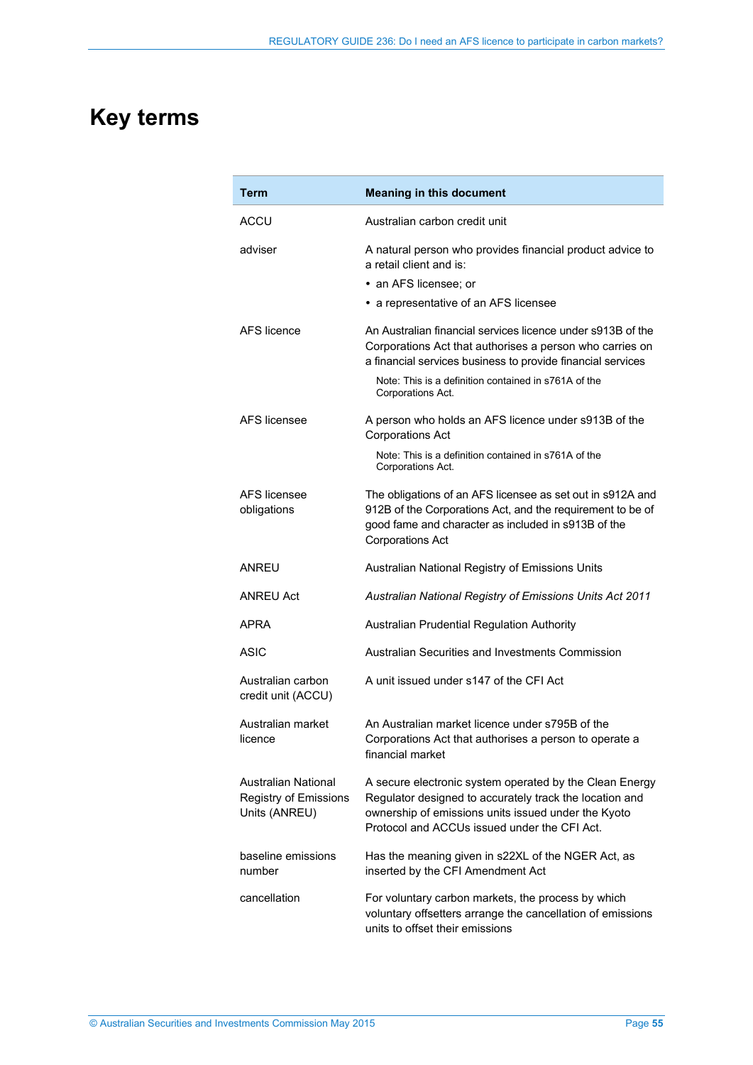# Key terms

| Term | Meaning in this document |
|---|---|
| ACCU | Australian carbon credit unit |
| adviser | A natural person who provides financial product advice to a retail client and is: • an AFS licensee; or • a representative of an AFS licensee |
| AFS licence | An Australian financial services licence under s913B of the Corporations Act that authorises a person who carries on a financial services business to provide financial services<br>Note: This is a definition contained in s761A of the Corporations Act. |
| AFS licensee | A person who holds an AFS licence under s913B of the Corporations Act<br>Note: This is a definition contained in s761A of the Corporations Act. |
| AFS licensee obligations | The obligations of an AFS licensee as set out in s912A and 912B of the Corporations Act, and the requirement to be of good fame and character as included in s913B of the Corporations Act |
| ANREU | Australian National Registry of Emissions Units |
| ANREU Act | *Australian National Registry of Emissions Units Act 2011* |
| APRA | Australian Prudential Regulation Authority |
| ASIC | Australian Securities and Investments Commission |
| Australian carbon credit unit (ACCU) | A unit issued under s147 of the CFI Act |
| Australian market licence | An Australian market licence under s795B of the Corporations Act that authorises a person to operate a financial market |
| Australian National Registry of Emissions Units (ANREU) | A secure electronic system operated by the Clean Energy Regulator designed to accurately track the location and ownership of emissions units issued under the Kyoto Protocol and ACCUs issued under the CFI Act. |
| baseline emissions number | Has the meaning given in s22XL of the NGER Act, as inserted by the CFI Amendment Act |
| cancellation | For voluntary carbon markets, the process by which voluntary offsetters arrange the cancellation of emissions units to offset their emissions |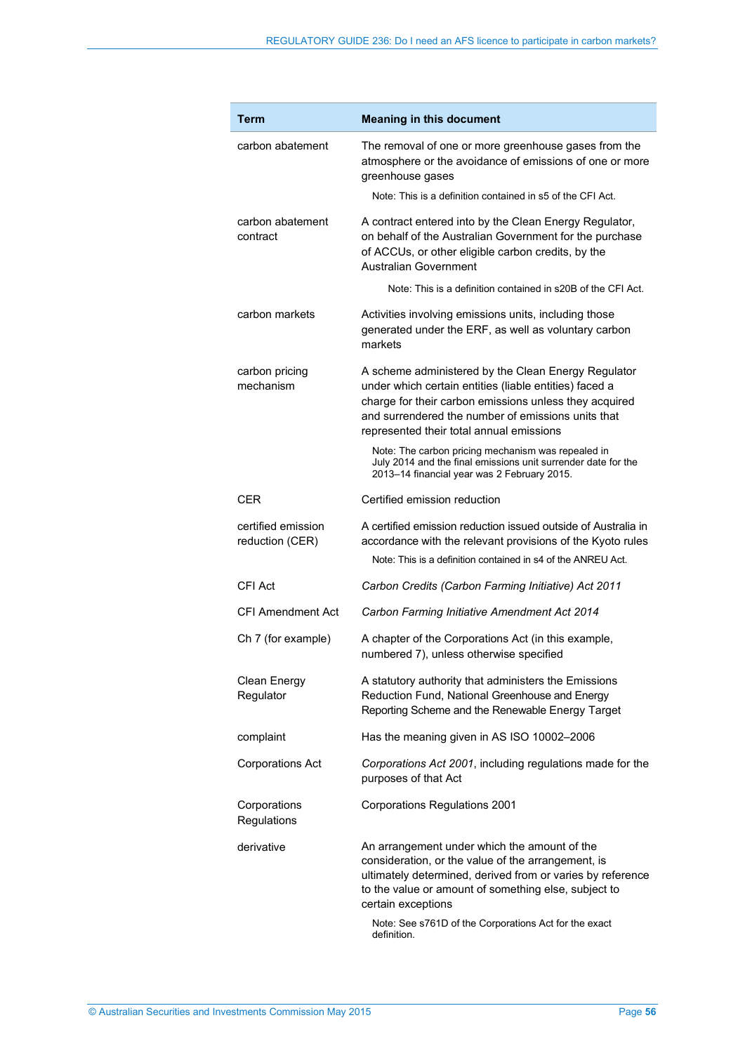| Term | Meaning in this document |
|---|---|
| carbon abatement | The removal of one or more greenhouse gases from the atmosphere or the avoidance of emissions of one or more greenhouse gases<br><br>Note: This is a definition contained in s5 of the CFI Act. |
| carbon abatement contract | A contract entered into by the Clean Energy Regulator, on behalf of the Australian Government for the purchase of ACCUs, or other eligible carbon credits, by the Australian Government<br><br>Note: This is a definition contained in s20B of the CFI Act. |
| carbon markets | Activities involving emissions units, including those generated under the ERF, as well as voluntary carbon markets |
| carbon pricing mechanism | A scheme administered by the Clean Energy Regulator under which certain entities (liable entities) faced a charge for their carbon emissions unless they acquired and surrendered the number of emissions units that represented their total annual emissions<br><br>Note: The carbon pricing mechanism was repealed in July 2014 and the final emissions unit surrender date for the 2013–14 financial year was 2 February 2015. |
| CER | Certified emission reduction |
| certified emission reduction (CER) | A certified emission reduction issued outside of Australia in accordance with the relevant provisions of the Kyoto rules<br><br>Note: This is a definition contained in s4 of the ANREU Act. |
| CFI Act | *Carbon Credits (Carbon Farming Initiative) Act 2011* |
| CFI Amendment Act | *Carbon Farming Initiative Amendment Act 2014* |
| Ch 7 (for example) | A chapter of the Corporations Act (in this example, numbered 7), unless otherwise specified |
| Clean Energy Regulator | A statutory authority that administers the Emissions Reduction Fund, National Greenhouse and Energy Reporting Scheme and the Renewable Energy Target |
| complaint | Has the meaning given in AS ISO 10002–2006 |
| Corporations Act | *Corporations Act 2001*, including regulations made for the purposes of that Act |
| Corporations Regulations | Corporations Regulations 2001 |
| derivative | An arrangement under which the amount of the consideration, or the value of the arrangement, is ultimately determined, derived from or varies by reference to the value or amount of something else, subject to certain exceptions<br><br>Note: See s761D of the Corporations Act for the exact definition. |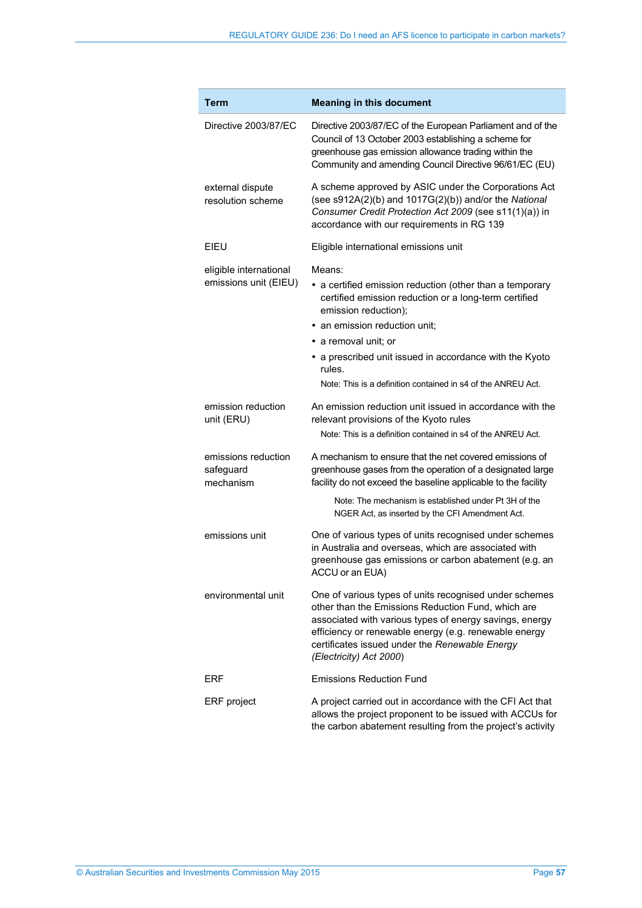| Term | Meaning in this document |
|---|---|
| Directive 2003/87/EC | Directive 2003/87/EC of the European Parliament and of the Council of 13 October 2003 establishing a scheme for greenhouse gas emission allowance trading within the Community and amending Council Directive 96/61/EC (EU) |
| external dispute resolution scheme | A scheme approved by ASIC under the Corporations Act (see s912A(2)(b) and 1017G(2)(b)) and/or the *National Consumer Credit Protection Act 2009* (see s11(1)(a)) in accordance with our requirements in RG 139 |
| EIEU | Eligible international emissions unit |
| eligible international emissions unit (EIEU) | Means: <br>• a certified emission reduction (other than a temporary certified emission reduction or a long-term certified emission reduction); <br>• an emission reduction unit; <br>• a removal unit; or <br>• a prescribed unit issued in accordance with the Kyoto rules. <br>Note: This is a definition contained in s4 of the ANREU Act. |
| emission reduction unit (ERU) | An emission reduction unit issued in accordance with the relevant provisions of the Kyoto rules <br>Note: This is a definition contained in s4 of the ANREU Act. |
| emissions reduction safeguard mechanism | A mechanism to ensure that the net covered emissions of greenhouse gases from the operation of a designated large facility do not exceed the baseline applicable to the facility <br>Note: The mechanism is established under Pt 3H of the NGER Act, as inserted by the CFI Amendment Act. |
| emissions unit | One of various types of units recognised under schemes in Australia and overseas, which are associated with greenhouse gas emissions or carbon abatement (e.g. an ACCU or an EUA) |
| environmental unit | One of various types of units recognised under schemes other than the Emissions Reduction Fund, which are associated with various types of energy savings, energy efficiency or renewable energy (e.g. renewable energy certificates issued under the *Renewable Energy (Electricity) Act 2000*) |
| ERF | Emissions Reduction Fund |
| ERF project | A project carried out in accordance with the CFI Act that allows the project proponent to be issued with ACCUs for the carbon abatement resulting from the project's activity |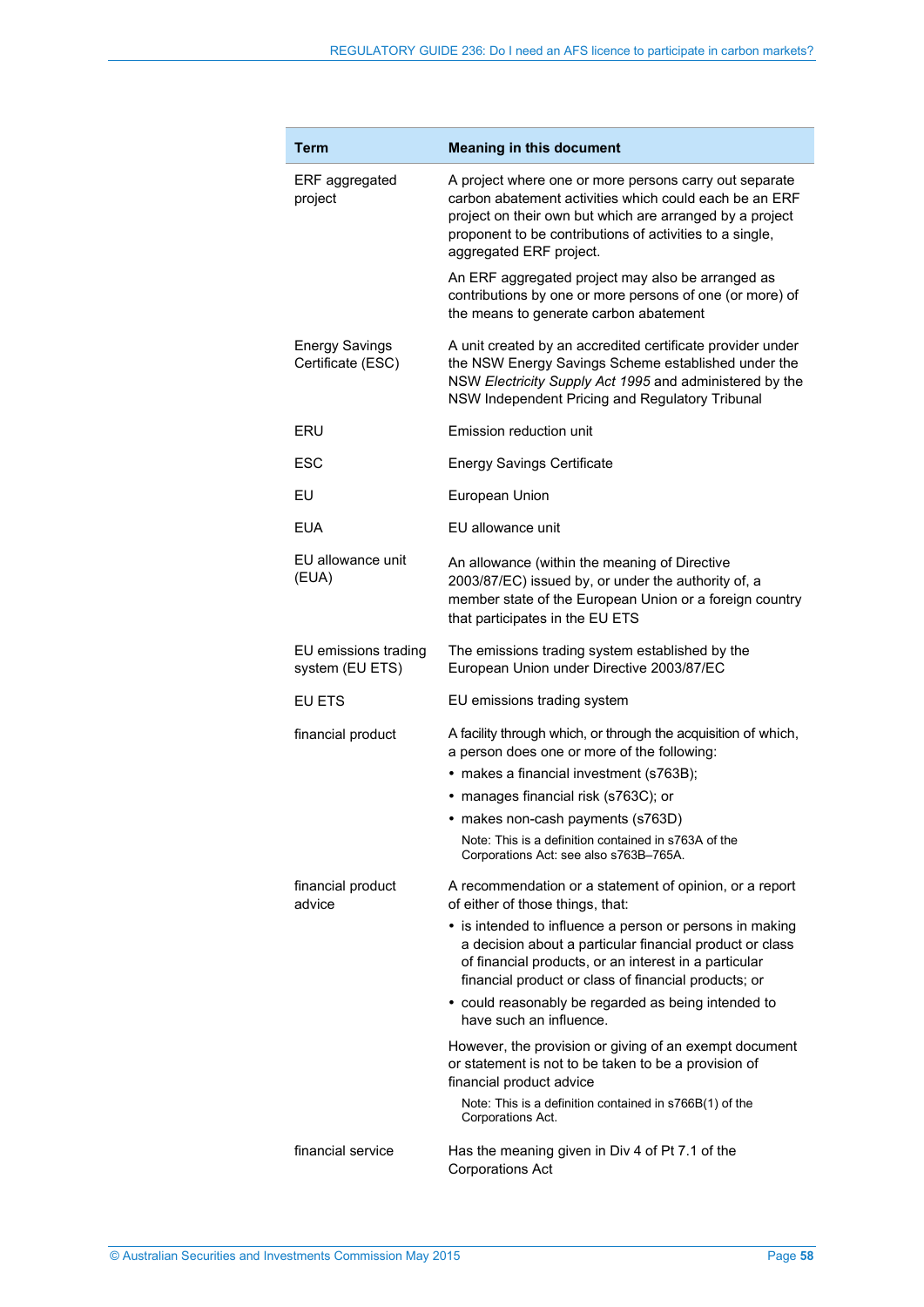| Term | Meaning in this document |
|---|---|
| ERF aggregated project | A project where one or more persons carry out separate carbon abatement activities which could each be an ERF project on their own but which are arranged by a project proponent to be contributions of activities to a single, aggregated ERF project.<br><br>An ERF aggregated project may also be arranged as contributions by one or more persons of one (or more) of the means to generate carbon abatement |
| Energy Savings Certificate (ESC) | A unit created by an accredited certificate provider under the NSW Energy Savings Scheme established under the NSW *Electricity Supply Act 1995* and administered by the NSW Independent Pricing and Regulatory Tribunal |
| ERU | Emission reduction unit |
| ESC | Energy Savings Certificate |
| EU | European Union |
| EUA | EU allowance unit |
| EU allowance unit (EUA) | An allowance (within the meaning of Directive 2003/87/EC) issued by, or under the authority of, a member state of the European Union or a foreign country that participates in the EU ETS |
| EU emissions trading system (EU ETS) | The emissions trading system established by the European Union under Directive 2003/87/EC |
| EU ETS | EU emissions trading system |
| financial product | A facility through which, or through the acquisition of which, a person does one or more of the following:<br>• makes a financial investment (s763B);<br>• manages financial risk (s763C); or<br>• makes non-cash payments (s763D)<br><br>Note: This is a definition contained in s763A of the Corporations Act: see also s763B–765A. |
| financial product advice | A recommendation or a statement of opinion, or a report of either of those things, that:<br>• is intended to influence a person or persons in making a decision about a particular financial product or class of financial products, or an interest in a particular financial product or class of financial products; or<br>• could reasonably be regarded as being intended to have such an influence.<br><br>However, the provision or giving of an exempt document or statement is not to be taken to be a provision of financial product advice<br><br>Note: This is a definition contained in s766B(1) of the Corporations Act. |
| financial service | Has the meaning given in Div 4 of Pt 7.1 of the Corporations Act |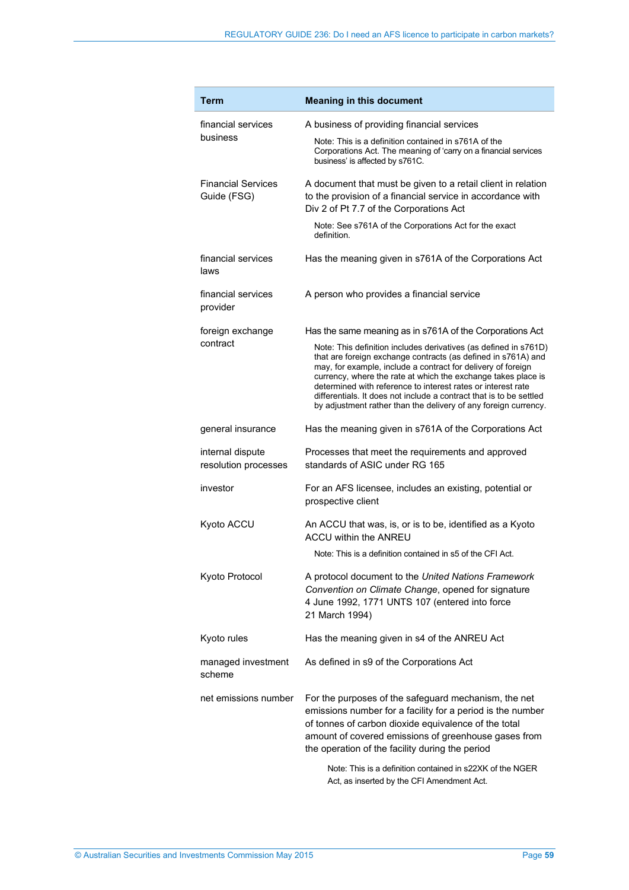| Term | Meaning in this document |
|---|---|
| financial services business | A business of providing financial services<br><br>Note: This is a definition contained in s761A of the Corporations Act. The meaning of 'carry on a financial services business' is affected by s761C. |
| Financial Services Guide (FSG) | A document that must be given to a retail client in relation to the provision of a financial service in accordance with Div 2 of Pt 7.7 of the Corporations Act<br><br>Note: See s761A of the Corporations Act for the exact definition. |
| financial services laws | Has the meaning given in s761A of the Corporations Act |
| financial services provider | A person who provides a financial service |
| foreign exchange contract | Has the same meaning as in s761A of the Corporations Act<br><br>Note: This definition includes derivatives (as defined in s761D) that are foreign exchange contracts (as defined in s761A) and may, for example, include a contract for delivery of foreign currency, where the rate at which the exchange takes place is determined with reference to interest rates or interest rate differentials. It does not include a contract that is to be settled by adjustment rather than the delivery of any foreign currency. |
| general insurance | Has the meaning given in s761A of the Corporations Act |
| internal dispute resolution processes | Processes that meet the requirements and approved standards of ASIC under RG 165 |
| investor | For an AFS licensee, includes an existing, potential or prospective client |
| Kyoto ACCU | An ACCU that was, is, or is to be, identified as a Kyoto ACCU within the ANREU<br><br>Note: This is a definition contained in s5 of the CFI Act. |
| Kyoto Protocol | A protocol document to the *United Nations Framework Convention on Climate Change*, opened for signature 4 June 1992, 1771 UNTS 107 (entered into force 21 March 1994) |
| Kyoto rules | Has the meaning given in s4 of the ANREU Act |
| managed investment scheme | As defined in s9 of the Corporations Act |
| net emissions number | For the purposes of the safeguard mechanism, the net emissions number for a facility for a period is the number of tonnes of carbon dioxide equivalence of the total amount of covered emissions of greenhouse gases from the operation of the facility during the period<br><br>Note: This is a definition contained in s22XK of the NGER Act, as inserted by the CFI Amendment Act. |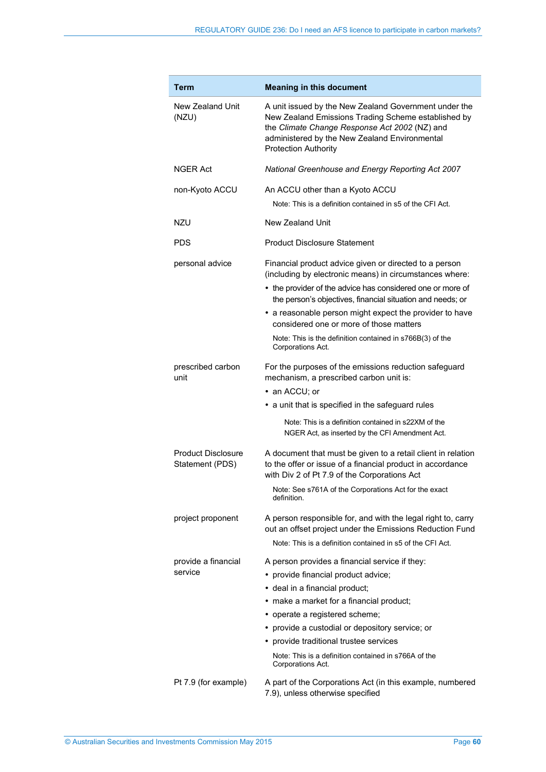| Term | Meaning in this document |
|---|---|
| New Zealand Unit (NZU) | A unit issued by the New Zealand Government under the New Zealand Emissions Trading Scheme established by the *Climate Change Response Act 2002* (NZ) and administered by the New Zealand Environmental Protection Authority |
| NGER Act | *National Greenhouse and Energy Reporting Act 2007* |
| non-Kyoto ACCU | An ACCU other than a Kyoto ACCU<br>Note: This is a definition contained in s5 of the CFI Act. |
| NZU | New Zealand Unit |
| PDS | Product Disclosure Statement |
| personal advice | Financial product advice given or directed to a person (including by electronic means) in circumstances where:<br>• the provider of the advice has considered one or more of the person's objectives, financial situation and needs; or<br>• a reasonable person might expect the provider to have considered one or more of those matters<br>Note: This is the definition contained in s766B(3) of the Corporations Act. |
| prescribed carbon unit | For the purposes of the emissions reduction safeguard mechanism, a prescribed carbon unit is:<br>• an ACCU; or<br>• a unit that is specified in the safeguard rules<br>Note: This is a definition contained in s22XM of the NGER Act, as inserted by the CFI Amendment Act. |
| Product Disclosure Statement (PDS) | A document that must be given to a retail client in relation to the offer or issue of a financial product in accordance with Div 2 of Pt 7.9 of the Corporations Act<br>Note: See s761A of the Corporations Act for the exact definition. |
| project proponent | A person responsible for, and with the legal right to, carry out an offset project under the Emissions Reduction Fund<br>Note: This is a definition contained in s5 of the CFI Act. |
| provide a financial service | A person provides a financial service if they:<br>• provide financial product advice;<br>• deal in a financial product;<br>• make a market for a financial product;<br>• operate a registered scheme;<br>• provide a custodial or depository service; or<br>• provide traditional trustee services<br>Note: This is a definition contained in s766A of the Corporations Act. |
| Pt 7.9 (for example) | A part of the Corporations Act (in this example, numbered 7.9), unless otherwise specified |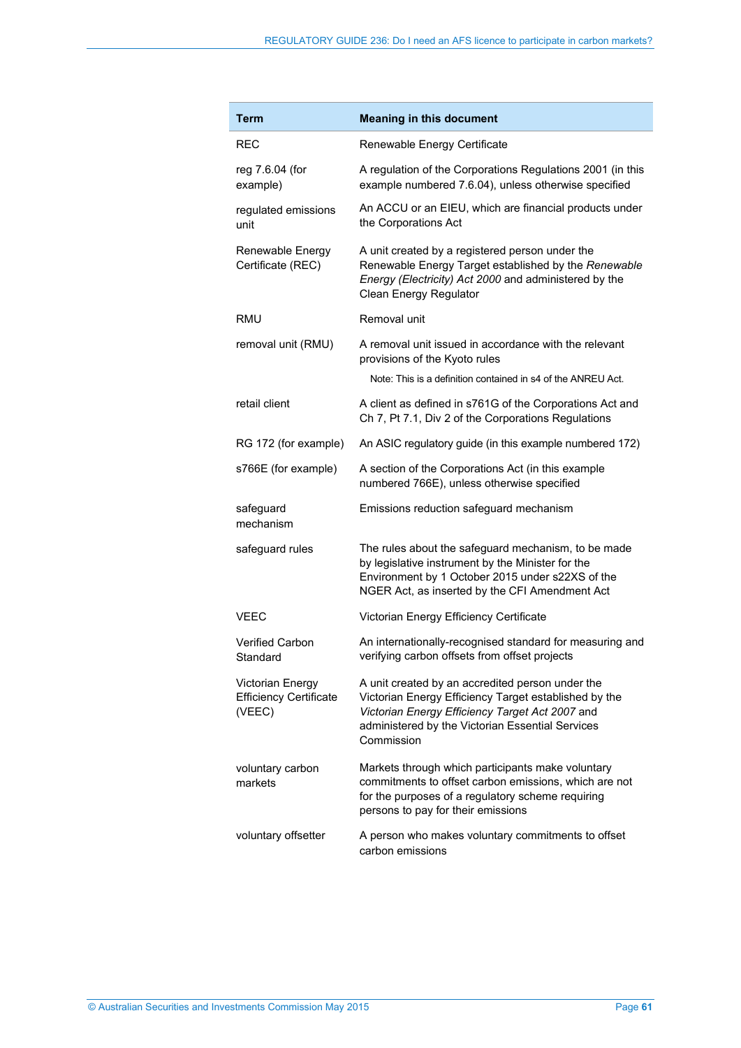| Term | Meaning in this document |
|---|---|
| REC | Renewable Energy Certificate |
| reg 7.6.04 (for example) | A regulation of the Corporations Regulations 2001 (in this example numbered 7.6.04), unless otherwise specified |
| regulated emissions unit | An ACCU or an EIEU, which are financial products under the Corporations Act |
| Renewable Energy Certificate (REC) | A unit created by a registered person under the Renewable Energy Target established by the *Renewable Energy (Electricity) Act 2000* and administered by the Clean Energy Regulator |
| RMU | Removal unit |
| removal unit (RMU) | A removal unit issued in accordance with the relevant provisions of the Kyoto rules<br><br>Note: This is a definition contained in s4 of the ANREU Act. |
| retail client | A client as defined in s761G of the Corporations Act and Ch 7, Pt 7.1, Div 2 of the Corporations Regulations |
| RG 172 (for example) | An ASIC regulatory guide (in this example numbered 172) |
| s766E (for example) | A section of the Corporations Act (in this example numbered 766E), unless otherwise specified |
| safeguard mechanism | Emissions reduction safeguard mechanism |
| safeguard rules | The rules about the safeguard mechanism, to be made by legislative instrument by the Minister for the Environment by 1 October 2015 under s22XS of the NGER Act, as inserted by the CFI Amendment Act |
| VEEC | Victorian Energy Efficiency Certificate |
| Verified Carbon Standard | An internationally-recognised standard for measuring and verifying carbon offsets from offset projects |
| Victorian Energy Efficiency Certificate (VEEC) | A unit created by an accredited person under the Victorian Energy Efficiency Target established by the *Victorian Energy Efficiency Target Act 2007* and administered by the Victorian Essential Services Commission |
| voluntary carbon markets | Markets through which participants make voluntary commitments to offset carbon emissions, which are not for the purposes of a regulatory scheme requiring persons to pay for their emissions |
| voluntary offsetter | A person who makes voluntary commitments to offset carbon emissions |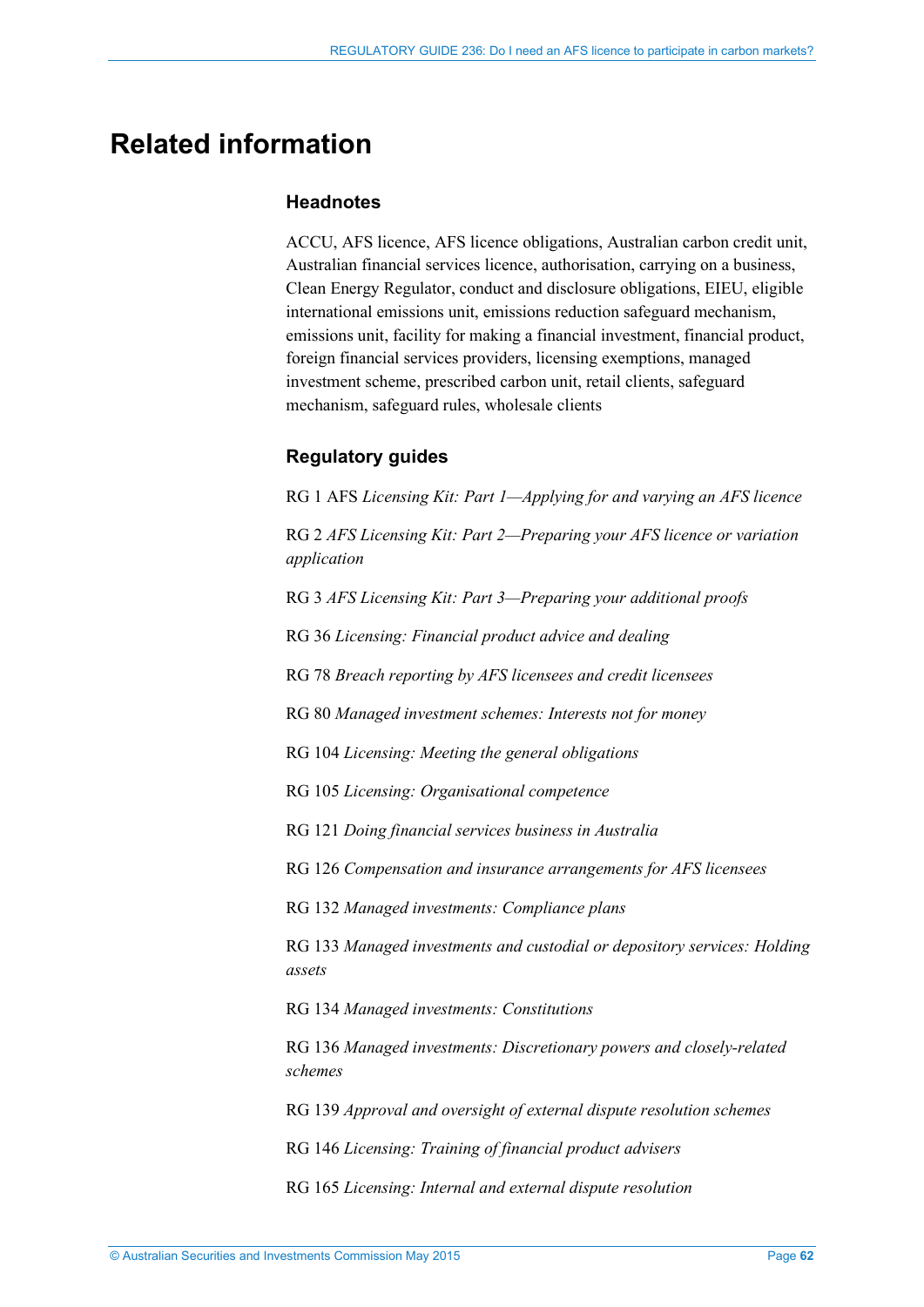# Related information

### Headnotes

ACCU, AFS licence, AFS licence obligations, Australian carbon credit unit, Australian financial services licence, authorisation, carrying on a business, Clean Energy Regulator, conduct and disclosure obligations, EIEU, eligible international emissions unit, emissions reduction safeguard mechanism, emissions unit, facility for making a financial investment, financial product, foreign financial services providers, licensing exemptions, managed investment scheme, prescribed carbon unit, retail clients, safeguard mechanism, safeguard rules, wholesale clients

### Regulatory guides

RG 1 AFS *Licensing Kit: Part 1—Applying for and varying an AFS licence*

RG 2 *AFS Licensing Kit: Part 2—Preparing your AFS licence or variation application*

RG 3 *AFS Licensing Kit: Part 3—Preparing your additional proofs*

RG 36 *Licensing: Financial product advice and dealing*

RG 78 *Breach reporting by AFS licensees and credit licensees*

RG 80 *Managed investment schemes: Interests not for money*

RG 104 *Licensing: Meeting the general obligations*

RG 105 *Licensing: Organisational competence*

RG 121 *Doing financial services business in Australia*

RG 126 *Compensation and insurance arrangements for AFS licensees*

RG 132 *Managed investments: Compliance plans*

RG 133 *Managed investments and custodial or depository services: Holding assets*

RG 134 *Managed investments: Constitutions*

RG 136 *Managed investments: Discretionary powers and closely-related schemes*

RG 139 *Approval and oversight of external dispute resolution schemes*

RG 146 *Licensing: Training of financial product advisers*

RG 165 *Licensing: Internal and external dispute resolution*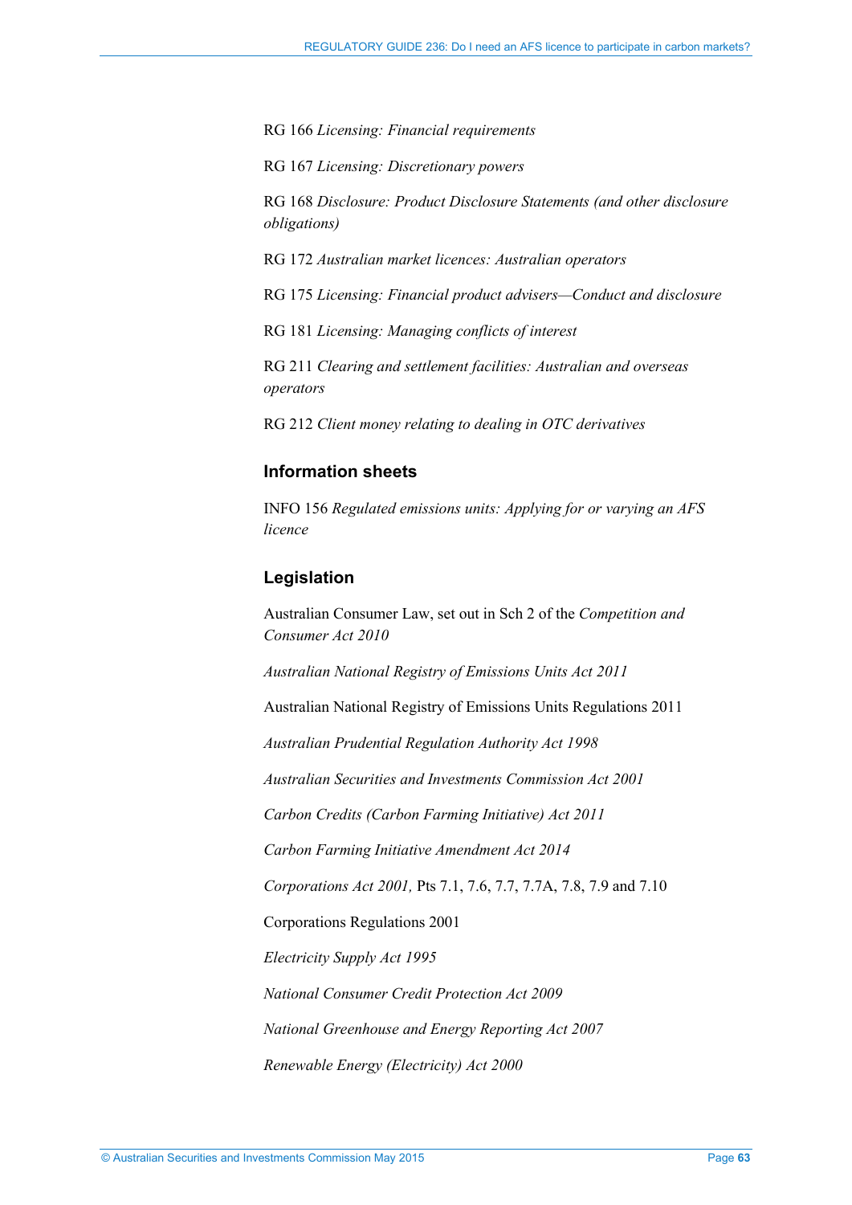RG 166 *Licensing: Financial requirements*

RG 167 *Licensing: Discretionary powers*

RG 168 *Disclosure: Product Disclosure Statements (and other disclosure obligations)*

RG 172 *Australian market licences: Australian operators*

RG 175 *Licensing: Financial product advisers—Conduct and disclosure*

RG 181 *Licensing: Managing conflicts of interest*

RG 211 *Clearing and settlement facilities: Australian and overseas operators*

RG 212 *Client money relating to dealing in OTC derivatives*

## Information sheets

INFO 156 *Regulated emissions units: Applying for or varying an AFS licence*

## Legislation

Australian Consumer Law, set out in Sch 2 of the *Competition and Consumer Act 2010*

*Australian National Registry of Emissions Units Act 2011*

Australian National Registry of Emissions Units Regulations 2011

*Australian Prudential Regulation Authority Act 1998*

*Australian Securities and Investments Commission Act 2001*

*Carbon Credits (Carbon Farming Initiative) Act 2011*

*Carbon Farming Initiative Amendment Act 2014*

*Corporations Act 2001,* Pts 7.1, 7.6, 7.7, 7.7A, 7.8, 7.9 and 7.10

Corporations Regulations 2001

*Electricity Supply Act 1995*

*National Consumer Credit Protection Act 2009*

*National Greenhouse and Energy Reporting Act 2007*

*Renewable Energy (Electricity) Act 2000*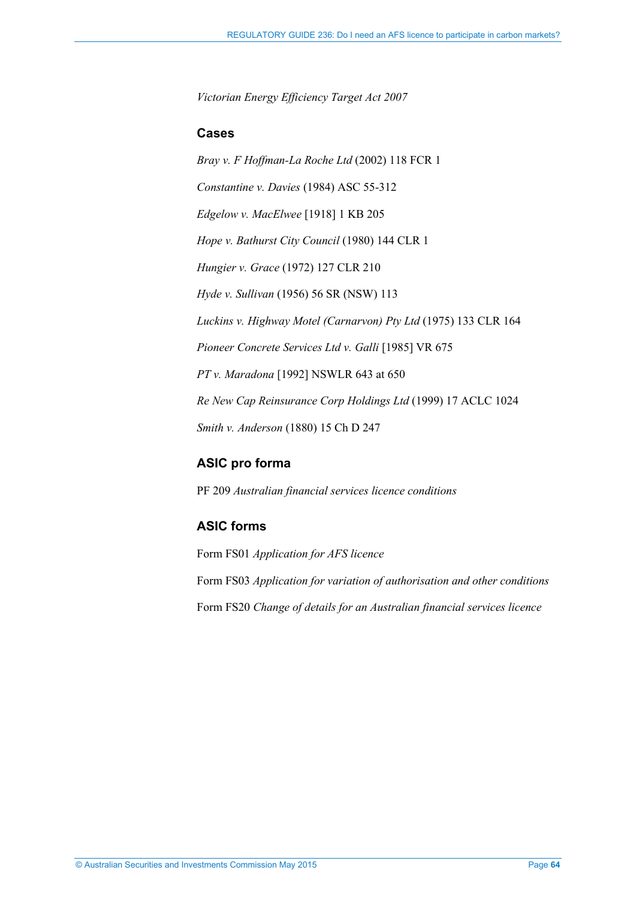*Victorian Energy Efficiency Target Act 2007*

## Cases

*Bray v. F Hoffman-La Roche Ltd* (2002) 118 FCR 1

*Constantine v. Davies* (1984) ASC 55-312

*Edgelow v. MacElwee* [1918] 1 KB 205

*Hope v. Bathurst City Council* (1980) 144 CLR 1

*Hungier v. Grace* (1972) 127 CLR 210

*Hyde v. Sullivan* (1956) 56 SR (NSW) 113

*Luckins v. Highway Motel (Carnarvon) Pty Ltd* (1975) 133 CLR 164

*Pioneer Concrete Services Ltd v. Galli* [1985] VR 675

*PT v. Maradona* [1992] NSWLR 643 at 650

*Re New Cap Reinsurance Corp Holdings Ltd* (1999) 17 ACLC 1024

*Smith v. Anderson* (1880) 15 Ch D 247

## ASIC pro forma

PF 209 *Australian financial services licence conditions*

## ASIC forms

Form FS01 *Application for AFS licence*

Form FS03 *Application for variation of authorisation and other conditions*

Form FS20 *Change of details for an Australian financial services licence*